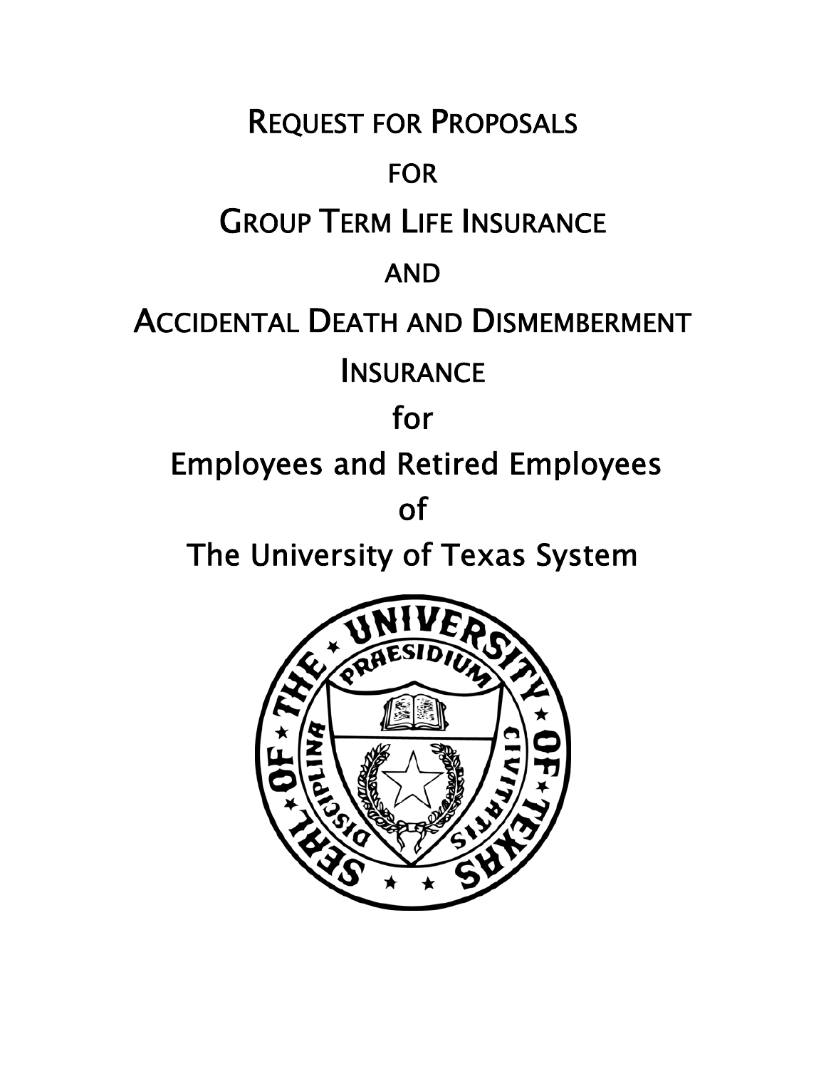# Request for Proposals

# for

# Group Term Life Insurance

# and

# Accidental Death and Dismemberment Insurance

# for

# Employees and Retired Employees

# of

# The University of Texas System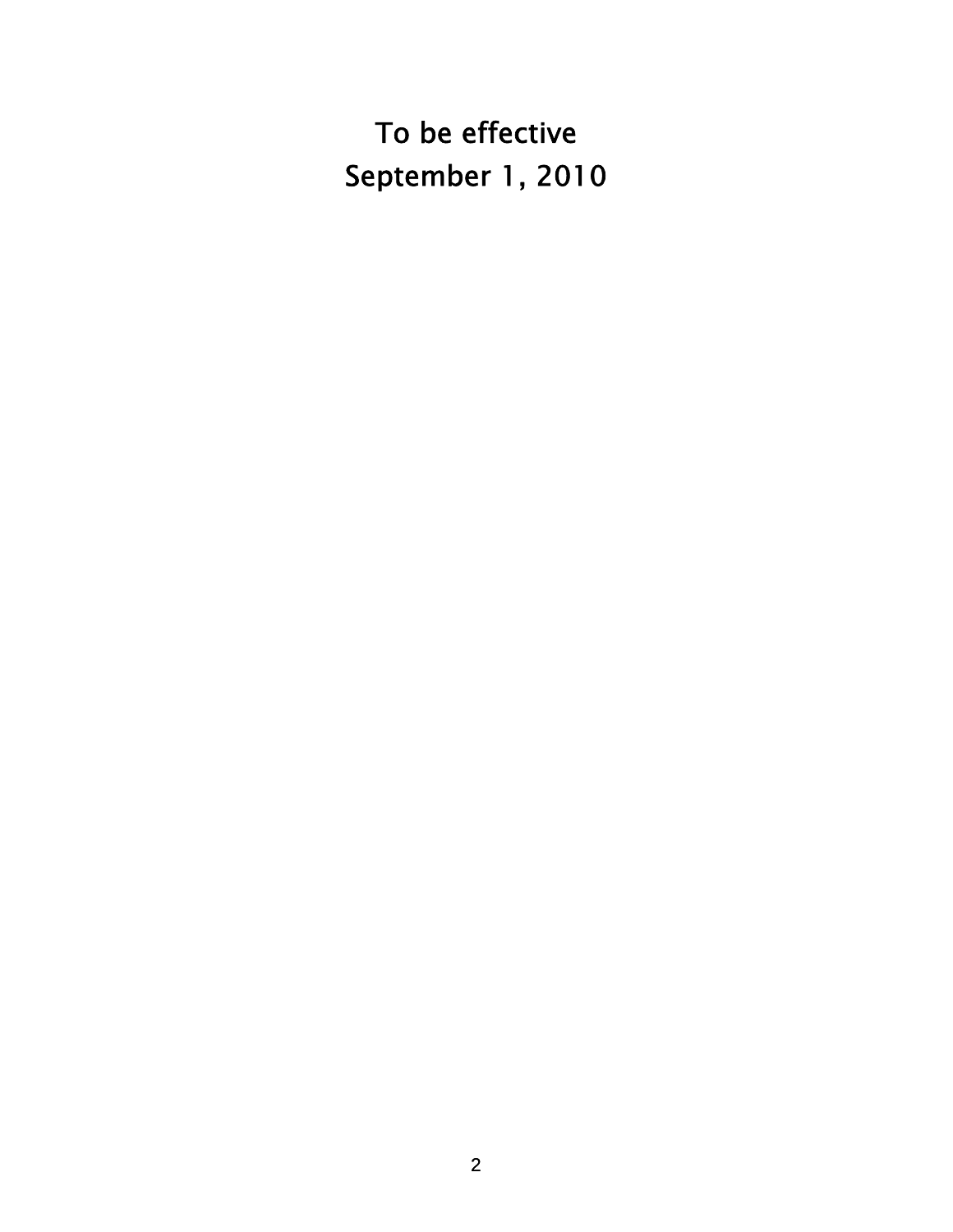# To be effective
# September 1, 2010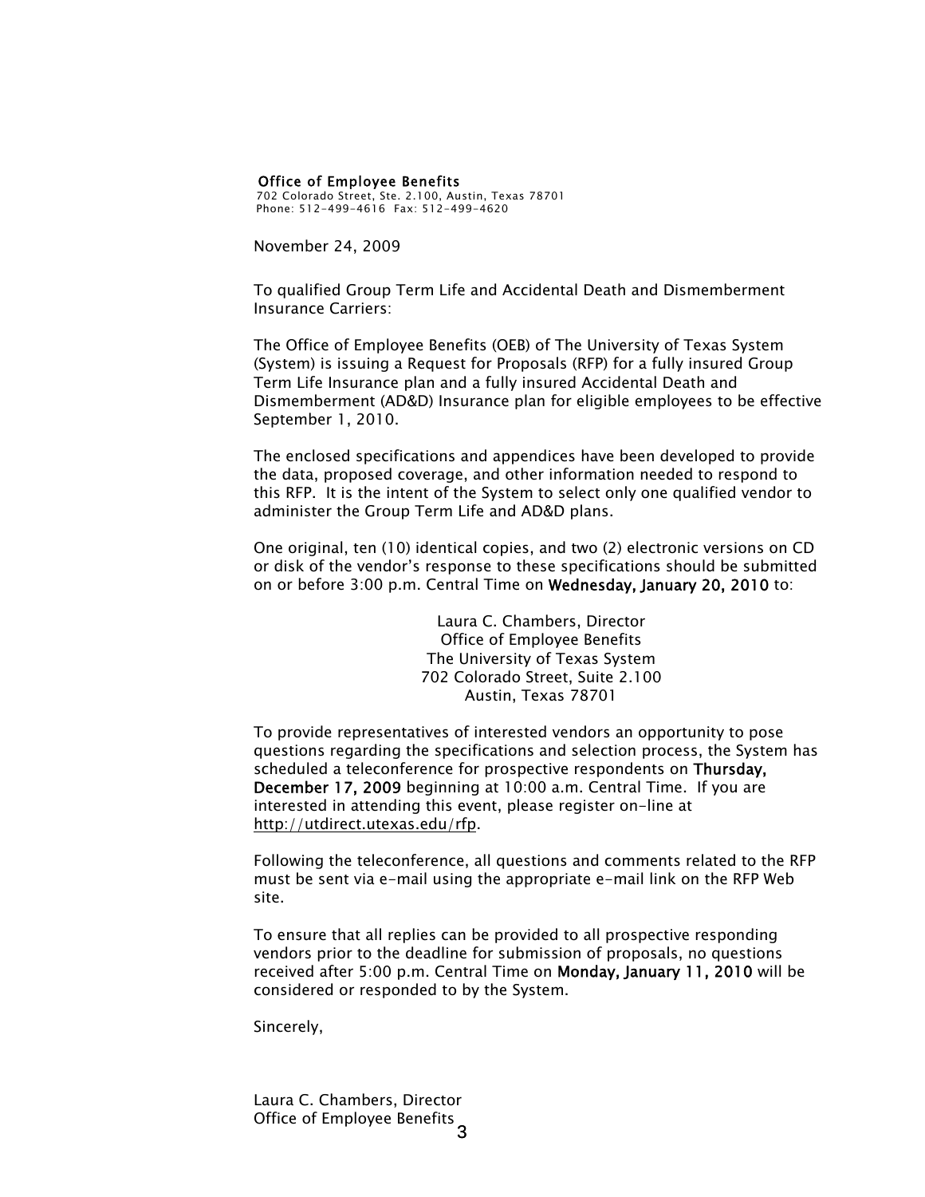**Office of Employee Benefits**
702 Colorado Street, Ste. 2.100, Austin, Texas 78701
Phone: 512-499-4616 Fax: 512-499-4620

November 24, 2009

To qualified Group Term Life and Accidental Death and Dismemberment Insurance Carriers:

The Office of Employee Benefits (OEB) of The University of Texas System (System) is issuing a Request for Proposals (RFP) for a fully insured Group Term Life Insurance plan and a fully insured Accidental Death and Dismemberment (AD&D) Insurance plan for eligible employees to be effective September 1, 2010.

The enclosed specifications and appendices have been developed to provide the data, proposed coverage, and other information needed to respond to this RFP. It is the intent of the System to select only one qualified vendor to administer the Group Term Life and AD&D plans.

One original, ten (10) identical copies, and two (2) electronic versions on CD or disk of the vendor's response to these specifications should be submitted on or before 3:00 p.m. Central Time on **Wednesday, January 20, 2010** to:

Laura C. Chambers, Director
Office of Employee Benefits
The University of Texas System
702 Colorado Street, Suite 2.100
Austin, Texas 78701

To provide representatives of interested vendors an opportunity to pose questions regarding the specifications and selection process, the System has scheduled a teleconference for prospective respondents on **Thursday, December 17, 2009** beginning at 10:00 a.m. Central Time. If you are interested in attending this event, please register on-line at http://utdirect.utexas.edu/rfp.

Following the teleconference, all questions and comments related to the RFP must be sent via e-mail using the appropriate e-mail link on the RFP Web site.

To ensure that all replies can be provided to all prospective responding vendors prior to the deadline for submission of proposals, no questions received after 5:00 p.m. Central Time on **Monday, January 11, 2010** will be considered or responded to by the System.

Sincerely,

Laura C. Chambers, Director
Office of Employee Benefits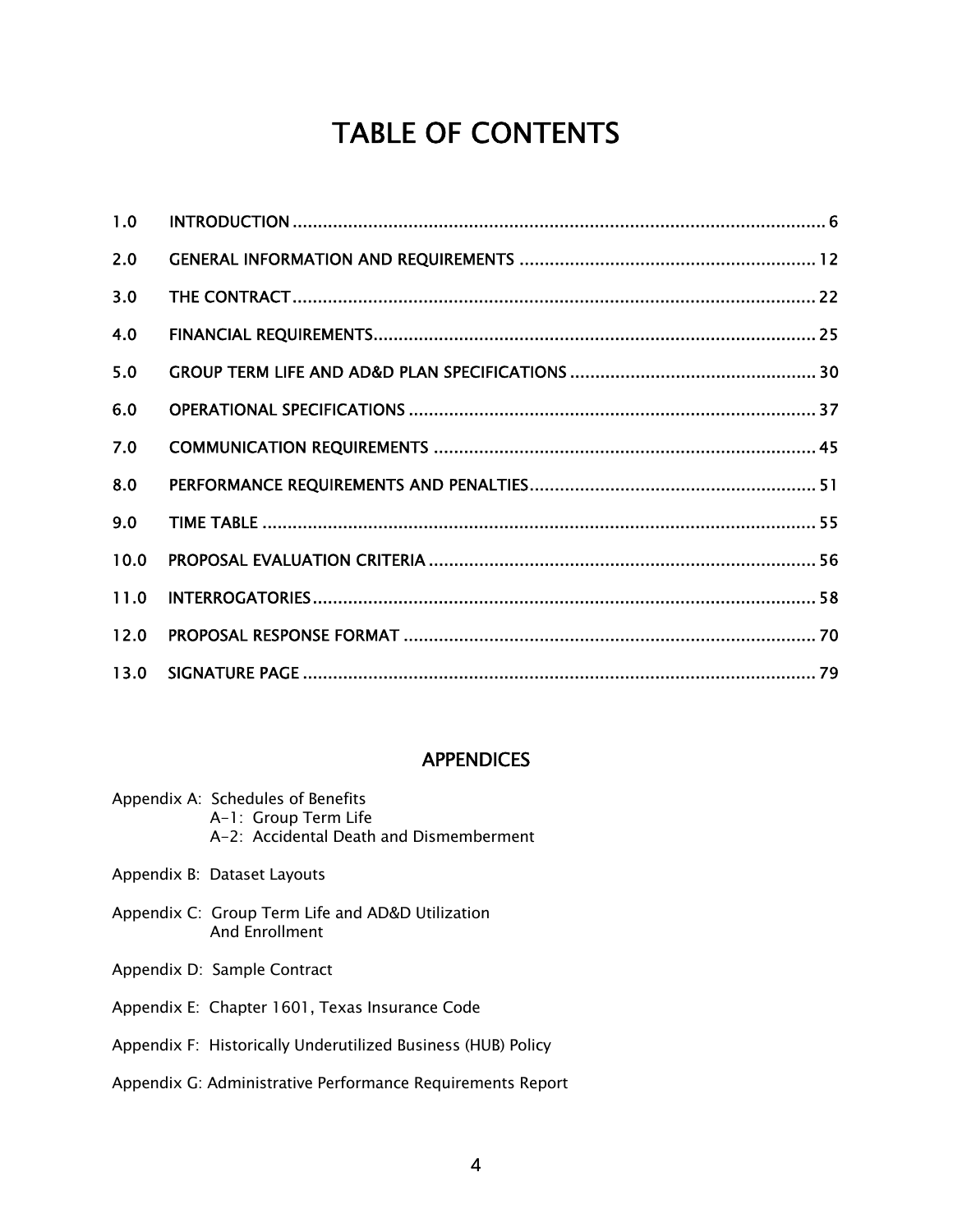# TABLE OF CONTENTS

| | | |
|---|---|---|
| 1.0 | INTRODUCTION | 6 |
| 2.0 | GENERAL INFORMATION AND REQUIREMENTS | 12 |
| 3.0 | THE CONTRACT | 22 |
| 4.0 | FINANCIAL REQUIREMENTS | 25 |
| 5.0 | GROUP TERM LIFE AND AD&D PLAN SPECIFICATIONS | 30 |
| 6.0 | OPERATIONAL SPECIFICATIONS | 37 |
| 7.0 | COMMUNICATION REQUIREMENTS | 45 |
| 8.0 | PERFORMANCE REQUIREMENTS AND PENALTIES | 51 |
| 9.0 | TIME TABLE | 55 |
| 10.0 | PROPOSAL EVALUATION CRITERIA | 56 |
| 11.0 | INTERROGATORIES | 58 |
| 12.0 | PROPOSAL RESPONSE FORMAT | 70 |
| 13.0 | SIGNATURE PAGE | 79 |

## APPENDICES

Appendix A: Schedules of Benefits
- A-1: Group Term Life
- A-2: Accidental Death and Dismemberment

Appendix B: Dataset Layouts

Appendix C: Group Term Life and AD&D Utilization And Enrollment

Appendix D: Sample Contract

Appendix E: Chapter 1601, Texas Insurance Code

Appendix F: Historically Underutilized Business (HUB) Policy

Appendix G: Administrative Performance Requirements Report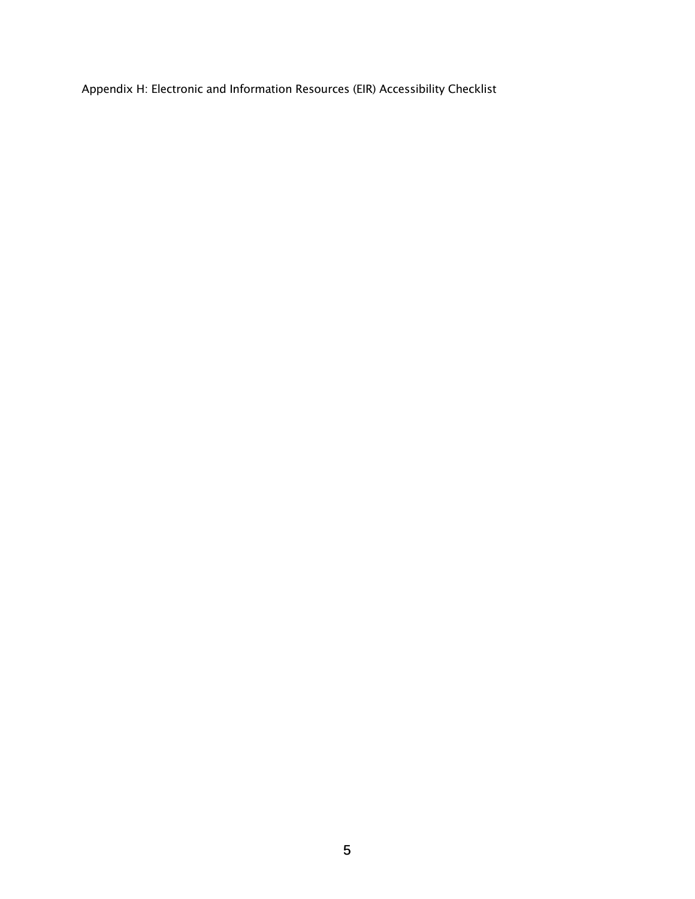Appendix H: Electronic and Information Resources (EIR) Accessibility Checklist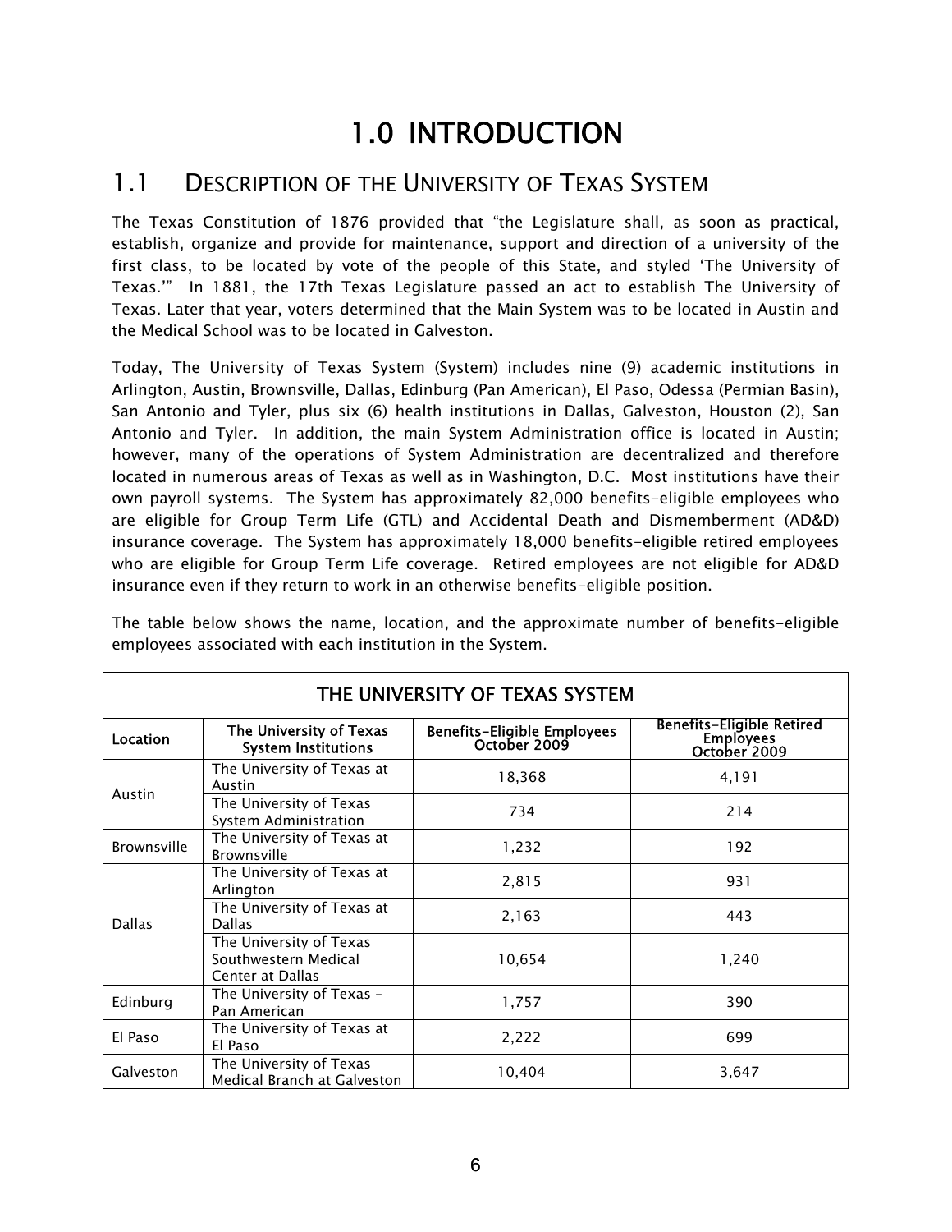# 1.0 INTRODUCTION

## 1.1 DESCRIPTION OF THE UNIVERSITY OF TEXAS SYSTEM

The Texas Constitution of 1876 provided that "the Legislature shall, as soon as practical, establish, organize and provide for maintenance, support and direction of a university of the first class, to be located by vote of the people of this State, and styled 'The University of Texas.'" In 1881, the 17th Texas Legislature passed an act to establish The University of Texas. Later that year, voters determined that the Main System was to be located in Austin and the Medical School was to be located in Galveston.

Today, The University of Texas System (System) includes nine (9) academic institutions in Arlington, Austin, Brownsville, Dallas, Edinburg (Pan American), El Paso, Odessa (Permian Basin), San Antonio and Tyler, plus six (6) health institutions in Dallas, Galveston, Houston (2), San Antonio and Tyler. In addition, the main System Administration office is located in Austin; however, many of the operations of System Administration are decentralized and therefore located in numerous areas of Texas as well as in Washington, D.C. Most institutions have their own payroll systems. The System has approximately 82,000 benefits-eligible employees who are eligible for Group Term Life (GTL) and Accidental Death and Dismemberment (AD&D) insurance coverage. The System has approximately 18,000 benefits-eligible retired employees who are eligible for Group Term Life coverage. Retired employees are not eligible for AD&D insurance even if they return to work in an otherwise benefits-eligible position.

The table below shows the name, location, and the approximate number of benefits-eligible employees associated with each institution in the System.

| THE UNIVERSITY OF TEXAS SYSTEM | | | |
|---|---|---|---|
| **Location** | **The University of Texas System Institutions** | **Benefits-Eligible Employees October 2009** | **Benefits-Eligible Retired Employees October 2009** |
| Austin | The University of Texas at Austin | 18,368 | 4,191 |
| | The University of Texas System Administration | 734 | 214 |
| Brownsville | The University of Texas at Brownsville | 1,232 | 192 |
| Dallas | The University of Texas at Arlington | 2,815 | 931 |
| | The University of Texas at Dallas | 2,163 | 443 |
| | The University of Texas Southwestern Medical Center at Dallas | 10,654 | 1,240 |
| Edinburg | The University of Texas – Pan American | 1,757 | 390 |
| El Paso | The University of Texas at El Paso | 2,222 | 699 |
| Galveston | The University of Texas Medical Branch at Galveston | 10,404 | 3,647 |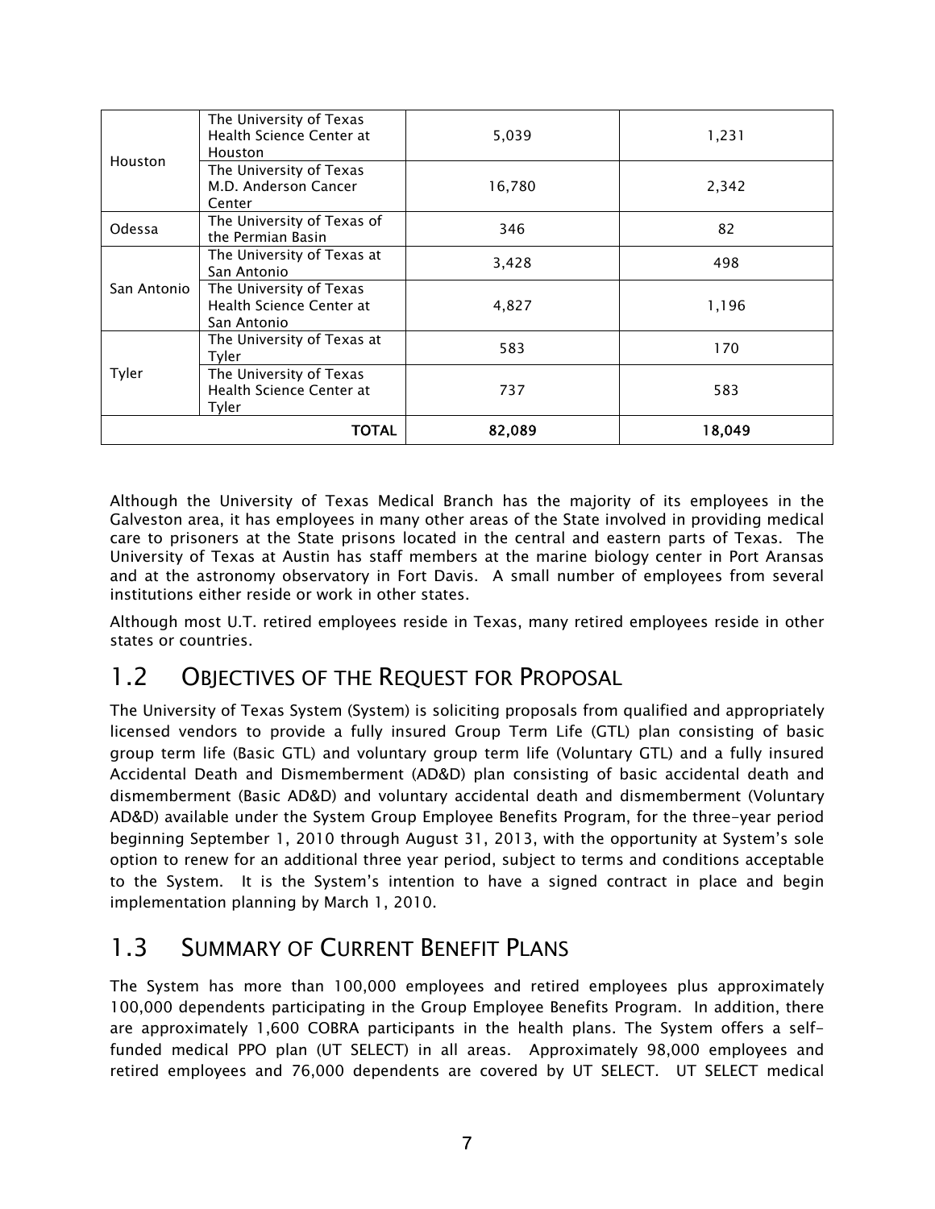| | | | |
|---|---|---|---|
| Houston | The University of Texas Health Science Center at Houston | 5,039 | 1,231 |
| | The University of Texas M.D. Anderson Cancer Center | 16,780 | 2,342 |
| Odessa | The University of Texas of the Permian Basin | 346 | 82 |
| San Antonio | The University of Texas at San Antonio | 3,428 | 498 |
| | The University of Texas Health Science Center at San Antonio | 4,827 | 1,196 |
| Tyler | The University of Texas at Tyler | 583 | 170 |
| | The University of Texas Health Science Center at Tyler | 737 | 583 |
| | **TOTAL** | **82,089** | **18,049** |

Although the University of Texas Medical Branch has the majority of its employees in the Galveston area, it has employees in many other areas of the State involved in providing medical care to prisoners at the State prisons located in the central and eastern parts of Texas. The University of Texas at Austin has staff members at the marine biology center in Port Aransas and at the astronomy observatory in Fort Davis. A small number of employees from several institutions either reside or work in other states.

Although most U.T. retired employees reside in Texas, many retired employees reside in other states or countries.

## 1.2 Objectives of the Request for Proposal

The University of Texas System (System) is soliciting proposals from qualified and appropriately licensed vendors to provide a fully insured Group Term Life (GTL) plan consisting of basic group term life (Basic GTL) and voluntary group term life (Voluntary GTL) and a fully insured Accidental Death and Dismemberment (AD&D) plan consisting of basic accidental death and dismemberment (Basic AD&D) and voluntary accidental death and dismemberment (Voluntary AD&D) available under the System Group Employee Benefits Program, for the three-year period beginning September 1, 2010 through August 31, 2013, with the opportunity at System's sole option to renew for an additional three year period, subject to terms and conditions acceptable to the System. It is the System's intention to have a signed contract in place and begin implementation planning by March 1, 2010.

## 1.3 Summary of Current Benefit Plans

The System has more than 100,000 employees and retired employees plus approximately 100,000 dependents participating in the Group Employee Benefits Program. In addition, there are approximately 1,600 COBRA participants in the health plans. The System offers a self-funded medical PPO plan (UT SELECT) in all areas. Approximately 98,000 employees and retired employees and 76,000 dependents are covered by UT SELECT. UT SELECT medical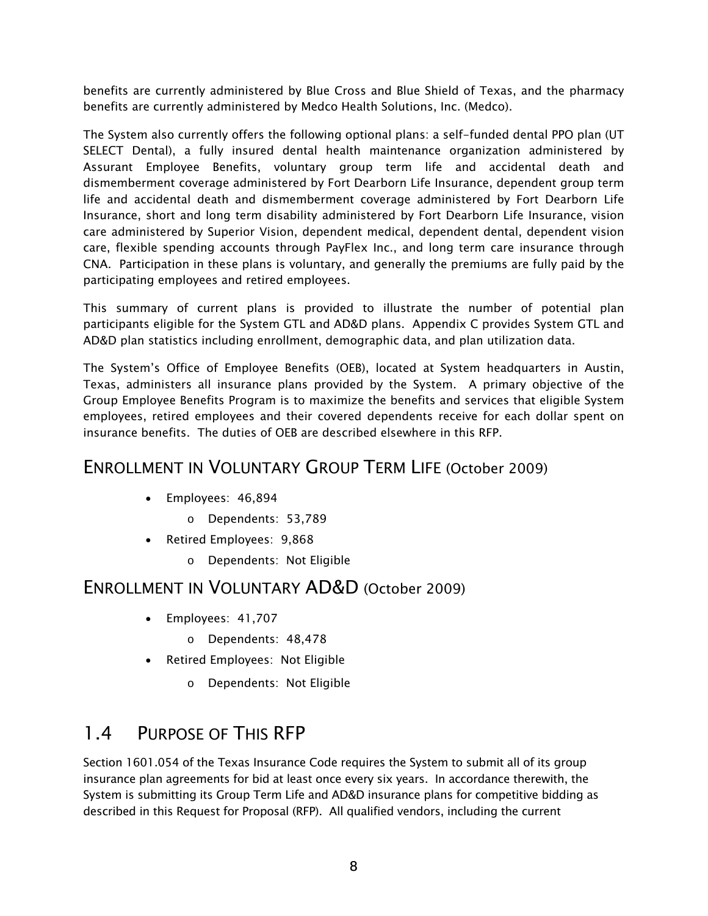benefits are currently administered by Blue Cross and Blue Shield of Texas, and the pharmacy benefits are currently administered by Medco Health Solutions, Inc. (Medco).

The System also currently offers the following optional plans: a self-funded dental PPO plan (UT SELECT Dental), a fully insured dental health maintenance organization administered by Assurant Employee Benefits, voluntary group term life and accidental death and dismemberment coverage administered by Fort Dearborn Life Insurance, dependent group term life and accidental death and dismemberment coverage administered by Fort Dearborn Life Insurance, short and long term disability administered by Fort Dearborn Life Insurance, vision care administered by Superior Vision, dependent medical, dependent dental, dependent vision care, flexible spending accounts through PayFlex Inc., and long term care insurance through CNA. Participation in these plans is voluntary, and generally the premiums are fully paid by the participating employees and retired employees.

This summary of current plans is provided to illustrate the number of potential plan participants eligible for the System GTL and AD&D plans. Appendix C provides System GTL and AD&D plan statistics including enrollment, demographic data, and plan utilization data.

The System's Office of Employee Benefits (OEB), located at System headquarters in Austin, Texas, administers all insurance plans provided by the System. A primary objective of the Group Employee Benefits Program is to maximize the benefits and services that eligible System employees, retired employees and their covered dependents receive for each dollar spent on insurance benefits. The duties of OEB are described elsewhere in this RFP.

### ENROLLMENT IN VOLUNTARY GROUP TERM LIFE (October 2009)

- Employees: 46,894
  - Dependents: 53,789
- Retired Employees: 9,868
  - Dependents: Not Eligible

### ENROLLMENT IN VOLUNTARY AD&D (October 2009)

- Employees: 41,707
  - Dependents: 48,478
- Retired Employees: Not Eligible
  - Dependents: Not Eligible

## 1.4 PURPOSE OF THIS RFP

Section 1601.054 of the Texas Insurance Code requires the System to submit all of its group insurance plan agreements for bid at least once every six years. In accordance therewith, the System is submitting its Group Term Life and AD&D insurance plans for competitive bidding as described in this Request for Proposal (RFP). All qualified vendors, including the current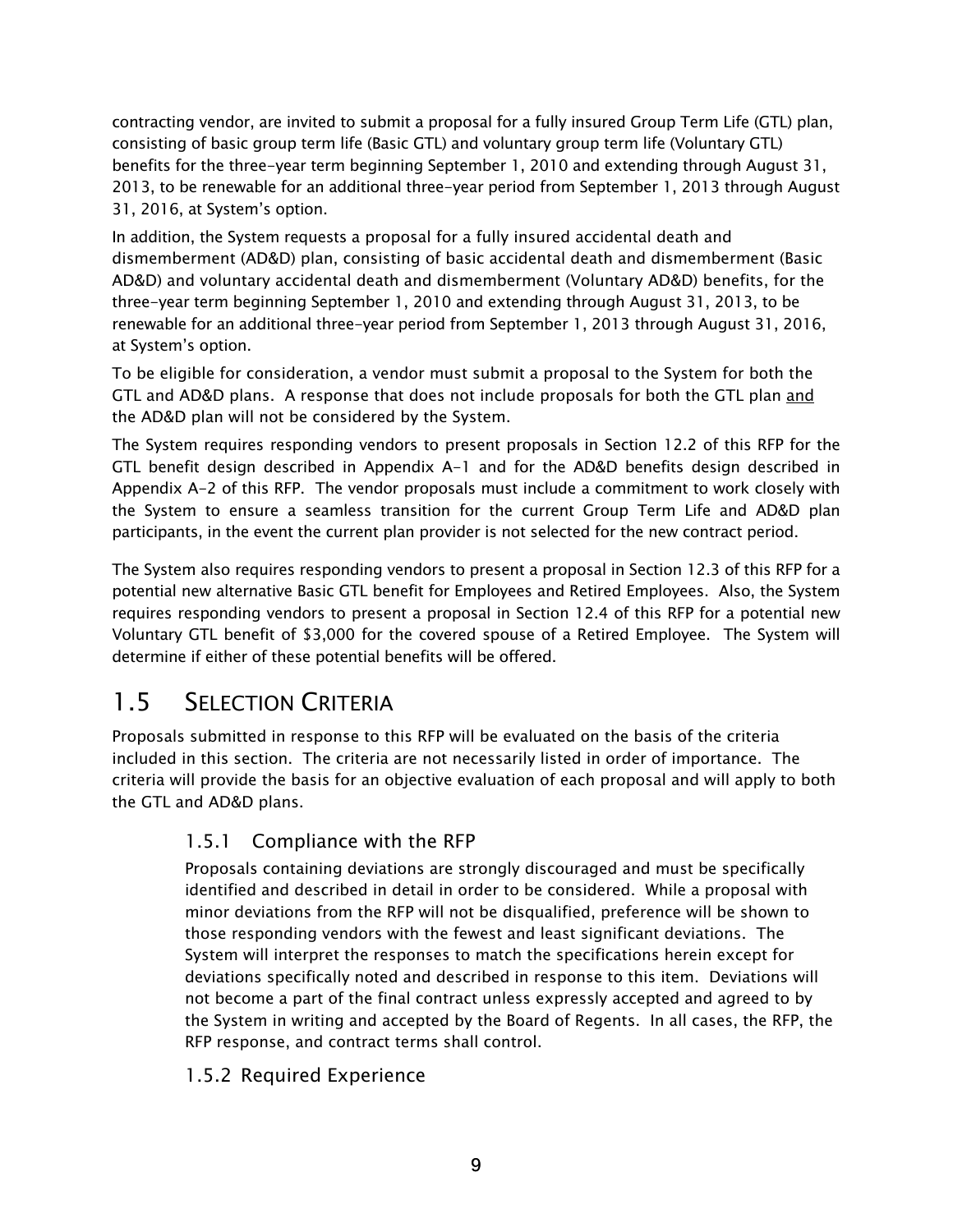contracting vendor, are invited to submit a proposal for a fully insured Group Term Life (GTL) plan, consisting of basic group term life (Basic GTL) and voluntary group term life (Voluntary GTL) benefits for the three-year term beginning September 1, 2010 and extending through August 31, 2013, to be renewable for an additional three-year period from September 1, 2013 through August 31, 2016, at System's option.

In addition, the System requests a proposal for a fully insured accidental death and dismemberment (AD&D) plan, consisting of basic accidental death and dismemberment (Basic AD&D) and voluntary accidental death and dismemberment (Voluntary AD&D) benefits, for the three-year term beginning September 1, 2010 and extending through August 31, 2013, to be renewable for an additional three-year period from September 1, 2013 through August 31, 2016, at System's option.

To be eligible for consideration, a vendor must submit a proposal to the System for both the GTL and AD&D plans. A response that does not include proposals for both the GTL plan <u>and</u> the AD&D plan will not be considered by the System.

The System requires responding vendors to present proposals in Section 12.2 of this RFP for the GTL benefit design described in Appendix A-1 and for the AD&D benefits design described in Appendix A-2 of this RFP. The vendor proposals must include a commitment to work closely with the System to ensure a seamless transition for the current Group Term Life and AD&D plan participants, in the event the current plan provider is not selected for the new contract period.

The System also requires responding vendors to present a proposal in Section 12.3 of this RFP for a potential new alternative Basic GTL benefit for Employees and Retired Employees. Also, the System requires responding vendors to present a proposal in Section 12.4 of this RFP for a potential new Voluntary GTL benefit of $3,000 for the covered spouse of a Retired Employee. The System will determine if either of these potential benefits will be offered.

## 1.5 SELECTION CRITERIA

Proposals submitted in response to this RFP will be evaluated on the basis of the criteria included in this section. The criteria are not necessarily listed in order of importance. The criteria will provide the basis for an objective evaluation of each proposal and will apply to both the GTL and AD&D plans.

### 1.5.1 Compliance with the RFP

Proposals containing deviations are strongly discouraged and must be specifically identified and described in detail in order to be considered. While a proposal with minor deviations from the RFP will not be disqualified, preference will be shown to those responding vendors with the fewest and least significant deviations. The System will interpret the responses to match the specifications herein except for deviations specifically noted and described in response to this item. Deviations will not become a part of the final contract unless expressly accepted and agreed to by the System in writing and accepted by the Board of Regents. In all cases, the RFP, the RFP response, and contract terms shall control.

### 1.5.2 Required Experience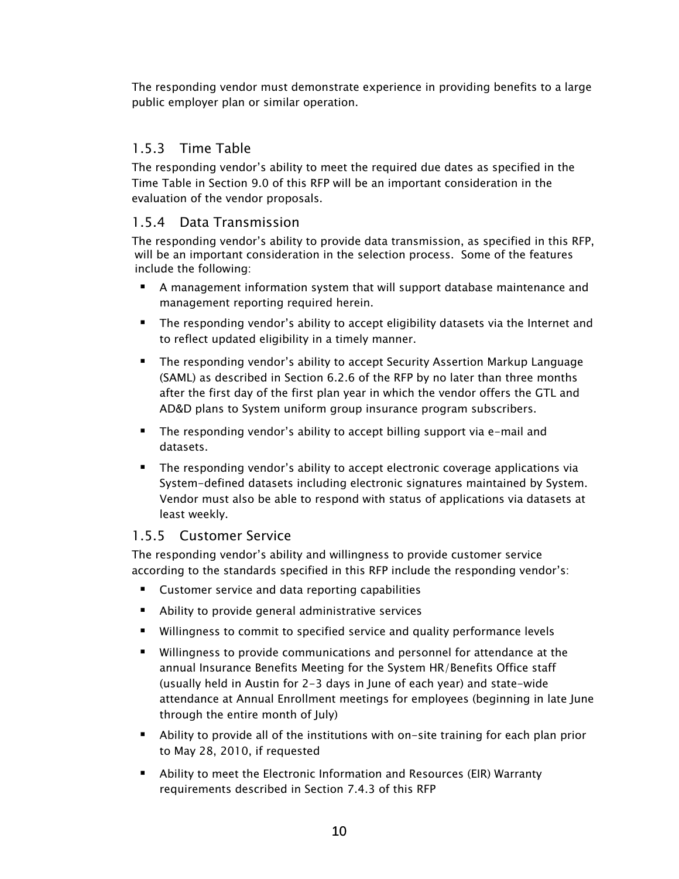The responding vendor must demonstrate experience in providing benefits to a large public employer plan or similar operation.

### 1.5.3 Time Table

The responding vendor's ability to meet the required due dates as specified in the Time Table in Section 9.0 of this RFP will be an important consideration in the evaluation of the vendor proposals.

### 1.5.4 Data Transmission

The responding vendor's ability to provide data transmission, as specified in this RFP, will be an important consideration in the selection process. Some of the features include the following:

- A management information system that will support database maintenance and management reporting required herein.
- The responding vendor's ability to accept eligibility datasets via the Internet and to reflect updated eligibility in a timely manner.
- The responding vendor's ability to accept Security Assertion Markup Language (SAML) as described in Section 6.2.6 of the RFP by no later than three months after the first day of the first plan year in which the vendor offers the GTL and AD&D plans to System uniform group insurance program subscribers.
- The responding vendor's ability to accept billing support via e-mail and datasets.
- The responding vendor's ability to accept electronic coverage applications via System-defined datasets including electronic signatures maintained by System. Vendor must also be able to respond with status of applications via datasets at least weekly.

### 1.5.5 Customer Service

The responding vendor's ability and willingness to provide customer service according to the standards specified in this RFP include the responding vendor's:

- Customer service and data reporting capabilities
- Ability to provide general administrative services
- Willingness to commit to specified service and quality performance levels
- Willingness to provide communications and personnel for attendance at the annual Insurance Benefits Meeting for the System HR/Benefits Office staff (usually held in Austin for 2-3 days in June of each year) and state-wide attendance at Annual Enrollment meetings for employees (beginning in late June through the entire month of July)
- Ability to provide all of the institutions with on-site training for each plan prior to May 28, 2010, if requested
- Ability to meet the Electronic Information and Resources (EIR) Warranty requirements described in Section 7.4.3 of this RFP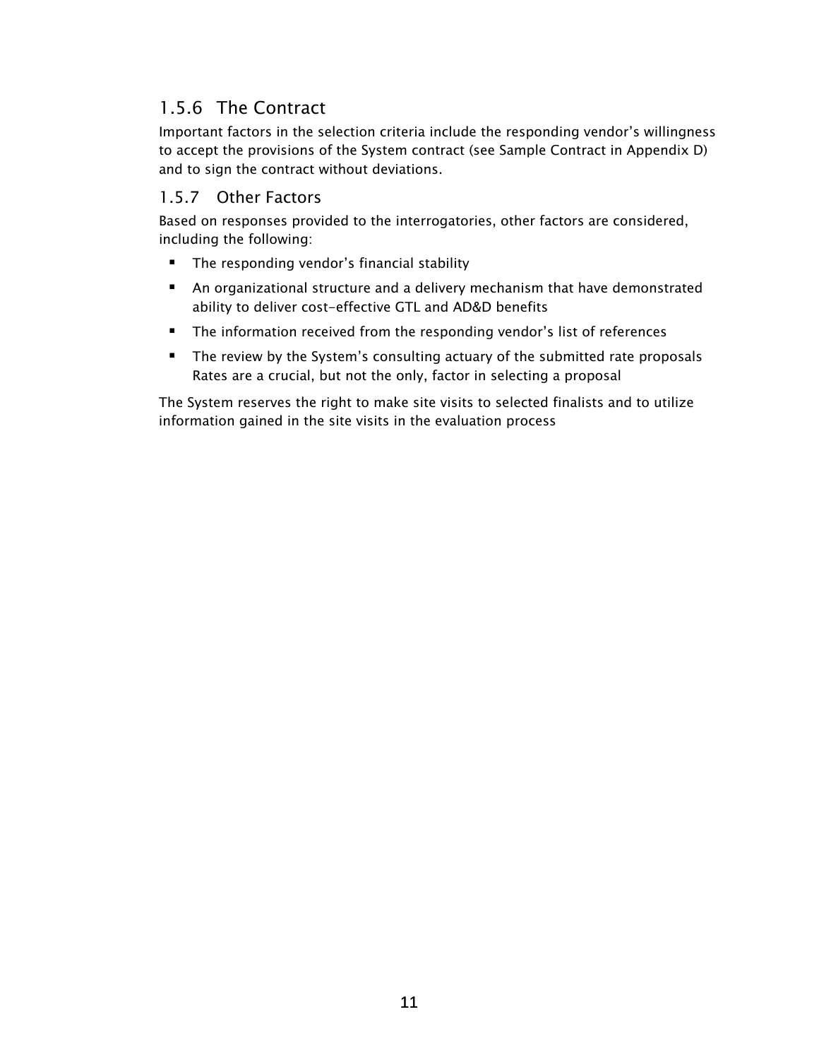### 1.5.6 The Contract

Important factors in the selection criteria include the responding vendor's willingness to accept the provisions of the System contract (see Sample Contract in Appendix D) and to sign the contract without deviations.

### 1.5.7 Other Factors

Based on responses provided to the interrogatories, other factors are considered, including the following:

- The responding vendor's financial stability
- An organizational structure and a delivery mechanism that have demonstrated ability to deliver cost-effective GTL and AD&D benefits
- The information received from the responding vendor's list of references
- The review by the System's consulting actuary of the submitted rate proposals Rates are a crucial, but not the only, factor in selecting a proposal

The System reserves the right to make site visits to selected finalists and to utilize information gained in the site visits in the evaluation process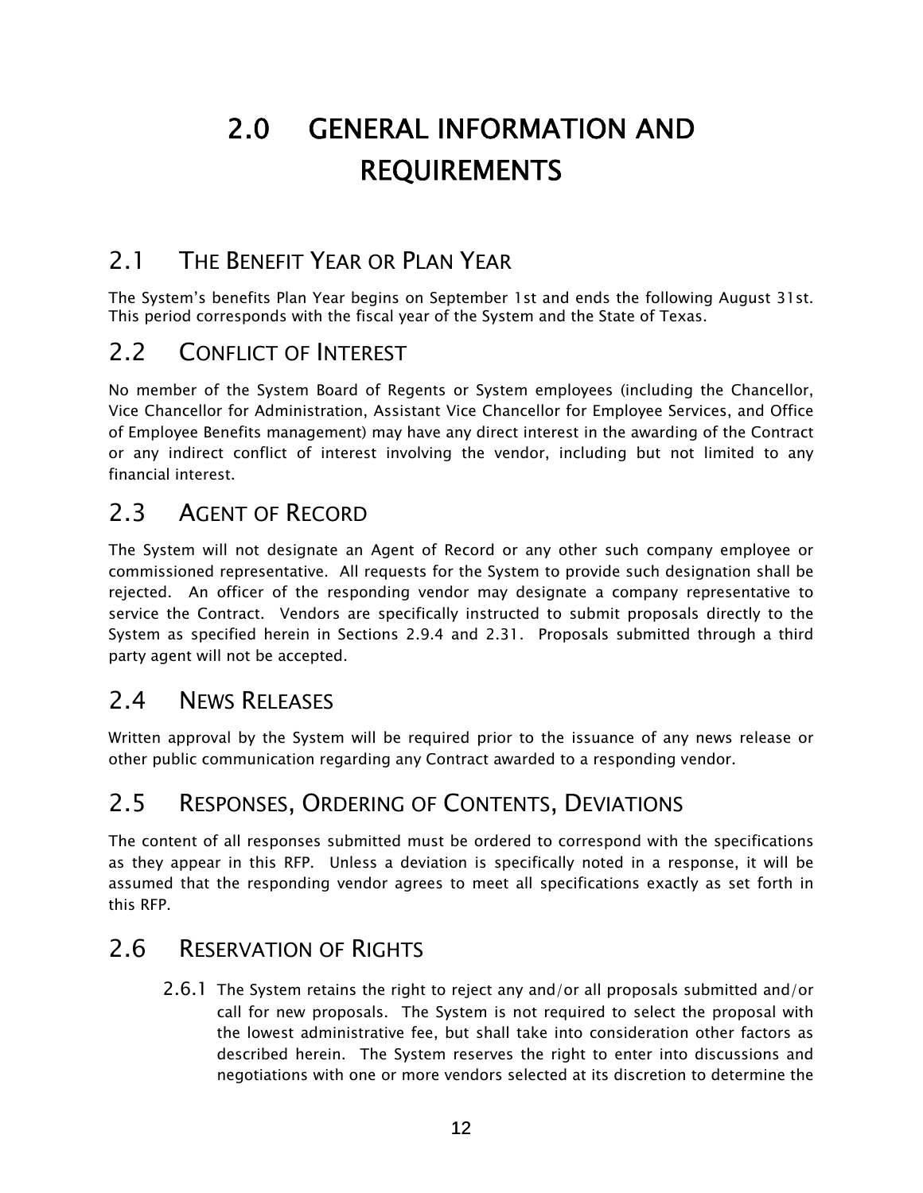# 2.0 GENERAL INFORMATION AND REQUIREMENTS

## 2.1 THE BENEFIT YEAR OR PLAN YEAR

The System's benefits Plan Year begins on September 1st and ends the following August 31st. This period corresponds with the fiscal year of the System and the State of Texas.

## 2.2 CONFLICT OF INTEREST

No member of the System Board of Regents or System employees (including the Chancellor, Vice Chancellor for Administration, Assistant Vice Chancellor for Employee Services, and Office of Employee Benefits management) may have any direct interest in the awarding of the Contract or any indirect conflict of interest involving the vendor, including but not limited to any financial interest.

## 2.3 AGENT OF RECORD

The System will not designate an Agent of Record or any other such company employee or commissioned representative. All requests for the System to provide such designation shall be rejected. An officer of the responding vendor may designate a company representative to service the Contract. Vendors are specifically instructed to submit proposals directly to the System as specified herein in Sections 2.9.4 and 2.31. Proposals submitted through a third party agent will not be accepted.

## 2.4 NEWS RELEASES

Written approval by the System will be required prior to the issuance of any news release or other public communication regarding any Contract awarded to a responding vendor.

## 2.5 RESPONSES, ORDERING OF CONTENTS, DEVIATIONS

The content of all responses submitted must be ordered to correspond with the specifications as they appear in this RFP. Unless a deviation is specifically noted in a response, it will be assumed that the responding vendor agrees to meet all specifications exactly as set forth in this RFP.

## 2.6 RESERVATION OF RIGHTS

2.6.1 The System retains the right to reject any and/or all proposals submitted and/or call for new proposals. The System is not required to select the proposal with the lowest administrative fee, but shall take into consideration other factors as described herein. The System reserves the right to enter into discussions and negotiations with one or more vendors selected at its discretion to determine the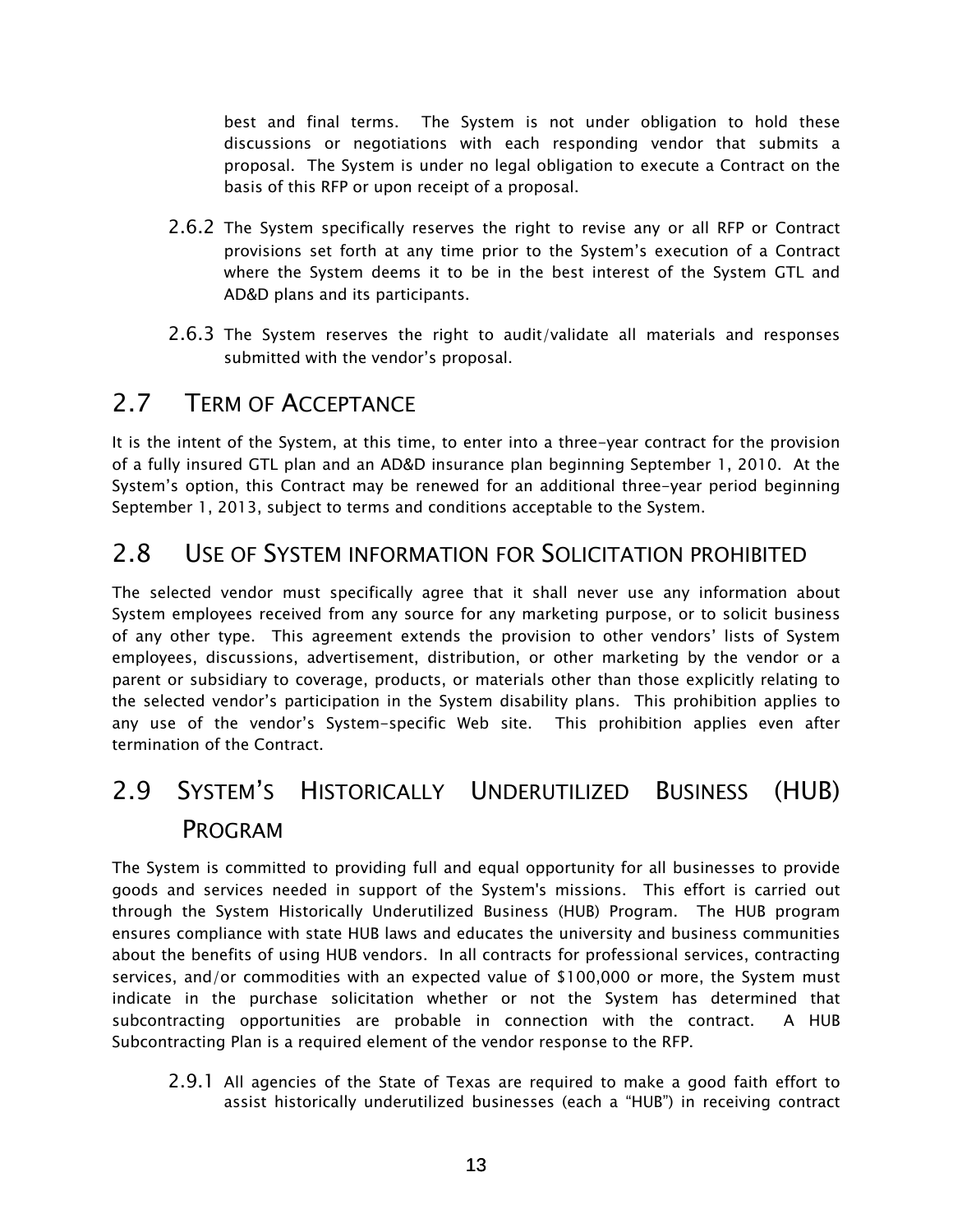best and final terms. The System is not under obligation to hold these discussions or negotiations with each responding vendor that submits a proposal. The System is under no legal obligation to execute a Contract on the basis of this RFP or upon receipt of a proposal.

2.6.2 The System specifically reserves the right to revise any or all RFP or Contract provisions set forth at any time prior to the System's execution of a Contract where the System deems it to be in the best interest of the System GTL and AD&D plans and its participants.

2.6.3 The System reserves the right to audit/validate all materials and responses submitted with the vendor's proposal.

## 2.7 TERM OF ACCEPTANCE

It is the intent of the System, at this time, to enter into a three-year contract for the provision of a fully insured GTL plan and an AD&D insurance plan beginning September 1, 2010. At the System's option, this Contract may be renewed for an additional three-year period beginning September 1, 2013, subject to terms and conditions acceptable to the System.

## 2.8 USE OF SYSTEM INFORMATION FOR SOLICITATION PROHIBITED

The selected vendor must specifically agree that it shall never use any information about System employees received from any source for any marketing purpose, or to solicit business of any other type. This agreement extends the provision to other vendors' lists of System employees, discussions, advertisement, distribution, or other marketing by the vendor or a parent or subsidiary to coverage, products, or materials other than those explicitly relating to the selected vendor's participation in the System disability plans. This prohibition applies to any use of the vendor's System-specific Web site. This prohibition applies even after termination of the Contract.

## 2.9 SYSTEM'S HISTORICALLY UNDERUTILIZED BUSINESS (HUB) PROGRAM

The System is committed to providing full and equal opportunity for all businesses to provide goods and services needed in support of the System's missions. This effort is carried out through the System Historically Underutilized Business (HUB) Program. The HUB program ensures compliance with state HUB laws and educates the university and business communities about the benefits of using HUB vendors. In all contracts for professional services, contracting services, and/or commodities with an expected value of $100,000 or more, the System must indicate in the purchase solicitation whether or not the System has determined that subcontracting opportunities are probable in connection with the contract. A HUB Subcontracting Plan is a required element of the vendor response to the RFP.

2.9.1 All agencies of the State of Texas are required to make a good faith effort to assist historically underutilized businesses (each a "HUB") in receiving contract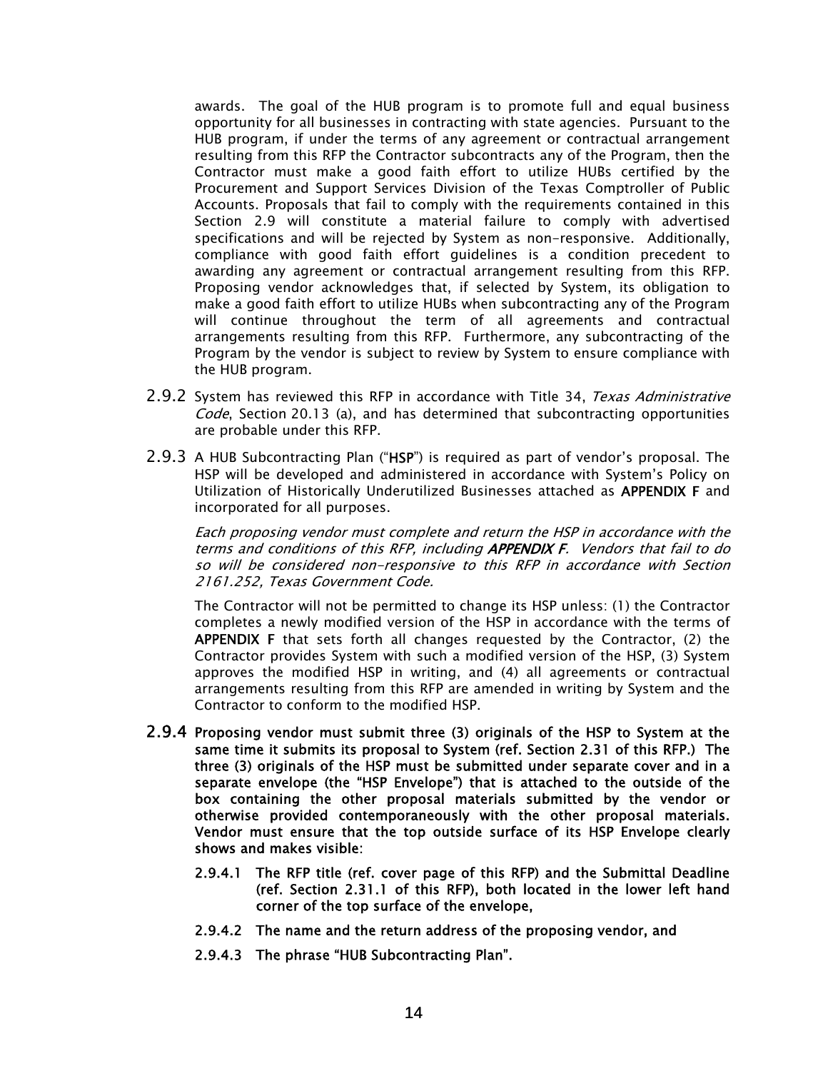awards. The goal of the HUB program is to promote full and equal business opportunity for all businesses in contracting with state agencies. Pursuant to the HUB program, if under the terms of any agreement or contractual arrangement resulting from this RFP the Contractor subcontracts any of the Program, then the Contractor must make a good faith effort to utilize HUBs certified by the Procurement and Support Services Division of the Texas Comptroller of Public Accounts. Proposals that fail to comply with the requirements contained in this Section 2.9 will constitute a material failure to comply with advertised specifications and will be rejected by System as non-responsive. Additionally, compliance with good faith effort guidelines is a condition precedent to awarding any agreement or contractual arrangement resulting from this RFP. Proposing vendor acknowledges that, if selected by System, its obligation to make a good faith effort to utilize HUBs when subcontracting any of the Program will continue throughout the term of all agreements and contractual arrangements resulting from this RFP. Furthermore, any subcontracting of the Program by the vendor is subject to review by System to ensure compliance with the HUB program.

2.9.2 System has reviewed this RFP in accordance with Title 34, *Texas Administrative Code*, Section 20.13 (a), and has determined that subcontracting opportunities are probable under this RFP.

2.9.3 A HUB Subcontracting Plan ("**HSP**") is required as part of vendor's proposal. The HSP will be developed and administered in accordance with System's Policy on Utilization of Historically Underutilized Businesses attached as **APPENDIX F** and incorporated for all purposes.

*Each proposing vendor must complete and return the HSP in accordance with the terms and conditions of this RFP, including* ***APPENDIX F****. Vendors that fail to do so will be considered non-responsive to this RFP in accordance with Section 2161.252, Texas Government Code.*

The Contractor will not be permitted to change its HSP unless: (1) the Contractor completes a newly modified version of the HSP in accordance with the terms of **APPENDIX F** that sets forth all changes requested by the Contractor, (2) the Contractor provides System with such a modified version of the HSP, (3) System approves the modified HSP in writing, and (4) all agreements or contractual arrangements resulting from this RFP are amended in writing by System and the Contractor to conform to the modified HSP.

**2.9.4 Proposing vendor must submit three (3) originals of the HSP to System at the same time it submits its proposal to System (ref. Section 2.31 of this RFP.) The three (3) originals of the HSP must be submitted under separate cover and in a separate envelope (the "HSP Envelope") that is attached to the outside of the box containing the other proposal materials submitted by the vendor or otherwise provided contemporaneously with the other proposal materials. Vendor must ensure that the top outside surface of its HSP Envelope clearly shows and makes visible**:

**2.9.4.1 The RFP title (ref. cover page of this RFP) and the Submittal Deadline (ref. Section 2.31.1 of this RFP), both located in the lower left hand corner of the top surface of the envelope,**

**2.9.4.2 The name and the return address of the proposing vendor, and**

**2.9.4.3 The phrase "HUB Subcontracting Plan".**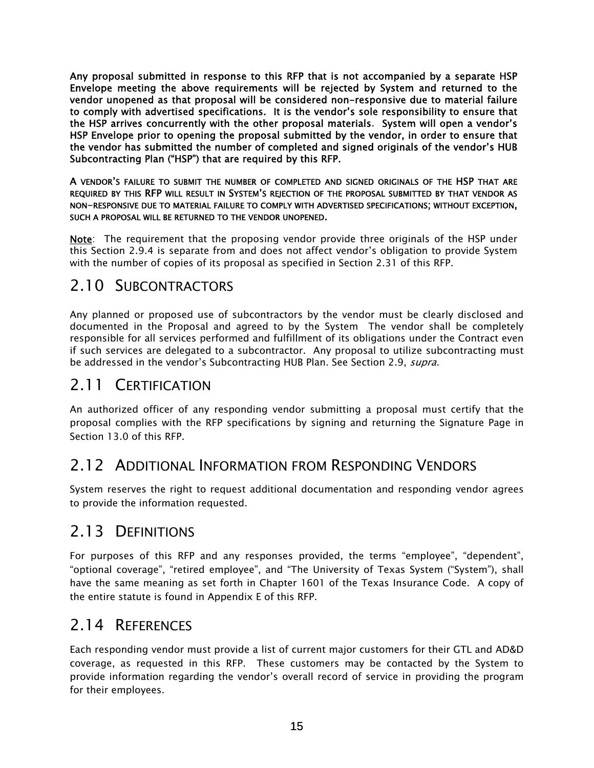**Any proposal submitted in response to this RFP that is not accompanied by a separate HSP Envelope meeting the above requirements will be rejected by System and returned to the vendor unopened as that proposal will be considered non-responsive due to material failure to comply with advertised specifications. It is the vendor's sole responsibility to ensure that the HSP arrives concurrently with the other proposal materials. System will open a vendor's HSP Envelope prior to opening the proposal submitted by the vendor, in order to ensure that the vendor has submitted the number of completed and signed originals of the vendor's HUB Subcontracting Plan ("HSP") that are required by this RFP.**

**A VENDOR'S FAILURE TO SUBMIT THE NUMBER OF COMPLETED AND SIGNED ORIGINALS OF THE HSP THAT ARE REQUIRED BY THIS RFP WILL RESULT IN SYSTEM'S REJECTION OF THE PROPOSAL SUBMITTED BY THAT VENDOR AS NON-RESPONSIVE DUE TO MATERIAL FAILURE TO COMPLY WITH ADVERTISED SPECIFICATIONS; WITHOUT EXCEPTION, SUCH A PROPOSAL WILL BE RETURNED TO THE VENDOR UNOPENED.**

**Note**: The requirement that the proposing vendor provide three originals of the HSP under this Section 2.9.4 is separate from and does not affect vendor's obligation to provide System with the number of copies of its proposal as specified in Section 2.31 of this RFP.

## 2.10 SUBCONTRACTORS

Any planned or proposed use of subcontractors by the vendor must be clearly disclosed and documented in the Proposal and agreed to by the System The vendor shall be completely responsible for all services performed and fulfillment of its obligations under the Contract even if such services are delegated to a subcontractor. Any proposal to utilize subcontracting must be addressed in the vendor's Subcontracting HUB Plan. See Section 2.9, *supra.*

## 2.11 CERTIFICATION

An authorized officer of any responding vendor submitting a proposal must certify that the proposal complies with the RFP specifications by signing and returning the Signature Page in Section 13.0 of this RFP.

## 2.12 ADDITIONAL INFORMATION FROM RESPONDING VENDORS

System reserves the right to request additional documentation and responding vendor agrees to provide the information requested.

## 2.13 DEFINITIONS

For purposes of this RFP and any responses provided, the terms "employee", "dependent", "optional coverage", "retired employee", and "The University of Texas System ("System"), shall have the same meaning as set forth in Chapter 1601 of the Texas Insurance Code. A copy of the entire statute is found in Appendix E of this RFP.

## 2.14 REFERENCES

Each responding vendor must provide a list of current major customers for their GTL and AD&D coverage, as requested in this RFP. These customers may be contacted by the System to provide information regarding the vendor's overall record of service in providing the program for their employees.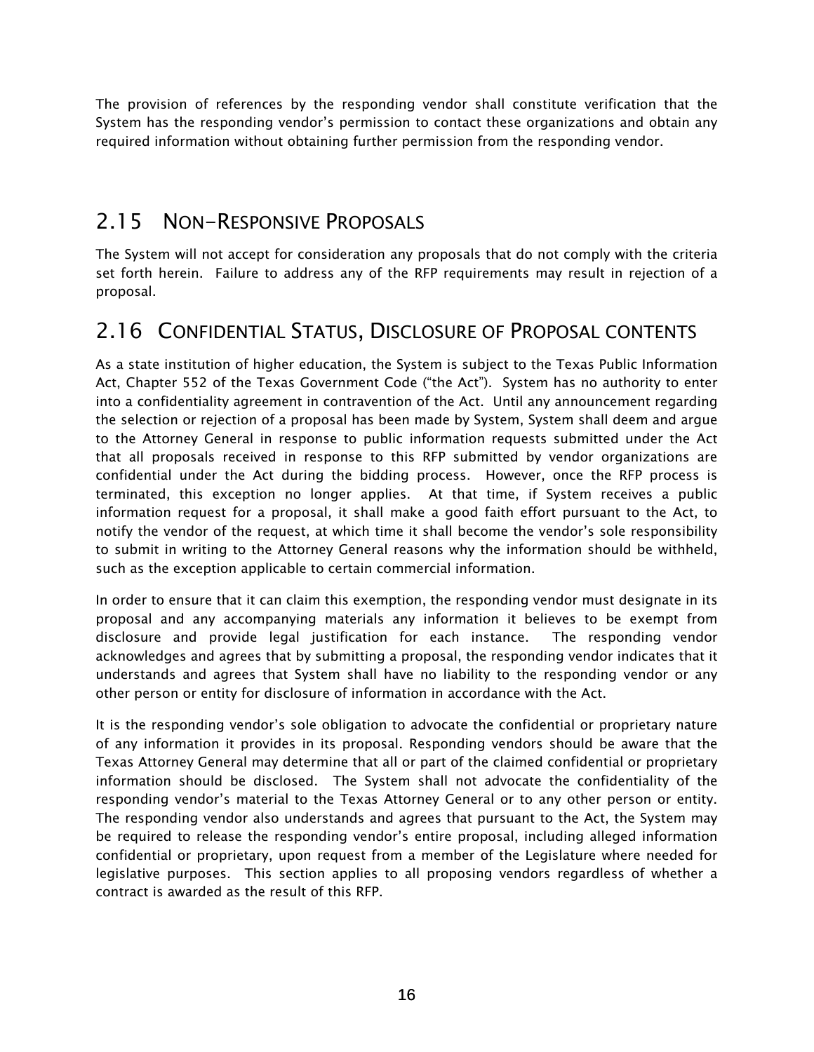The provision of references by the responding vendor shall constitute verification that the System has the responding vendor's permission to contact these organizations and obtain any required information without obtaining further permission from the responding vendor.

## 2.15 NON-RESPONSIVE PROPOSALS

The System will not accept for consideration any proposals that do not comply with the criteria set forth herein. Failure to address any of the RFP requirements may result in rejection of a proposal.

## 2.16 CONFIDENTIAL STATUS, DISCLOSURE OF PROPOSAL CONTENTS

As a state institution of higher education, the System is subject to the Texas Public Information Act, Chapter 552 of the Texas Government Code ("the Act"). System has no authority to enter into a confidentiality agreement in contravention of the Act. Until any announcement regarding the selection or rejection of a proposal has been made by System, System shall deem and argue to the Attorney General in response to public information requests submitted under the Act that all proposals received in response to this RFP submitted by vendor organizations are confidential under the Act during the bidding process. However, once the RFP process is terminated, this exception no longer applies. At that time, if System receives a public information request for a proposal, it shall make a good faith effort pursuant to the Act, to notify the vendor of the request, at which time it shall become the vendor's sole responsibility to submit in writing to the Attorney General reasons why the information should be withheld, such as the exception applicable to certain commercial information.

In order to ensure that it can claim this exemption, the responding vendor must designate in its proposal and any accompanying materials any information it believes to be exempt from disclosure and provide legal justification for each instance. The responding vendor acknowledges and agrees that by submitting a proposal, the responding vendor indicates that it understands and agrees that System shall have no liability to the responding vendor or any other person or entity for disclosure of information in accordance with the Act.

It is the responding vendor's sole obligation to advocate the confidential or proprietary nature of any information it provides in its proposal. Responding vendors should be aware that the Texas Attorney General may determine that all or part of the claimed confidential or proprietary information should be disclosed. The System shall not advocate the confidentiality of the responding vendor's material to the Texas Attorney General or to any other person or entity. The responding vendor also understands and agrees that pursuant to the Act, the System may be required to release the responding vendor's entire proposal, including alleged information confidential or proprietary, upon request from a member of the Legislature where needed for legislative purposes. This section applies to all proposing vendors regardless of whether a contract is awarded as the result of this RFP.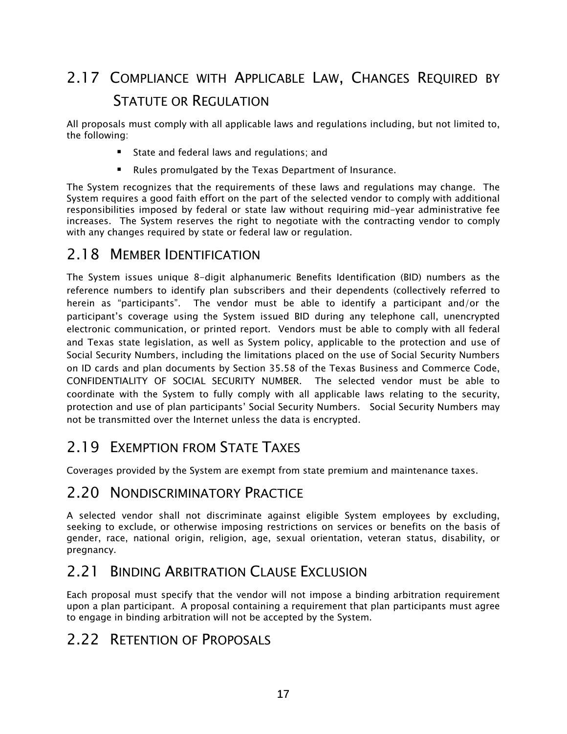## 2.17 Compliance with Applicable Law, Changes Required by Statute or Regulation

All proposals must comply with all applicable laws and regulations including, but not limited to, the following:

- State and federal laws and regulations; and
- Rules promulgated by the Texas Department of Insurance.

The System recognizes that the requirements of these laws and regulations may change. The System requires a good faith effort on the part of the selected vendor to comply with additional responsibilities imposed by federal or state law without requiring mid-year administrative fee increases. The System reserves the right to negotiate with the contracting vendor to comply with any changes required by state or federal law or regulation.

## 2.18 Member Identification

The System issues unique 8-digit alphanumeric Benefits Identification (BID) numbers as the reference numbers to identify plan subscribers and their dependents (collectively referred to herein as "participants". The vendor must be able to identify a participant and/or the participant's coverage using the System issued BID during any telephone call, unencrypted electronic communication, or printed report. Vendors must be able to comply with all federal and Texas state legislation, as well as System policy, applicable to the protection and use of Social Security Numbers, including the limitations placed on the use of Social Security Numbers on ID cards and plan documents by Section 35.58 of the Texas Business and Commerce Code, CONFIDENTIALITY OF SOCIAL SECURITY NUMBER. The selected vendor must be able to coordinate with the System to fully comply with all applicable laws relating to the security, protection and use of plan participants' Social Security Numbers. Social Security Numbers may not be transmitted over the Internet unless the data is encrypted.

## 2.19 Exemption from State Taxes

Coverages provided by the System are exempt from state premium and maintenance taxes.

## 2.20 Nondiscriminatory Practice

A selected vendor shall not discriminate against eligible System employees by excluding, seeking to exclude, or otherwise imposing restrictions on services or benefits on the basis of gender, race, national origin, religion, age, sexual orientation, veteran status, disability, or pregnancy.

## 2.21 Binding Arbitration Clause Exclusion

Each proposal must specify that the vendor will not impose a binding arbitration requirement upon a plan participant. A proposal containing a requirement that plan participants must agree to engage in binding arbitration will not be accepted by the System.

## 2.22 Retention of Proposals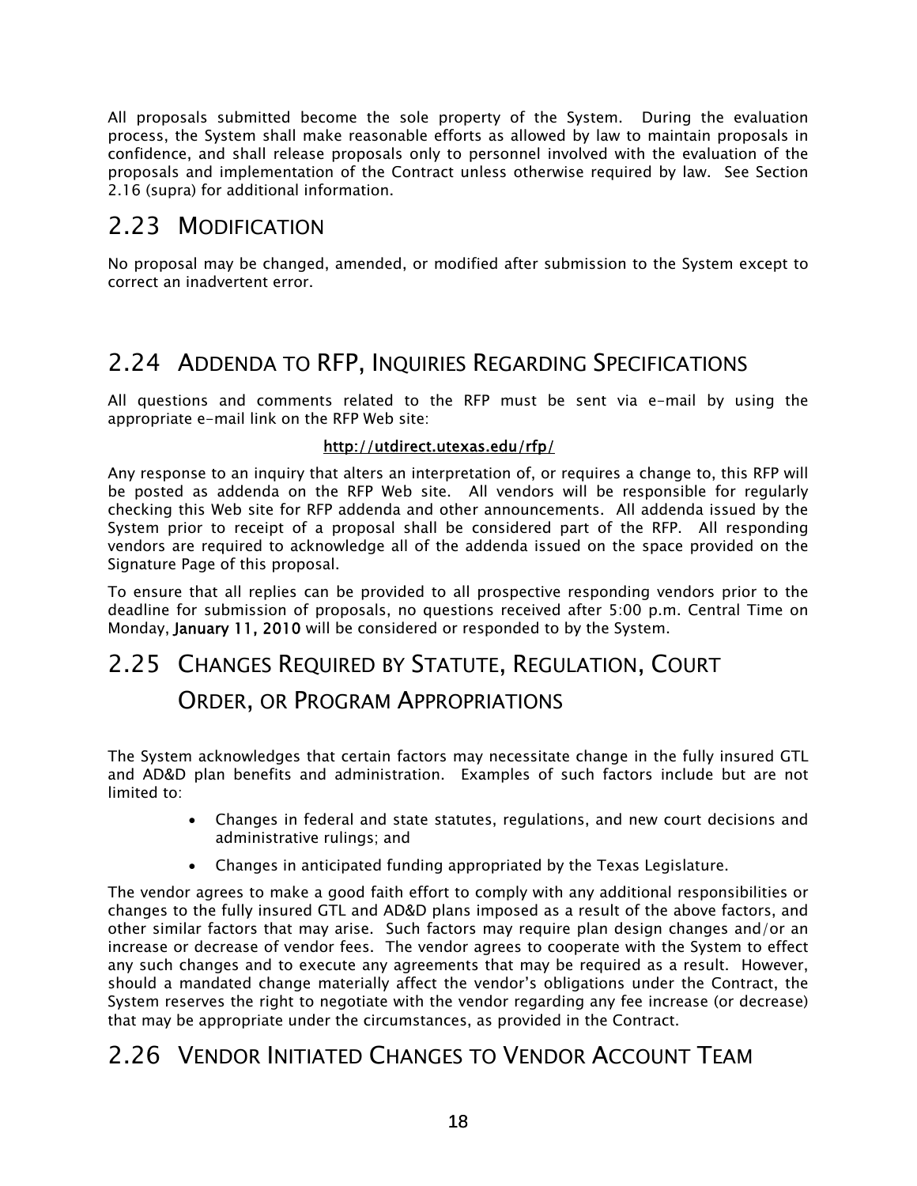All proposals submitted become the sole property of the System. During the evaluation process, the System shall make reasonable efforts as allowed by law to maintain proposals in confidence, and shall release proposals only to personnel involved with the evaluation of the proposals and implementation of the Contract unless otherwise required by law. See Section 2.16 (supra) for additional information.

## 2.23 MODIFICATION

No proposal may be changed, amended, or modified after submission to the System except to correct an inadvertent error.

## 2.24 ADDENDA TO RFP, INQUIRIES REGARDING SPECIFICATIONS

All questions and comments related to the RFP must be sent via e-mail by using the appropriate e-mail link on the RFP Web site:

**http://utdirect.utexas.edu/rfp/**

Any response to an inquiry that alters an interpretation of, or requires a change to, this RFP will be posted as addenda on the RFP Web site. All vendors will be responsible for regularly checking this Web site for RFP addenda and other announcements. All addenda issued by the System prior to receipt of a proposal shall be considered part of the RFP. All responding vendors are required to acknowledge all of the addenda issued on the space provided on the Signature Page of this proposal.

To ensure that all replies can be provided to all prospective responding vendors prior to the deadline for submission of proposals, no questions received after 5:00 p.m. Central Time on Monday, **January 11, 2010** will be considered or responded to by the System.

## 2.25 CHANGES REQUIRED BY STATUTE, REGULATION, COURT ORDER, OR PROGRAM APPROPRIATIONS

The System acknowledges that certain factors may necessitate change in the fully insured GTL and AD&D plan benefits and administration. Examples of such factors include but are not limited to:

- Changes in federal and state statutes, regulations, and new court decisions and administrative rulings; and
- Changes in anticipated funding appropriated by the Texas Legislature.

The vendor agrees to make a good faith effort to comply with any additional responsibilities or changes to the fully insured GTL and AD&D plans imposed as a result of the above factors, and other similar factors that may arise. Such factors may require plan design changes and/or an increase or decrease of vendor fees. The vendor agrees to cooperate with the System to effect any such changes and to execute any agreements that may be required as a result. However, should a mandated change materially affect the vendor's obligations under the Contract, the System reserves the right to negotiate with the vendor regarding any fee increase (or decrease) that may be appropriate under the circumstances, as provided in the Contract.

## 2.26 VENDOR INITIATED CHANGES TO VENDOR ACCOUNT TEAM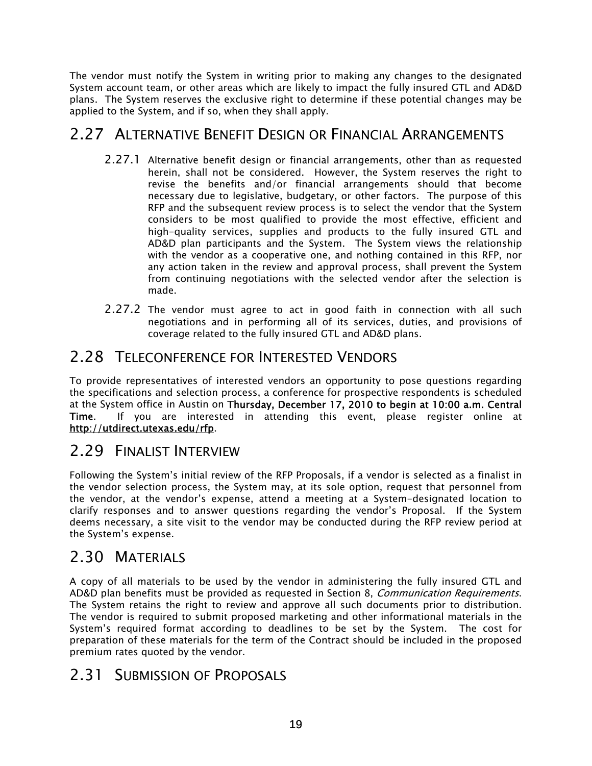The vendor must notify the System in writing prior to making any changes to the designated System account team, or other areas which are likely to impact the fully insured GTL and AD&D plans. The System reserves the exclusive right to determine if these potential changes may be applied to the System, and if so, when they shall apply.

## 2.27 Alternative Benefit Design or Financial Arrangements

2.27.1 Alternative benefit design or financial arrangements, other than as requested herein, shall not be considered. However, the System reserves the right to revise the benefits and/or financial arrangements should that become necessary due to legislative, budgetary, or other factors. The purpose of this RFP and the subsequent review process is to select the vendor that the System considers to be most qualified to provide the most effective, efficient and high-quality services, supplies and products to the fully insured GTL and AD&D plan participants and the System. The System views the relationship with the vendor as a cooperative one, and nothing contained in this RFP, nor any action taken in the review and approval process, shall prevent the System from continuing negotiations with the selected vendor after the selection is made.

2.27.2 The vendor must agree to act in good faith in connection with all such negotiations and in performing all of its services, duties, and provisions of coverage related to the fully insured GTL and AD&D plans.

## 2.28 Teleconference for Interested Vendors

To provide representatives of interested vendors an opportunity to pose questions regarding the specifications and selection process, a conference for prospective respondents is scheduled at the System office in Austin on **Thursday, December 17, 2010 to begin at 10:00 a.m. Central Time**. If you are interested in attending this event, please register online at **http://utdirect.utexas.edu/rfp**.

## 2.29 Finalist Interview

Following the System's initial review of the RFP Proposals, if a vendor is selected as a finalist in the vendor selection process, the System may, at its sole option, request that personnel from the vendor, at the vendor's expense, attend a meeting at a System-designated location to clarify responses and to answer questions regarding the vendor's Proposal. If the System deems necessary, a site visit to the vendor may be conducted during the RFP review period at the System's expense.

## 2.30 Materials

A copy of all materials to be used by the vendor in administering the fully insured GTL and AD&D plan benefits must be provided as requested in Section 8, *Communication Requirements*. The System retains the right to review and approve all such documents prior to distribution. The vendor is required to submit proposed marketing and other informational materials in the System's required format according to deadlines to be set by the System. The cost for preparation of these materials for the term of the Contract should be included in the proposed premium rates quoted by the vendor.

## 2.31 Submission of Proposals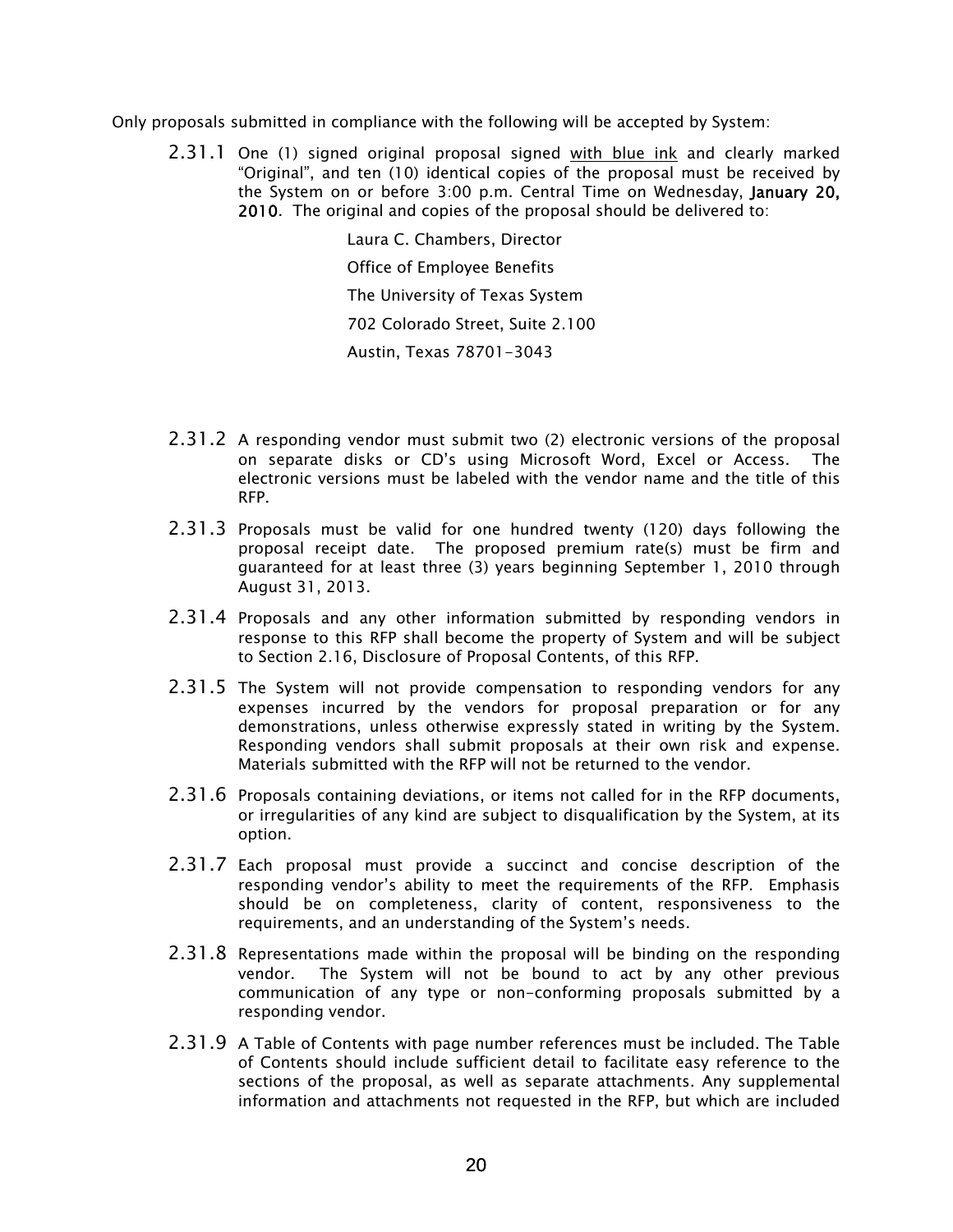Only proposals submitted in compliance with the following will be accepted by System:

2.31.1 One (1) signed original proposal signed with blue ink and clearly marked "Original", and ten (10) identical copies of the proposal must be received by the System on or before 3:00 p.m. Central Time on Wednesday, **January 20, 2010**. The original and copies of the proposal should be delivered to:

> Laura C. Chambers, Director
>
> Office of Employee Benefits
>
> The University of Texas System
>
> 702 Colorado Street, Suite 2.100
>
> Austin, Texas 78701-3043

2.31.2 A responding vendor must submit two (2) electronic versions of the proposal on separate disks or CD's using Microsoft Word, Excel or Access. The electronic versions must be labeled with the vendor name and the title of this RFP.

2.31.3 Proposals must be valid for one hundred twenty (120) days following the proposal receipt date. The proposed premium rate(s) must be firm and guaranteed for at least three (3) years beginning September 1, 2010 through August 31, 2013.

2.31.4 Proposals and any other information submitted by responding vendors in response to this RFP shall become the property of System and will be subject to Section 2.16, Disclosure of Proposal Contents, of this RFP.

2.31.5 The System will not provide compensation to responding vendors for any expenses incurred by the vendors for proposal preparation or for any demonstrations, unless otherwise expressly stated in writing by the System. Responding vendors shall submit proposals at their own risk and expense. Materials submitted with the RFP will not be returned to the vendor.

2.31.6 Proposals containing deviations, or items not called for in the RFP documents, or irregularities of any kind are subject to disqualification by the System, at its option.

2.31.7 Each proposal must provide a succinct and concise description of the responding vendor's ability to meet the requirements of the RFP. Emphasis should be on completeness, clarity of content, responsiveness to the requirements, and an understanding of the System's needs.

2.31.8 Representations made within the proposal will be binding on the responding vendor. The System will not be bound to act by any other previous communication of any type or non-conforming proposals submitted by a responding vendor.

2.31.9 A Table of Contents with page number references must be included. The Table of Contents should include sufficient detail to facilitate easy reference to the sections of the proposal, as well as separate attachments. Any supplemental information and attachments not requested in the RFP, but which are included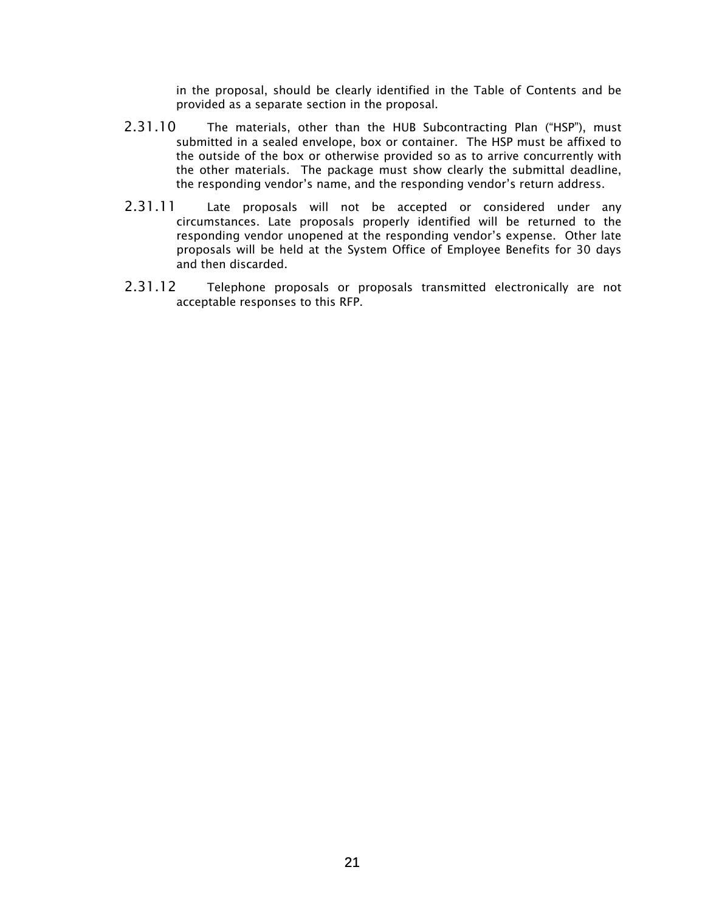in the proposal, should be clearly identified in the Table of Contents and be provided as a separate section in the proposal.

2.31.10 The materials, other than the HUB Subcontracting Plan ("HSP"), must submitted in a sealed envelope, box or container. The HSP must be affixed to the outside of the box or otherwise provided so as to arrive concurrently with the other materials. The package must show clearly the submittal deadline, the responding vendor's name, and the responding vendor's return address.

2.31.11 Late proposals will not be accepted or considered under any circumstances. Late proposals properly identified will be returned to the responding vendor unopened at the responding vendor's expense. Other late proposals will be held at the System Office of Employee Benefits for 30 days and then discarded.

2.31.12 Telephone proposals or proposals transmitted electronically are not acceptable responses to this RFP.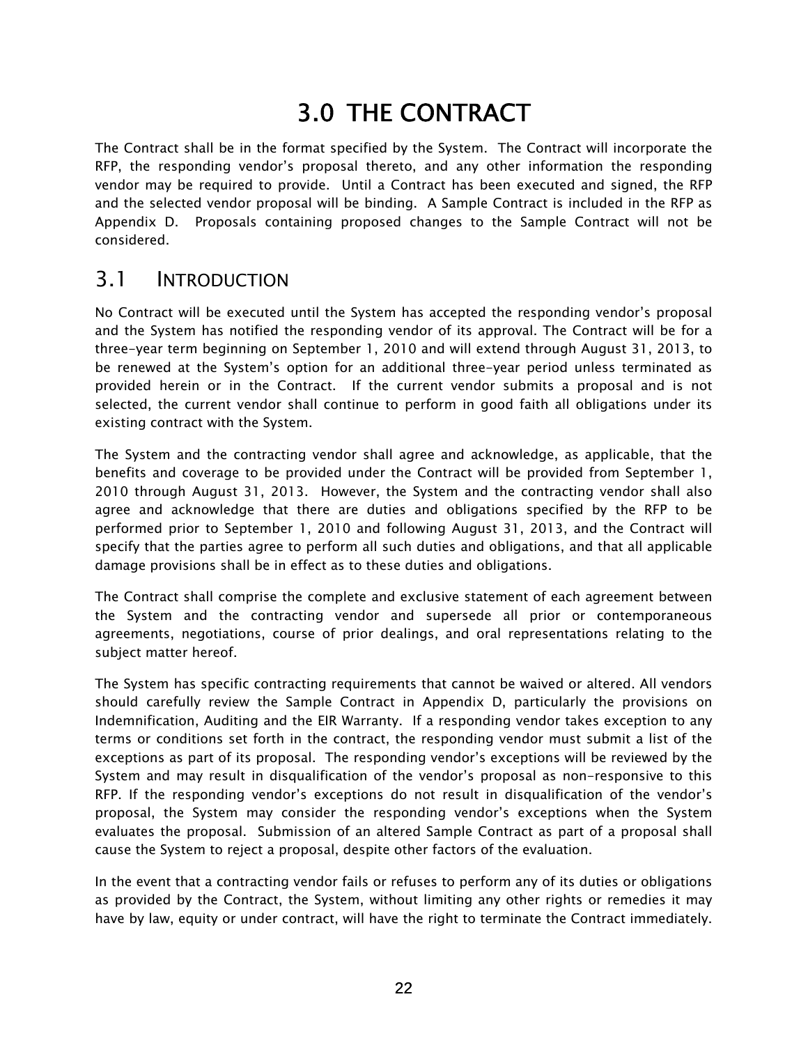# 3.0 THE CONTRACT

The Contract shall be in the format specified by the System. The Contract will incorporate the RFP, the responding vendor's proposal thereto, and any other information the responding vendor may be required to provide. Until a Contract has been executed and signed, the RFP and the selected vendor proposal will be binding. A Sample Contract is included in the RFP as Appendix D. Proposals containing proposed changes to the Sample Contract will not be considered.

## 3.1 INTRODUCTION

No Contract will be executed until the System has accepted the responding vendor's proposal and the System has notified the responding vendor of its approval. The Contract will be for a three-year term beginning on September 1, 2010 and will extend through August 31, 2013, to be renewed at the System's option for an additional three-year period unless terminated as provided herein or in the Contract. If the current vendor submits a proposal and is not selected, the current vendor shall continue to perform in good faith all obligations under its existing contract with the System.

The System and the contracting vendor shall agree and acknowledge, as applicable, that the benefits and coverage to be provided under the Contract will be provided from September 1, 2010 through August 31, 2013. However, the System and the contracting vendor shall also agree and acknowledge that there are duties and obligations specified by the RFP to be performed prior to September 1, 2010 and following August 31, 2013, and the Contract will specify that the parties agree to perform all such duties and obligations, and that all applicable damage provisions shall be in effect as to these duties and obligations.

The Contract shall comprise the complete and exclusive statement of each agreement between the System and the contracting vendor and supersede all prior or contemporaneous agreements, negotiations, course of prior dealings, and oral representations relating to the subject matter hereof.

The System has specific contracting requirements that cannot be waived or altered. All vendors should carefully review the Sample Contract in Appendix D, particularly the provisions on Indemnification, Auditing and the EIR Warranty. If a responding vendor takes exception to any terms or conditions set forth in the contract, the responding vendor must submit a list of the exceptions as part of its proposal. The responding vendor's exceptions will be reviewed by the System and may result in disqualification of the vendor's proposal as non-responsive to this RFP. If the responding vendor's exceptions do not result in disqualification of the vendor's proposal, the System may consider the responding vendor's exceptions when the System evaluates the proposal. Submission of an altered Sample Contract as part of a proposal shall cause the System to reject a proposal, despite other factors of the evaluation.

In the event that a contracting vendor fails or refuses to perform any of its duties or obligations as provided by the Contract, the System, without limiting any other rights or remedies it may have by law, equity or under contract, will have the right to terminate the Contract immediately.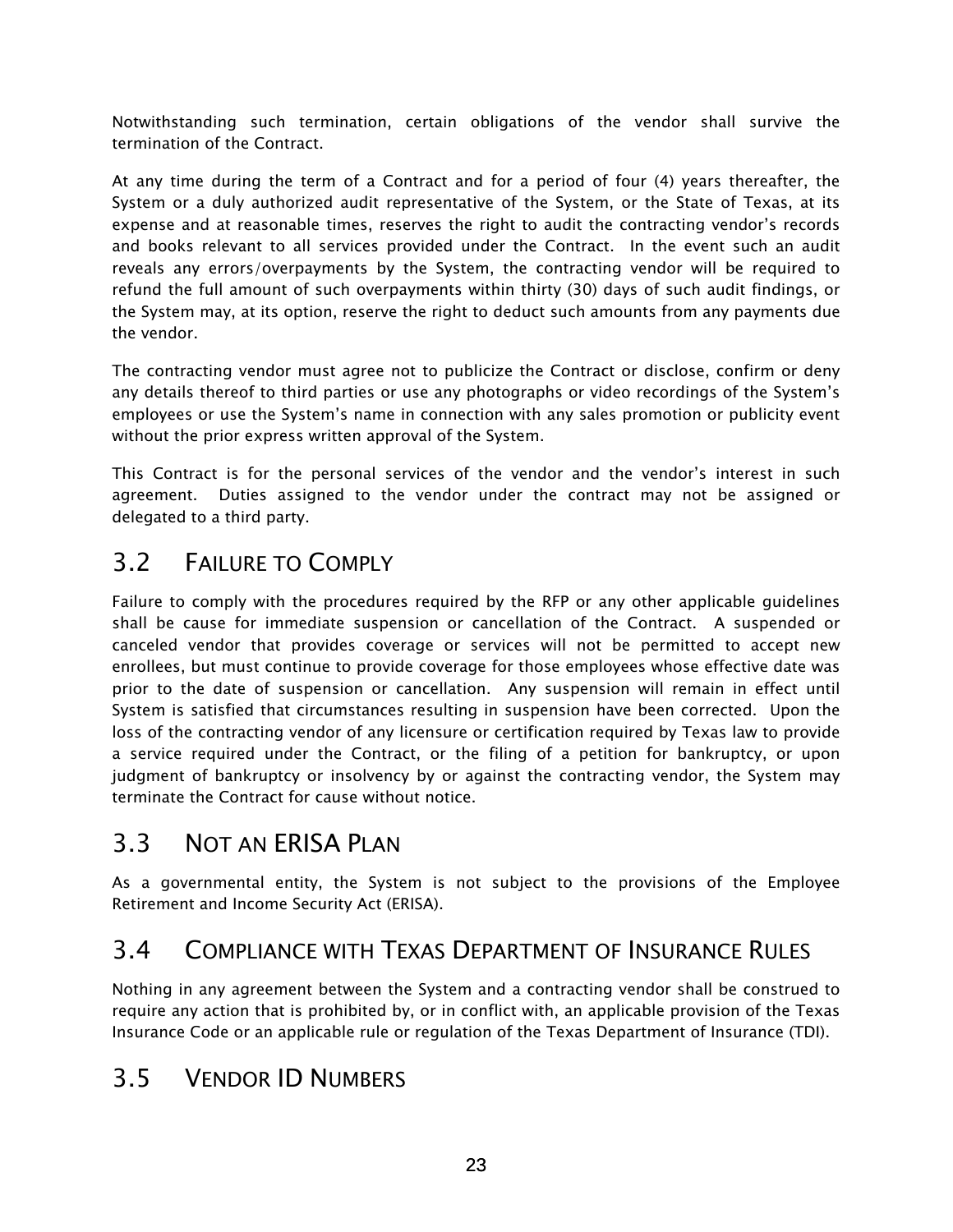Notwithstanding such termination, certain obligations of the vendor shall survive the termination of the Contract.

At any time during the term of a Contract and for a period of four (4) years thereafter, the System or a duly authorized audit representative of the System, or the State of Texas, at its expense and at reasonable times, reserves the right to audit the contracting vendor's records and books relevant to all services provided under the Contract. In the event such an audit reveals any errors/overpayments by the System, the contracting vendor will be required to refund the full amount of such overpayments within thirty (30) days of such audit findings, or the System may, at its option, reserve the right to deduct such amounts from any payments due the vendor.

The contracting vendor must agree not to publicize the Contract or disclose, confirm or deny any details thereof to third parties or use any photographs or video recordings of the System's employees or use the System's name in connection with any sales promotion or publicity event without the prior express written approval of the System.

This Contract is for the personal services of the vendor and the vendor's interest in such agreement. Duties assigned to the vendor under the contract may not be assigned or delegated to a third party.

## 3.2 FAILURE TO COMPLY

Failure to comply with the procedures required by the RFP or any other applicable guidelines shall be cause for immediate suspension or cancellation of the Contract. A suspended or canceled vendor that provides coverage or services will not be permitted to accept new enrollees, but must continue to provide coverage for those employees whose effective date was prior to the date of suspension or cancellation. Any suspension will remain in effect until System is satisfied that circumstances resulting in suspension have been corrected. Upon the loss of the contracting vendor of any licensure or certification required by Texas law to provide a service required under the Contract, or the filing of a petition for bankruptcy, or upon judgment of bankruptcy or insolvency by or against the contracting vendor, the System may terminate the Contract for cause without notice.

## 3.3 NOT AN ERISA PLAN

As a governmental entity, the System is not subject to the provisions of the Employee Retirement and Income Security Act (ERISA).

## 3.4 COMPLIANCE WITH TEXAS DEPARTMENT OF INSURANCE RULES

Nothing in any agreement between the System and a contracting vendor shall be construed to require any action that is prohibited by, or in conflict with, an applicable provision of the Texas Insurance Code or an applicable rule or regulation of the Texas Department of Insurance (TDI).

## 3.5 VENDOR ID NUMBERS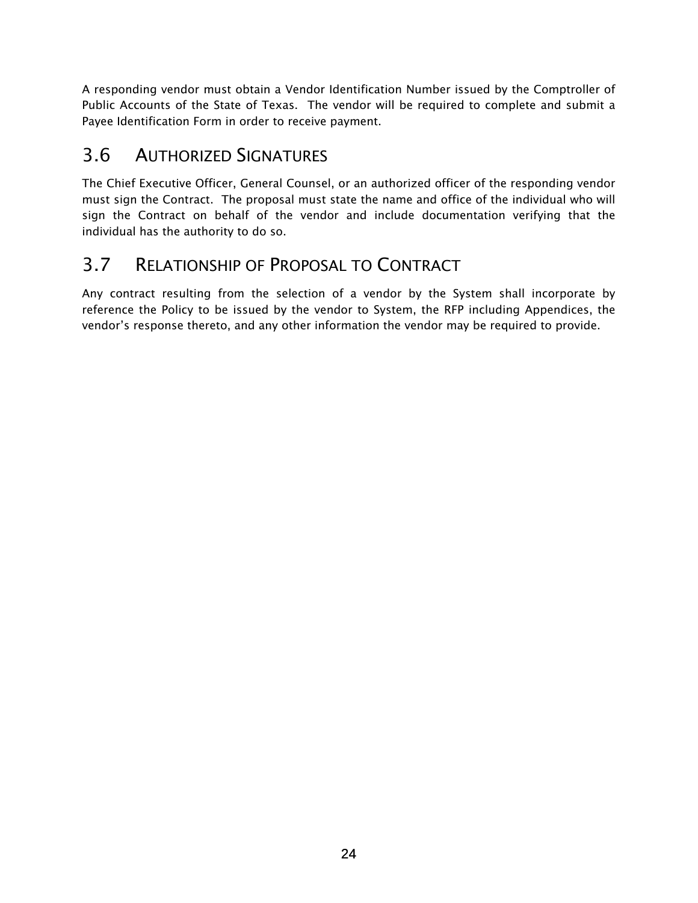A responding vendor must obtain a Vendor Identification Number issued by the Comptroller of Public Accounts of the State of Texas. The vendor will be required to complete and submit a Payee Identification Form in order to receive payment.

## 3.6 AUTHORIZED SIGNATURES

The Chief Executive Officer, General Counsel, or an authorized officer of the responding vendor must sign the Contract. The proposal must state the name and office of the individual who will sign the Contract on behalf of the vendor and include documentation verifying that the individual has the authority to do so.

## 3.7 RELATIONSHIP OF PROPOSAL TO CONTRACT

Any contract resulting from the selection of a vendor by the System shall incorporate by reference the Policy to be issued by the vendor to System, the RFP including Appendices, the vendor's response thereto, and any other information the vendor may be required to provide.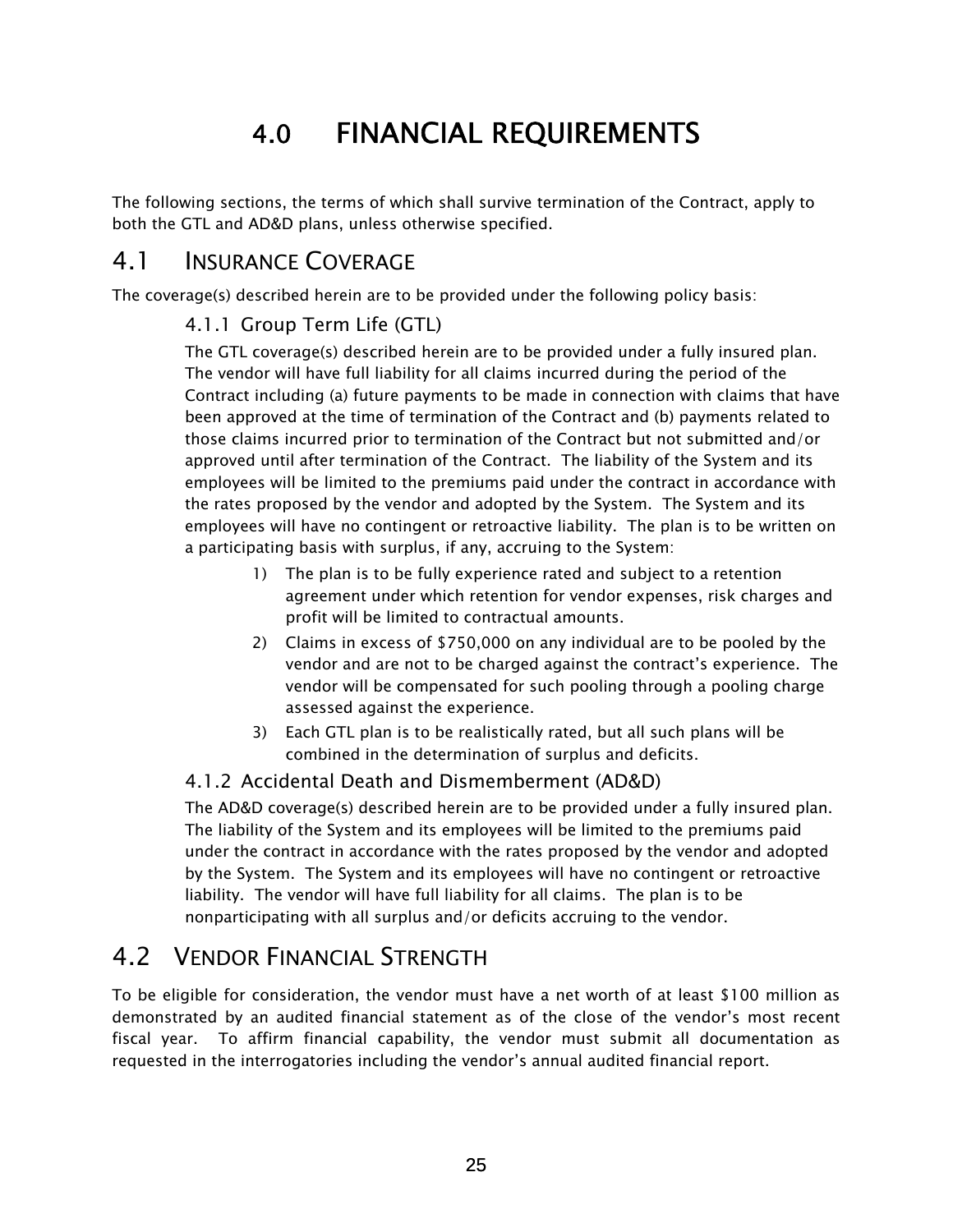# 4.0 FINANCIAL REQUIREMENTS

The following sections, the terms of which shall survive termination of the Contract, apply to both the GTL and AD&D plans, unless otherwise specified.

## 4.1 INSURANCE COVERAGE

The coverage(s) described herein are to be provided under the following policy basis:

### 4.1.1 Group Term Life (GTL)

The GTL coverage(s) described herein are to be provided under a fully insured plan. The vendor will have full liability for all claims incurred during the period of the Contract including (a) future payments to be made in connection with claims that have been approved at the time of termination of the Contract and (b) payments related to those claims incurred prior to termination of the Contract but not submitted and/or approved until after termination of the Contract. The liability of the System and its employees will be limited to the premiums paid under the contract in accordance with the rates proposed by the vendor and adopted by the System. The System and its employees will have no contingent or retroactive liability. The plan is to be written on a participating basis with surplus, if any, accruing to the System:

1) The plan is to be fully experience rated and subject to a retention agreement under which retention for vendor expenses, risk charges and profit will be limited to contractual amounts.
2) Claims in excess of $750,000 on any individual are to be pooled by the vendor and are not to be charged against the contract's experience. The vendor will be compensated for such pooling through a pooling charge assessed against the experience.
3) Each GTL plan is to be realistically rated, but all such plans will be combined in the determination of surplus and deficits.

### 4.1.2 Accidental Death and Dismemberment (AD&D)

The AD&D coverage(s) described herein are to be provided under a fully insured plan. The liability of the System and its employees will be limited to the premiums paid under the contract in accordance with the rates proposed by the vendor and adopted by the System. The System and its employees will have no contingent or retroactive liability. The vendor will have full liability for all claims. The plan is to be nonparticipating with all surplus and/or deficits accruing to the vendor.

## 4.2 VENDOR FINANCIAL STRENGTH

To be eligible for consideration, the vendor must have a net worth of at least $100 million as demonstrated by an audited financial statement as of the close of the vendor's most recent fiscal year. To affirm financial capability, the vendor must submit all documentation as requested in the interrogatories including the vendor's annual audited financial report.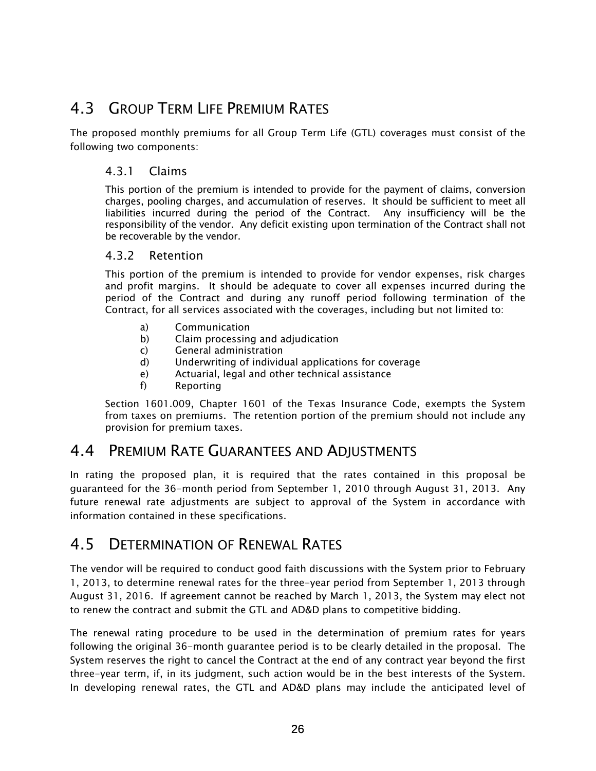## 4.3 Group Term Life Premium Rates

The proposed monthly premiums for all Group Term Life (GTL) coverages must consist of the following two components:

### 4.3.1 Claims

This portion of the premium is intended to provide for the payment of claims, conversion charges, pooling charges, and accumulation of reserves. It should be sufficient to meet all liabilities incurred during the period of the Contract. Any insufficiency will be the responsibility of the vendor. Any deficit existing upon termination of the Contract shall not be recoverable by the vendor.

### 4.3.2 Retention

This portion of the premium is intended to provide for vendor expenses, risk charges and profit margins. It should be adequate to cover all expenses incurred during the period of the Contract and during any runoff period following termination of the Contract, for all services associated with the coverages, including but not limited to:

a) Communication
b) Claim processing and adjudication
c) General administration
d) Underwriting of individual applications for coverage
e) Actuarial, legal and other technical assistance
f) Reporting

Section 1601.009, Chapter 1601 of the Texas Insurance Code, exempts the System from taxes on premiums. The retention portion of the premium should not include any provision for premium taxes.

## 4.4 Premium Rate Guarantees and Adjustments

In rating the proposed plan, it is required that the rates contained in this proposal be guaranteed for the 36-month period from September 1, 2010 through August 31, 2013. Any future renewal rate adjustments are subject to approval of the System in accordance with information contained in these specifications.

## 4.5 Determination of Renewal Rates

The vendor will be required to conduct good faith discussions with the System prior to February 1, 2013, to determine renewal rates for the three-year period from September 1, 2013 through August 31, 2016. If agreement cannot be reached by March 1, 2013, the System may elect not to renew the contract and submit the GTL and AD&D plans to competitive bidding.

The renewal rating procedure to be used in the determination of premium rates for years following the original 36-month guarantee period is to be clearly detailed in the proposal. The System reserves the right to cancel the Contract at the end of any contract year beyond the first three-year term, if, in its judgment, such action would be in the best interests of the System. In developing renewal rates, the GTL and AD&D plans may include the anticipated level of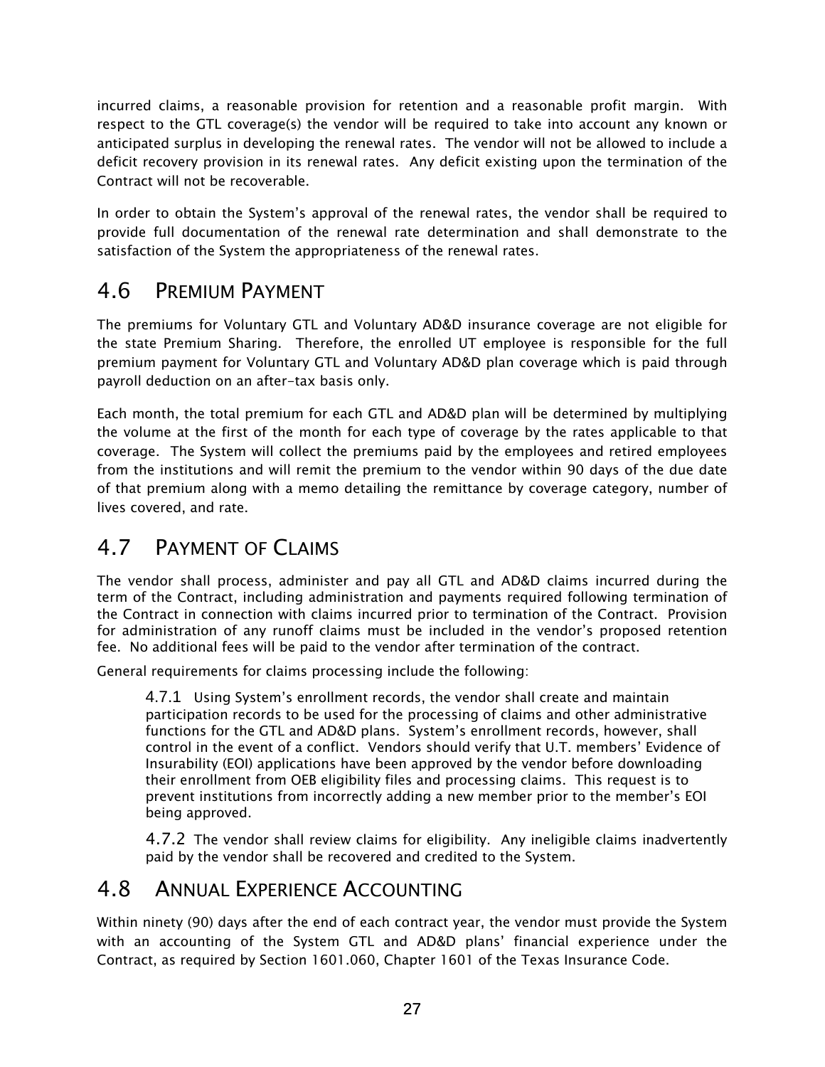incurred claims, a reasonable provision for retention and a reasonable profit margin. With respect to the GTL coverage(s) the vendor will be required to take into account any known or anticipated surplus in developing the renewal rates. The vendor will not be allowed to include a deficit recovery provision in its renewal rates. Any deficit existing upon the termination of the Contract will not be recoverable.

In order to obtain the System's approval of the renewal rates, the vendor shall be required to provide full documentation of the renewal rate determination and shall demonstrate to the satisfaction of the System the appropriateness of the renewal rates.

## 4.6 PREMIUM PAYMENT

The premiums for Voluntary GTL and Voluntary AD&D insurance coverage are not eligible for the state Premium Sharing. Therefore, the enrolled UT employee is responsible for the full premium payment for Voluntary GTL and Voluntary AD&D plan coverage which is paid through payroll deduction on an after-tax basis only.

Each month, the total premium for each GTL and AD&D plan will be determined by multiplying the volume at the first of the month for each type of coverage by the rates applicable to that coverage. The System will collect the premiums paid by the employees and retired employees from the institutions and will remit the premium to the vendor within 90 days of the due date of that premium along with a memo detailing the remittance by coverage category, number of lives covered, and rate.

## 4.7 PAYMENT OF CLAIMS

The vendor shall process, administer and pay all GTL and AD&D claims incurred during the term of the Contract, including administration and payments required following termination of the Contract in connection with claims incurred prior to termination of the Contract. Provision for administration of any runoff claims must be included in the vendor's proposed retention fee. No additional fees will be paid to the vendor after termination of the contract.

General requirements for claims processing include the following:

> 4.7.1 Using System's enrollment records, the vendor shall create and maintain participation records to be used for the processing of claims and other administrative functions for the GTL and AD&D plans. System's enrollment records, however, shall control in the event of a conflict. Vendors should verify that U.T. members' Evidence of Insurability (EOI) applications have been approved by the vendor before downloading their enrollment from OEB eligibility files and processing claims. This request is to prevent institutions from incorrectly adding a new member prior to the member's EOI being approved.
>
> 4.7.2 The vendor shall review claims for eligibility. Any ineligible claims inadvertently paid by the vendor shall be recovered and credited to the System.

## 4.8 ANNUAL EXPERIENCE ACCOUNTING

Within ninety (90) days after the end of each contract year, the vendor must provide the System with an accounting of the System GTL and AD&D plans' financial experience under the Contract, as required by Section 1601.060, Chapter 1601 of the Texas Insurance Code.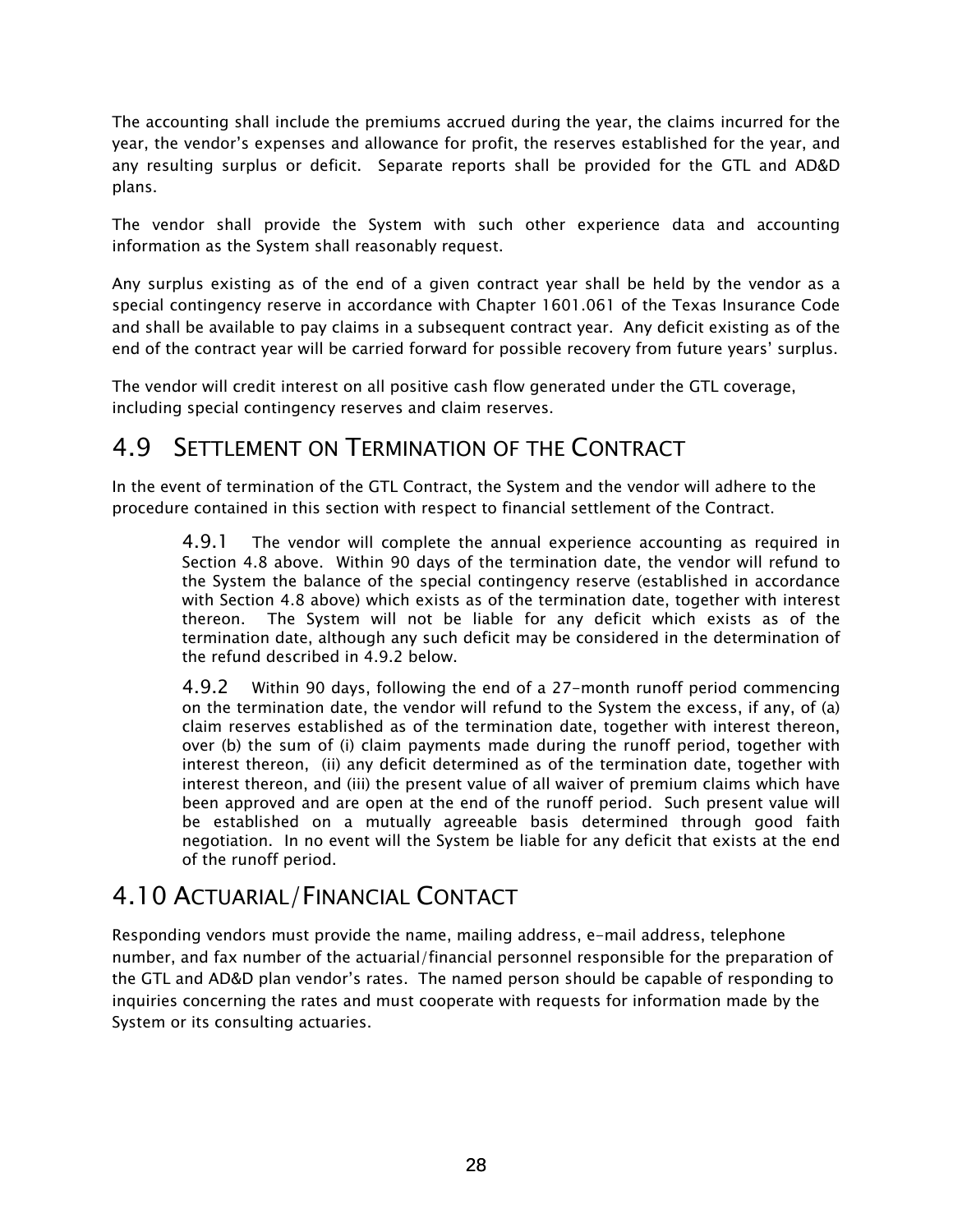The accounting shall include the premiums accrued during the year, the claims incurred for the year, the vendor's expenses and allowance for profit, the reserves established for the year, and any resulting surplus or deficit. Separate reports shall be provided for the GTL and AD&D plans.

The vendor shall provide the System with such other experience data and accounting information as the System shall reasonably request.

Any surplus existing as of the end of a given contract year shall be held by the vendor as a special contingency reserve in accordance with Chapter 1601.061 of the Texas Insurance Code and shall be available to pay claims in a subsequent contract year. Any deficit existing as of the end of the contract year will be carried forward for possible recovery from future years' surplus.

The vendor will credit interest on all positive cash flow generated under the GTL coverage, including special contingency reserves and claim reserves.

## 4.9 Settlement on Termination of the Contract

In the event of termination of the GTL Contract, the System and the vendor will adhere to the procedure contained in this section with respect to financial settlement of the Contract.

4.9.1 The vendor will complete the annual experience accounting as required in Section 4.8 above. Within 90 days of the termination date, the vendor will refund to the System the balance of the special contingency reserve (established in accordance with Section 4.8 above) which exists as of the termination date, together with interest thereon. The System will not be liable for any deficit which exists as of the termination date, although any such deficit may be considered in the determination of the refund described in 4.9.2 below.

4.9.2 Within 90 days, following the end of a 27-month runoff period commencing on the termination date, the vendor will refund to the System the excess, if any, of (a) claim reserves established as of the termination date, together with interest thereon, over (b) the sum of (i) claim payments made during the runoff period, together with interest thereon, (ii) any deficit determined as of the termination date, together with interest thereon, and (iii) the present value of all waiver of premium claims which have been approved and are open at the end of the runoff period. Such present value will be established on a mutually agreeable basis determined through good faith negotiation. In no event will the System be liable for any deficit that exists at the end of the runoff period.

## 4.10 Actuarial/Financial Contact

Responding vendors must provide the name, mailing address, e-mail address, telephone number, and fax number of the actuarial/financial personnel responsible for the preparation of the GTL and AD&D plan vendor's rates. The named person should be capable of responding to inquiries concerning the rates and must cooperate with requests for information made by the System or its consulting actuaries.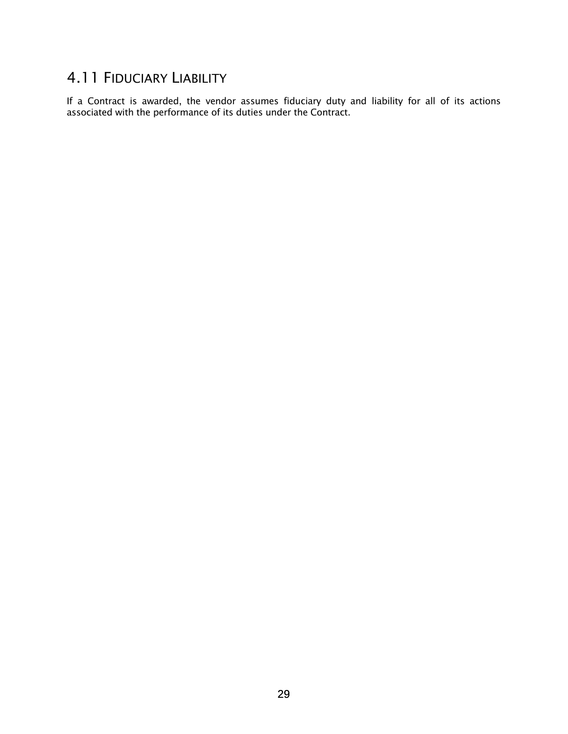## 4.11 Fiduciary Liability

If a Contract is awarded, the vendor assumes fiduciary duty and liability for all of its actions associated with the performance of its duties under the Contract.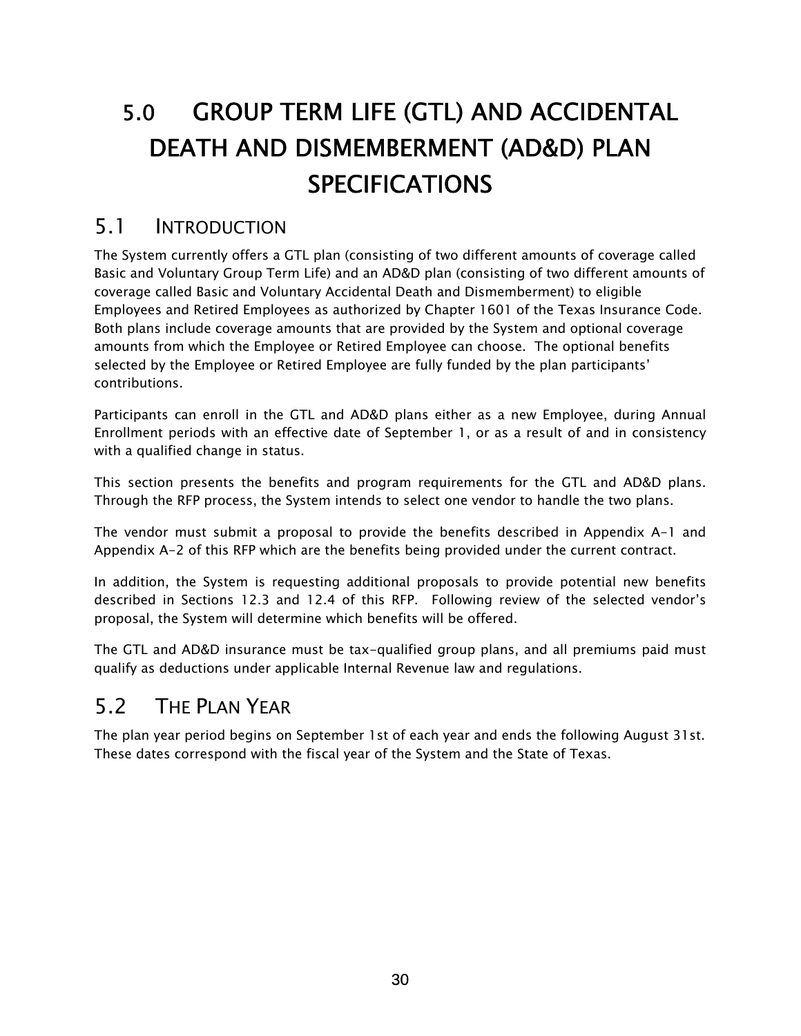# 5.0 GROUP TERM LIFE (GTL) AND ACCIDENTAL DEATH AND DISMEMBERMENT (AD&D) PLAN SPECIFICATIONS

## 5.1 INTRODUCTION

The System currently offers a GTL plan (consisting of two different amounts of coverage called Basic and Voluntary Group Term Life) and an AD&D plan (consisting of two different amounts of coverage called Basic and Voluntary Accidental Death and Dismemberment) to eligible Employees and Retired Employees as authorized by Chapter 1601 of the Texas Insurance Code. Both plans include coverage amounts that are provided by the System and optional coverage amounts from which the Employee or Retired Employee can choose. The optional benefits selected by the Employee or Retired Employee are fully funded by the plan participants' contributions.

Participants can enroll in the GTL and AD&D plans either as a new Employee, during Annual Enrollment periods with an effective date of September 1, or as a result of and in consistency with a qualified change in status.

This section presents the benefits and program requirements for the GTL and AD&D plans. Through the RFP process, the System intends to select one vendor to handle the two plans.

The vendor must submit a proposal to provide the benefits described in Appendix A-1 and Appendix A-2 of this RFP which are the benefits being provided under the current contract.

In addition, the System is requesting additional proposals to provide potential new benefits described in Sections 12.3 and 12.4 of this RFP. Following review of the selected vendor's proposal, the System will determine which benefits will be offered.

The GTL and AD&D insurance must be tax-qualified group plans, and all premiums paid must qualify as deductions under applicable Internal Revenue law and regulations.

## 5.2 THE PLAN YEAR

The plan year period begins on September 1st of each year and ends the following August 31st. These dates correspond with the fiscal year of the System and the State of Texas.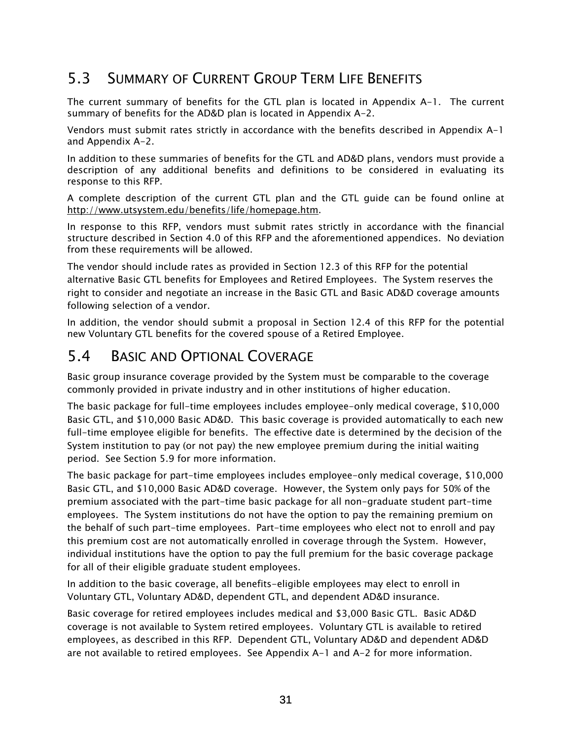## 5.3 Summary of Current Group Term Life Benefits

The current summary of benefits for the GTL plan is located in Appendix A-1. The current summary of benefits for the AD&D plan is located in Appendix A-2.

Vendors must submit rates strictly in accordance with the benefits described in Appendix A-1 and Appendix A-2.

In addition to these summaries of benefits for the GTL and AD&D plans, vendors must provide a description of any additional benefits and definitions to be considered in evaluating its response to this RFP.

A complete description of the current GTL plan and the GTL guide can be found online at http://www.utsystem.edu/benefits/life/homepage.htm.

In response to this RFP, vendors must submit rates strictly in accordance with the financial structure described in Section 4.0 of this RFP and the aforementioned appendices. No deviation from these requirements will be allowed.

The vendor should include rates as provided in Section 12.3 of this RFP for the potential alternative Basic GTL benefits for Employees and Retired Employees. The System reserves the right to consider and negotiate an increase in the Basic GTL and Basic AD&D coverage amounts following selection of a vendor.

In addition, the vendor should submit a proposal in Section 12.4 of this RFP for the potential new Voluntary GTL benefits for the covered spouse of a Retired Employee.

## 5.4 Basic and Optional Coverage

Basic group insurance coverage provided by the System must be comparable to the coverage commonly provided in private industry and in other institutions of higher education.

The basic package for full-time employees includes employee-only medical coverage, $10,000 Basic GTL, and $10,000 Basic AD&D. This basic coverage is provided automatically to each new full-time employee eligible for benefits. The effective date is determined by the decision of the System institution to pay (or not pay) the new employee premium during the initial waiting period. See Section 5.9 for more information.

The basic package for part-time employees includes employee-only medical coverage, $10,000 Basic GTL, and $10,000 Basic AD&D coverage. However, the System only pays for 50% of the premium associated with the part-time basic package for all non-graduate student part-time employees. The System institutions do not have the option to pay the remaining premium on the behalf of such part-time employees. Part-time employees who elect not to enroll and pay this premium cost are not automatically enrolled in coverage through the System. However, individual institutions have the option to pay the full premium for the basic coverage package for all of their eligible graduate student employees.

In addition to the basic coverage, all benefits-eligible employees may elect to enroll in Voluntary GTL, Voluntary AD&D, dependent GTL, and dependent AD&D insurance.

Basic coverage for retired employees includes medical and $3,000 Basic GTL. Basic AD&D coverage is not available to System retired employees. Voluntary GTL is available to retired employees, as described in this RFP. Dependent GTL, Voluntary AD&D and dependent AD&D are not available to retired employees. See Appendix A-1 and A-2 for more information.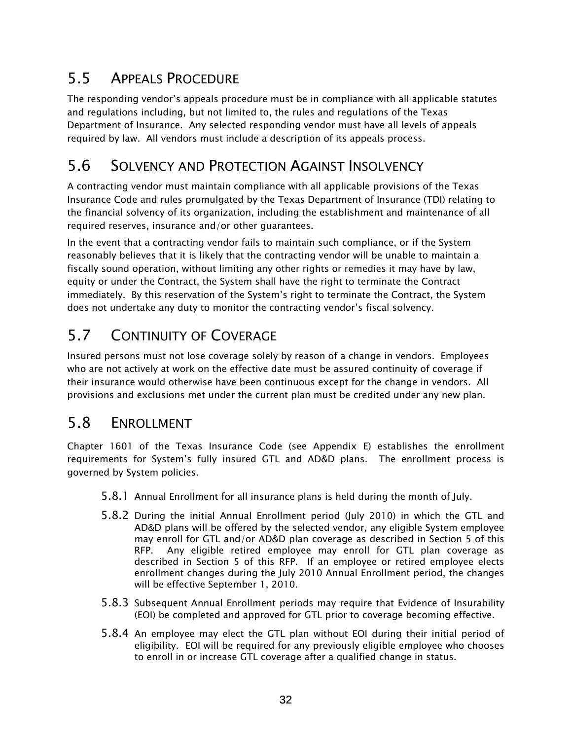## 5.5 APPEALS PROCEDURE

The responding vendor's appeals procedure must be in compliance with all applicable statutes and regulations including, but not limited to, the rules and regulations of the Texas Department of Insurance. Any selected responding vendor must have all levels of appeals required by law. All vendors must include a description of its appeals process.

## 5.6 SOLVENCY AND PROTECTION AGAINST INSOLVENCY

A contracting vendor must maintain compliance with all applicable provisions of the Texas Insurance Code and rules promulgated by the Texas Department of Insurance (TDI) relating to the financial solvency of its organization, including the establishment and maintenance of all required reserves, insurance and/or other guarantees.

In the event that a contracting vendor fails to maintain such compliance, or if the System reasonably believes that it is likely that the contracting vendor will be unable to maintain a fiscally sound operation, without limiting any other rights or remedies it may have by law, equity or under the Contract, the System shall have the right to terminate the Contract immediately. By this reservation of the System's right to terminate the Contract, the System does not undertake any duty to monitor the contracting vendor's fiscal solvency.

## 5.7 CONTINUITY OF COVERAGE

Insured persons must not lose coverage solely by reason of a change in vendors. Employees who are not actively at work on the effective date must be assured continuity of coverage if their insurance would otherwise have been continuous except for the change in vendors. All provisions and exclusions met under the current plan must be credited under any new plan.

## 5.8 ENROLLMENT

Chapter 1601 of the Texas Insurance Code (see Appendix E) establishes the enrollment requirements for System's fully insured GTL and AD&D plans. The enrollment process is governed by System policies.

5.8.1 Annual Enrollment for all insurance plans is held during the month of July.

5.8.2 During the initial Annual Enrollment period (July 2010) in which the GTL and AD&D plans will be offered by the selected vendor, any eligible System employee may enroll for GTL and/or AD&D plan coverage as described in Section 5 of this RFP. Any eligible retired employee may enroll for GTL plan coverage as described in Section 5 of this RFP. If an employee or retired employee elects enrollment changes during the July 2010 Annual Enrollment period, the changes will be effective September 1, 2010.

5.8.3 Subsequent Annual Enrollment periods may require that Evidence of Insurability (EOI) be completed and approved for GTL prior to coverage becoming effective.

5.8.4 An employee may elect the GTL plan without EOI during their initial period of eligibility. EOI will be required for any previously eligible employee who chooses to enroll in or increase GTL coverage after a qualified change in status.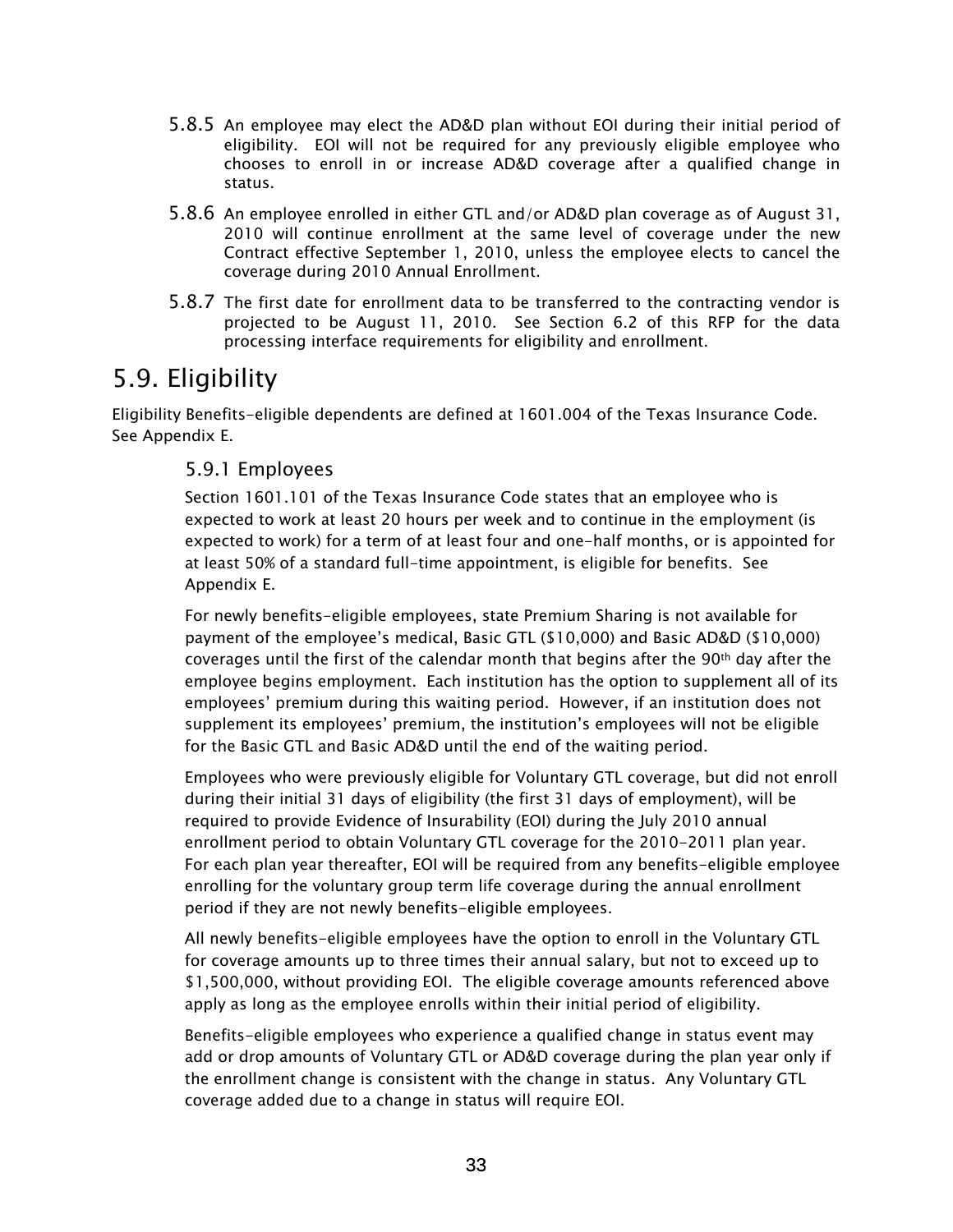5.8.5 An employee may elect the AD&D plan without EOI during their initial period of eligibility. EOI will not be required for any previously eligible employee who chooses to enroll in or increase AD&D coverage after a qualified change in status.

5.8.6 An employee enrolled in either GTL and/or AD&D plan coverage as of August 31, 2010 will continue enrollment at the same level of coverage under the new Contract effective September 1, 2010, unless the employee elects to cancel the coverage during 2010 Annual Enrollment.

5.8.7 The first date for enrollment data to be transferred to the contracting vendor is projected to be August 11, 2010. See Section 6.2 of this RFP for the data processing interface requirements for eligibility and enrollment.

## 5.9. Eligibility

Eligibility Benefits-eligible dependents are defined at 1601.004 of the Texas Insurance Code. See Appendix E.

### 5.9.1 Employees

Section 1601.101 of the Texas Insurance Code states that an employee who is expected to work at least 20 hours per week and to continue in the employment (is expected to work) for a term of at least four and one-half months, or is appointed for at least 50% of a standard full-time appointment, is eligible for benefits. See Appendix E.

For newly benefits-eligible employees, state Premium Sharing is not available for payment of the employee's medical, Basic GTL ($10,000) and Basic AD&D ($10,000) coverages until the first of the calendar month that begins after the 90th day after the employee begins employment. Each institution has the option to supplement all of its employees' premium during this waiting period. However, if an institution does not supplement its employees' premium, the institution's employees will not be eligible for the Basic GTL and Basic AD&D until the end of the waiting period.

Employees who were previously eligible for Voluntary GTL coverage, but did not enroll during their initial 31 days of eligibility (the first 31 days of employment), will be required to provide Evidence of Insurability (EOI) during the July 2010 annual enrollment period to obtain Voluntary GTL coverage for the 2010-2011 plan year. For each plan year thereafter, EOI will be required from any benefits-eligible employee enrolling for the voluntary group term life coverage during the annual enrollment period if they are not newly benefits-eligible employees.

All newly benefits-eligible employees have the option to enroll in the Voluntary GTL for coverage amounts up to three times their annual salary, but not to exceed up to $1,500,000, without providing EOI. The eligible coverage amounts referenced above apply as long as the employee enrolls within their initial period of eligibility.

Benefits-eligible employees who experience a qualified change in status event may add or drop amounts of Voluntary GTL or AD&D coverage during the plan year only if the enrollment change is consistent with the change in status. Any Voluntary GTL coverage added due to a change in status will require EOI.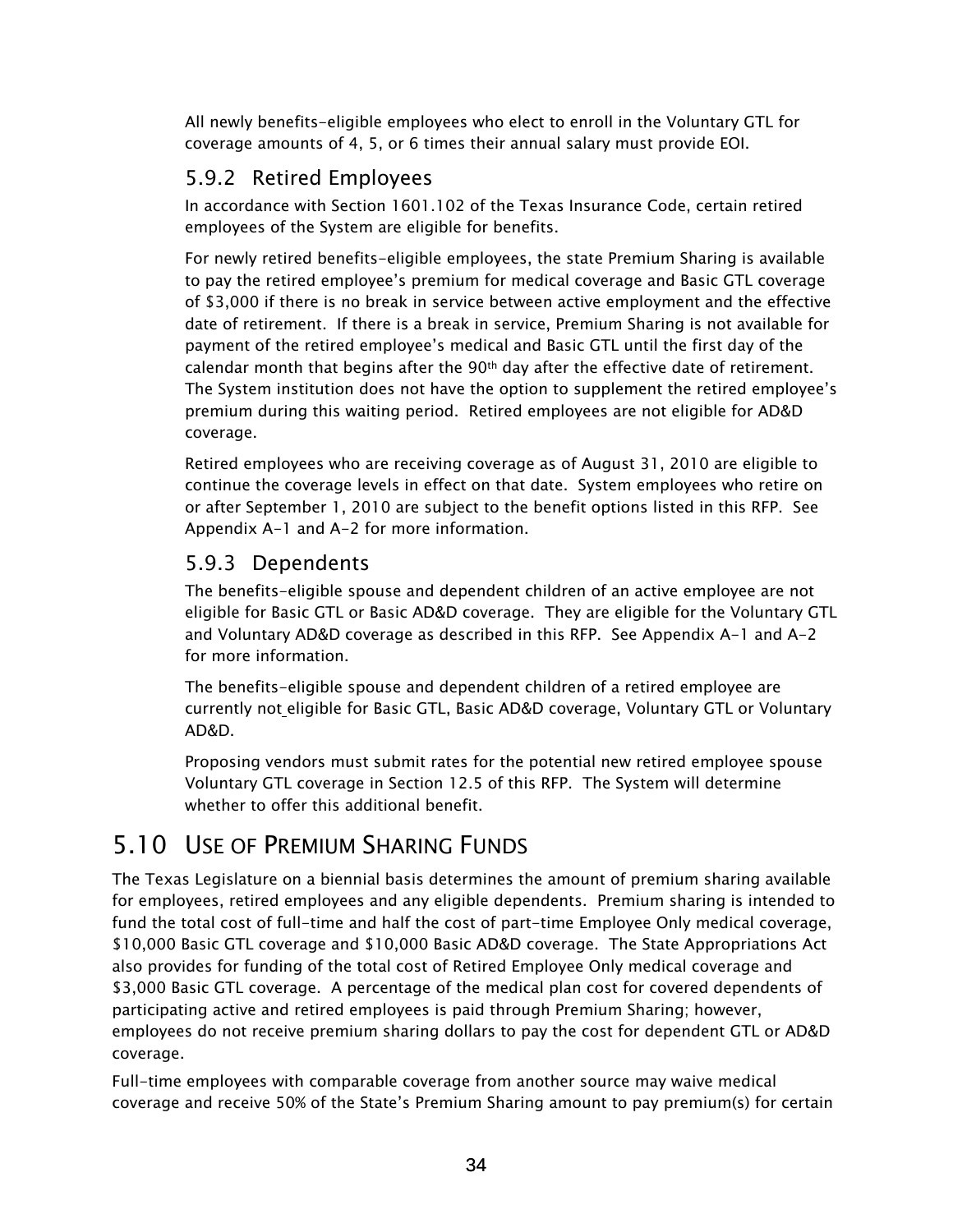All newly benefits-eligible employees who elect to enroll in the Voluntary GTL for coverage amounts of 4, 5, or 6 times their annual salary must provide EOI.

### 5.9.2 Retired Employees

In accordance with Section 1601.102 of the Texas Insurance Code, certain retired employees of the System are eligible for benefits.

For newly retired benefits-eligible employees, the state Premium Sharing is available to pay the retired employee's premium for medical coverage and Basic GTL coverage of $3,000 if there is no break in service between active employment and the effective date of retirement. If there is a break in service, Premium Sharing is not available for payment of the retired employee's medical and Basic GTL until the first day of the calendar month that begins after the 90th day after the effective date of retirement. The System institution does not have the option to supplement the retired employee's premium during this waiting period. Retired employees are not eligible for AD&D coverage.

Retired employees who are receiving coverage as of August 31, 2010 are eligible to continue the coverage levels in effect on that date. System employees who retire on or after September 1, 2010 are subject to the benefit options listed in this RFP. See Appendix A-1 and A-2 for more information.

### 5.9.3 Dependents

The benefits-eligible spouse and dependent children of an active employee are not eligible for Basic GTL or Basic AD&D coverage. They are eligible for the Voluntary GTL and Voluntary AD&D coverage as described in this RFP. See Appendix A-1 and A-2 for more information.

The benefits-eligible spouse and dependent children of a retired employee are currently not eligible for Basic GTL, Basic AD&D coverage, Voluntary GTL or Voluntary AD&D.

Proposing vendors must submit rates for the potential new retired employee spouse Voluntary GTL coverage in Section 12.5 of this RFP. The System will determine whether to offer this additional benefit.

## 5.10 Use of Premium Sharing Funds

The Texas Legislature on a biennial basis determines the amount of premium sharing available for employees, retired employees and any eligible dependents. Premium sharing is intended to fund the total cost of full-time and half the cost of part-time Employee Only medical coverage, $10,000 Basic GTL coverage and $10,000 Basic AD&D coverage. The State Appropriations Act also provides for funding of the total cost of Retired Employee Only medical coverage and $3,000 Basic GTL coverage. A percentage of the medical plan cost for covered dependents of participating active and retired employees is paid through Premium Sharing; however, employees do not receive premium sharing dollars to pay the cost for dependent GTL or AD&D coverage.

Full-time employees with comparable coverage from another source may waive medical coverage and receive 50% of the State's Premium Sharing amount to pay premium(s) for certain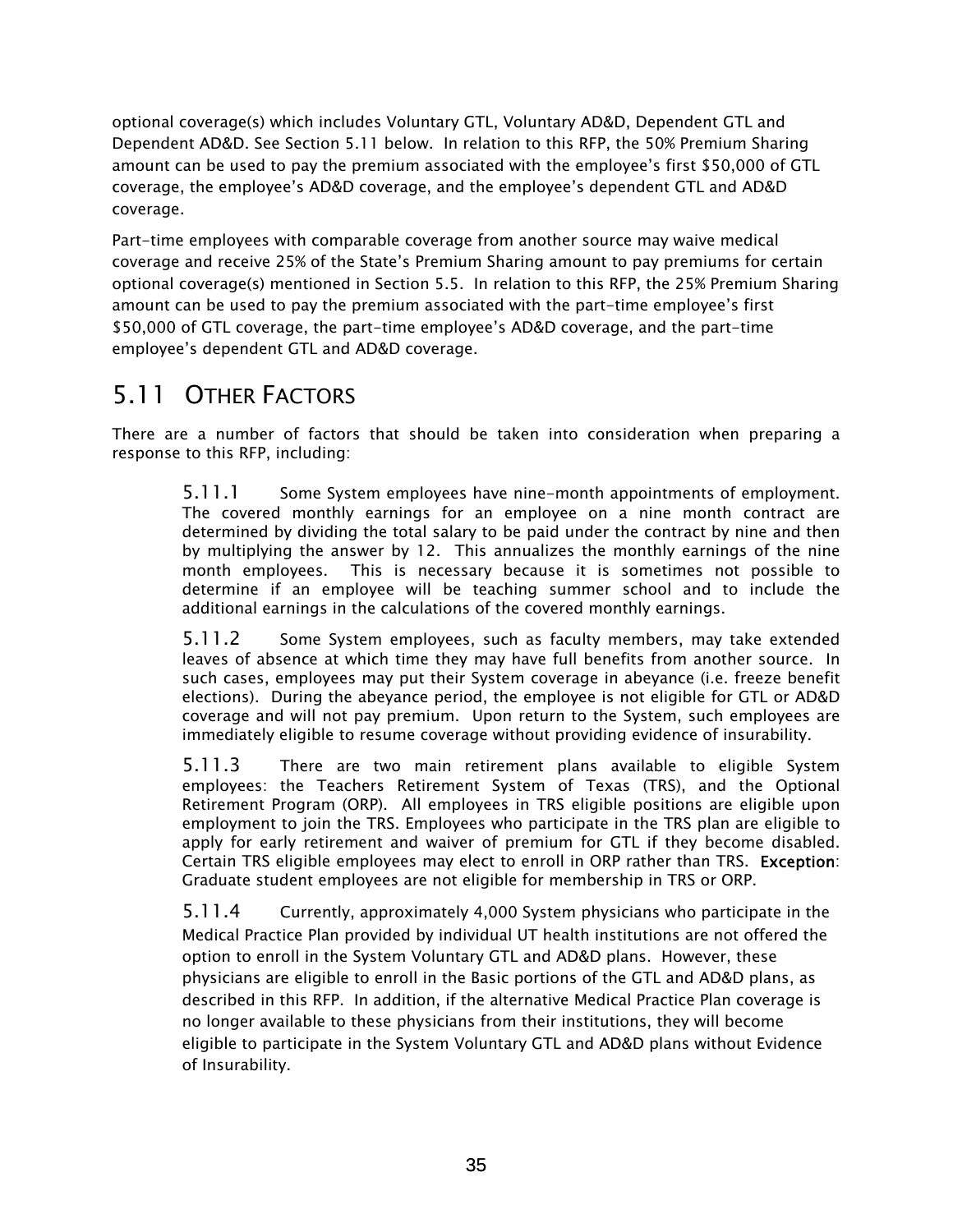optional coverage(s) which includes Voluntary GTL, Voluntary AD&D, Dependent GTL and Dependent AD&D. See Section 5.11 below. In relation to this RFP, the 50% Premium Sharing amount can be used to pay the premium associated with the employee's first $50,000 of GTL coverage, the employee's AD&D coverage, and the employee's dependent GTL and AD&D coverage.

Part-time employees with comparable coverage from another source may waive medical coverage and receive 25% of the State's Premium Sharing amount to pay premiums for certain optional coverage(s) mentioned in Section 5.5. In relation to this RFP, the 25% Premium Sharing amount can be used to pay the premium associated with the part-time employee's first $50,000 of GTL coverage, the part-time employee's AD&D coverage, and the part-time employee's dependent GTL and AD&D coverage.

## 5.11 OTHER FACTORS

There are a number of factors that should be taken into consideration when preparing a response to this RFP, including:

5.11.1 Some System employees have nine-month appointments of employment. The covered monthly earnings for an employee on a nine month contract are determined by dividing the total salary to be paid under the contract by nine and then by multiplying the answer by 12. This annualizes the monthly earnings of the nine month employees. This is necessary because it is sometimes not possible to determine if an employee will be teaching summer school and to include the additional earnings in the calculations of the covered monthly earnings.

5.11.2 Some System employees, such as faculty members, may take extended leaves of absence at which time they may have full benefits from another source. In such cases, employees may put their System coverage in abeyance (i.e. freeze benefit elections). During the abeyance period, the employee is not eligible for GTL or AD&D coverage and will not pay premium. Upon return to the System, such employees are immediately eligible to resume coverage without providing evidence of insurability.

5.11.3 There are two main retirement plans available to eligible System employees: the Teachers Retirement System of Texas (TRS), and the Optional Retirement Program (ORP). All employees in TRS eligible positions are eligible upon employment to join the TRS. Employees who participate in the TRS plan are eligible to apply for early retirement and waiver of premium for GTL if they become disabled. Certain TRS eligible employees may elect to enroll in ORP rather than TRS. **Exception**: Graduate student employees are not eligible for membership in TRS or ORP.

5.11.4 Currently, approximately 4,000 System physicians who participate in the Medical Practice Plan provided by individual UT health institutions are not offered the option to enroll in the System Voluntary GTL and AD&D plans. However, these physicians are eligible to enroll in the Basic portions of the GTL and AD&D plans, as described in this RFP. In addition, if the alternative Medical Practice Plan coverage is no longer available to these physicians from their institutions, they will become eligible to participate in the System Voluntary GTL and AD&D plans without Evidence of Insurability.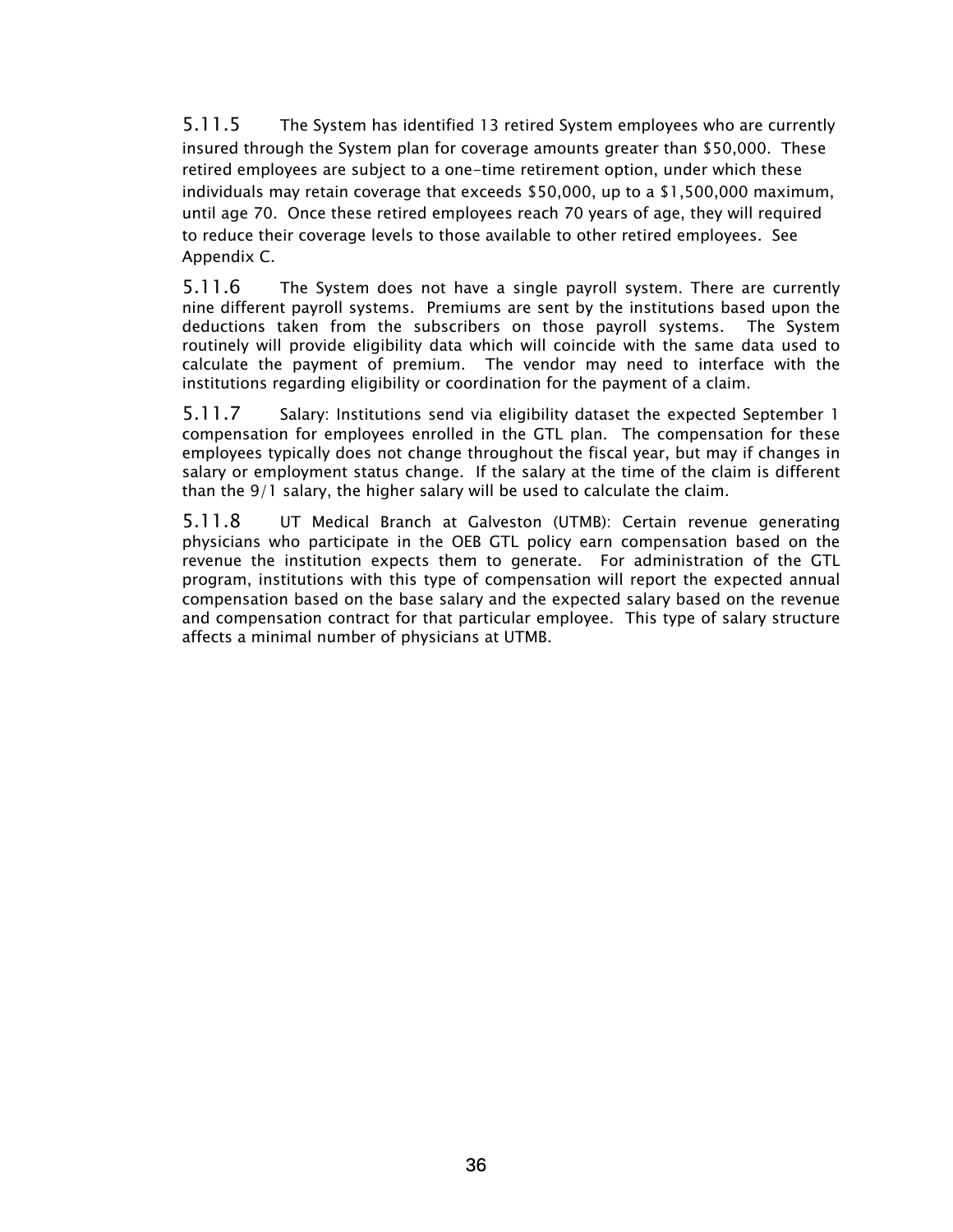5.11.5 The System has identified 13 retired System employees who are currently insured through the System plan for coverage amounts greater than $50,000. These retired employees are subject to a one-time retirement option, under which these individuals may retain coverage that exceeds $50,000, up to a $1,500,000 maximum, until age 70. Once these retired employees reach 70 years of age, they will required to reduce their coverage levels to those available to other retired employees. See Appendix C.

5.11.6 The System does not have a single payroll system. There are currently nine different payroll systems. Premiums are sent by the institutions based upon the deductions taken from the subscribers on those payroll systems. The System routinely will provide eligibility data which will coincide with the same data used to calculate the payment of premium. The vendor may need to interface with the institutions regarding eligibility or coordination for the payment of a claim.

5.11.7 Salary: Institutions send via eligibility dataset the expected September 1 compensation for employees enrolled in the GTL plan. The compensation for these employees typically does not change throughout the fiscal year, but may if changes in salary or employment status change. If the salary at the time of the claim is different than the 9/1 salary, the higher salary will be used to calculate the claim.

5.11.8 UT Medical Branch at Galveston (UTMB): Certain revenue generating physicians who participate in the OEB GTL policy earn compensation based on the revenue the institution expects them to generate. For administration of the GTL program, institutions with this type of compensation will report the expected annual compensation based on the base salary and the expected salary based on the revenue and compensation contract for that particular employee. This type of salary structure affects a minimal number of physicians at UTMB.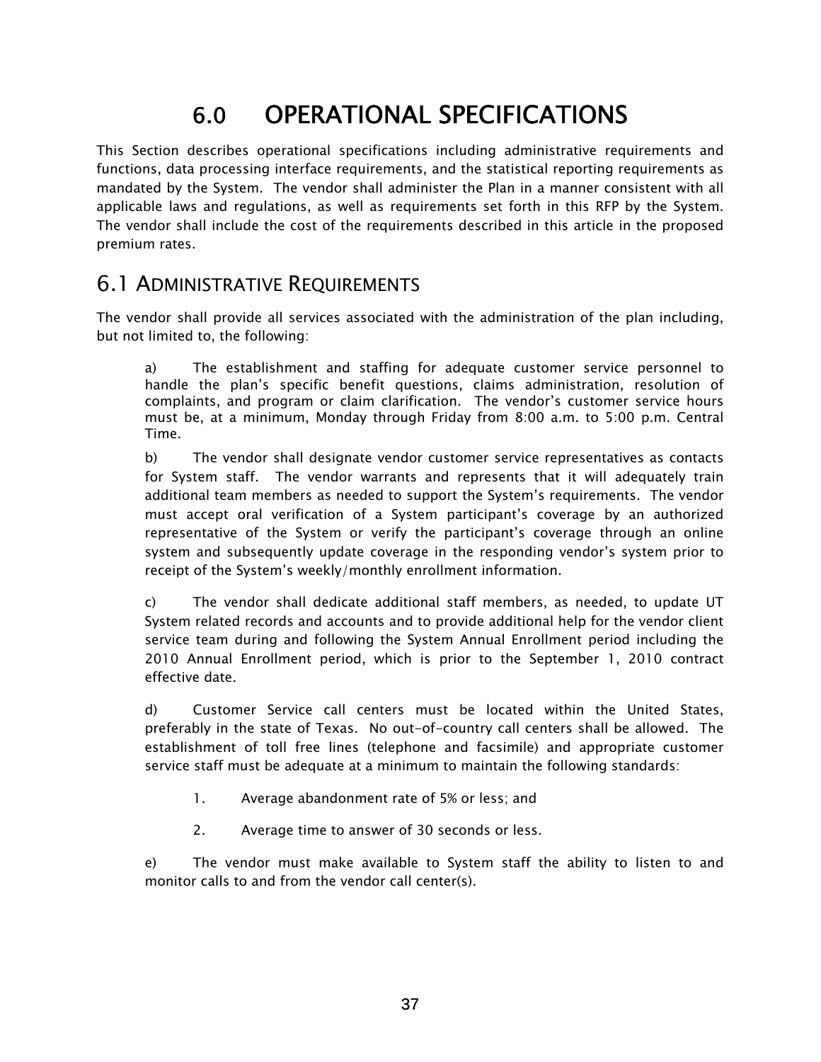# 6.0 OPERATIONAL SPECIFICATIONS

This Section describes operational specifications including administrative requirements and functions, data processing interface requirements, and the statistical reporting requirements as mandated by the System. The vendor shall administer the Plan in a manner consistent with all applicable laws and regulations, as well as requirements set forth in this RFP by the System. The vendor shall include the cost of the requirements described in this article in the proposed premium rates.

## 6.1 ADMINISTRATIVE REQUIREMENTS

The vendor shall provide all services associated with the administration of the plan including, but not limited to, the following:

a) The establishment and staffing for adequate customer service personnel to handle the plan's specific benefit questions, claims administration, resolution of complaints, and program or claim clarification. The vendor's customer service hours must be, at a minimum, Monday through Friday from 8:00 a.m. to 5:00 p.m. Central Time.

b) The vendor shall designate vendor customer service representatives as contacts for System staff. The vendor warrants and represents that it will adequately train additional team members as needed to support the System's requirements. The vendor must accept oral verification of a System participant's coverage by an authorized representative of the System or verify the participant's coverage through an online system and subsequently update coverage in the responding vendor's system prior to receipt of the System's weekly/monthly enrollment information.

c) The vendor shall dedicate additional staff members, as needed, to update UT System related records and accounts and to provide additional help for the vendor client service team during and following the System Annual Enrollment period including the 2010 Annual Enrollment period, which is prior to the September 1, 2010 contract effective date.

d) Customer Service call centers must be located within the United States, preferably in the state of Texas. No out-of-country call centers shall be allowed. The establishment of toll free lines (telephone and facsimile) and appropriate customer service staff must be adequate at a minimum to maintain the following standards:

1. Average abandonment rate of 5% or less; and

2. Average time to answer of 30 seconds or less.

e) The vendor must make available to System staff the ability to listen to and monitor calls to and from the vendor call center(s).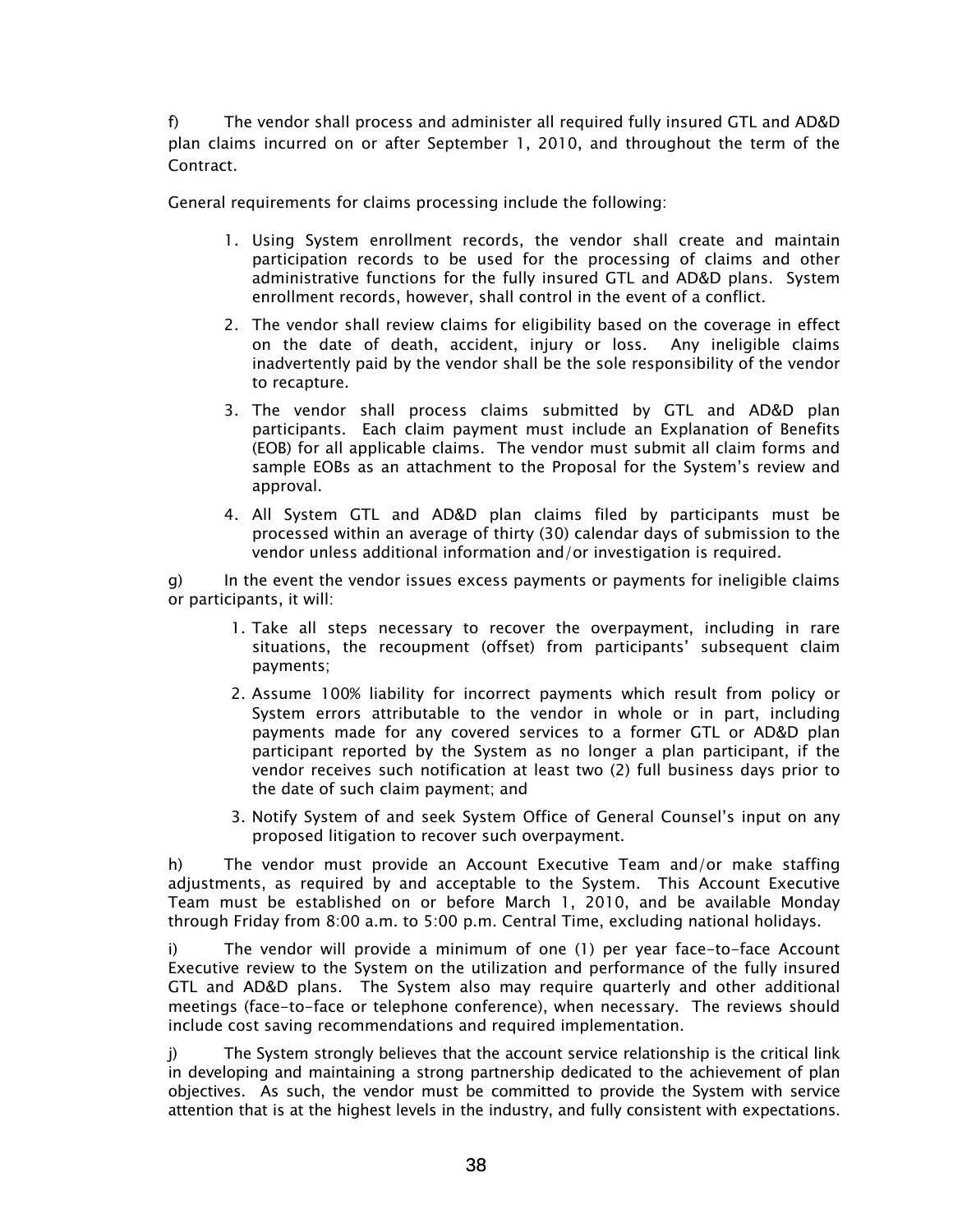f) The vendor shall process and administer all required fully insured GTL and AD&D plan claims incurred on or after September 1, 2010, and throughout the term of the Contract.

General requirements for claims processing include the following:

1. Using System enrollment records, the vendor shall create and maintain participation records to be used for the processing of claims and other administrative functions for the fully insured GTL and AD&D plans. System enrollment records, however, shall control in the event of a conflict.
2. The vendor shall review claims for eligibility based on the coverage in effect on the date of death, accident, injury or loss. Any ineligible claims inadvertently paid by the vendor shall be the sole responsibility of the vendor to recapture.
3. The vendor shall process claims submitted by GTL and AD&D plan participants. Each claim payment must include an Explanation of Benefits (EOB) for all applicable claims. The vendor must submit all claim forms and sample EOBs as an attachment to the Proposal for the System's review and approval.
4. All System GTL and AD&D plan claims filed by participants must be processed within an average of thirty (30) calendar days of submission to the vendor unless additional information and/or investigation is required.

g) In the event the vendor issues excess payments or payments for ineligible claims or participants, it will:

1. Take all steps necessary to recover the overpayment, including in rare situations, the recoupment (offset) from participants' subsequent claim payments;
2. Assume 100% liability for incorrect payments which result from policy or System errors attributable to the vendor in whole or in part, including payments made for any covered services to a former GTL or AD&D plan participant reported by the System as no longer a plan participant, if the vendor receives such notification at least two (2) full business days prior to the date of such claim payment; and
3. Notify System of and seek System Office of General Counsel's input on any proposed litigation to recover such overpayment.

h) The vendor must provide an Account Executive Team and/or make staffing adjustments, as required by and acceptable to the System. This Account Executive Team must be established on or before March 1, 2010, and be available Monday through Friday from 8:00 a.m. to 5:00 p.m. Central Time, excluding national holidays.

i) The vendor will provide a minimum of one (1) per year face-to-face Account Executive review to the System on the utilization and performance of the fully insured GTL and AD&D plans. The System also may require quarterly and other additional meetings (face-to-face or telephone conference), when necessary. The reviews should include cost saving recommendations and required implementation.

j) The System strongly believes that the account service relationship is the critical link in developing and maintaining a strong partnership dedicated to the achievement of plan objectives. As such, the vendor must be committed to provide the System with service attention that is at the highest levels in the industry, and fully consistent with expectations.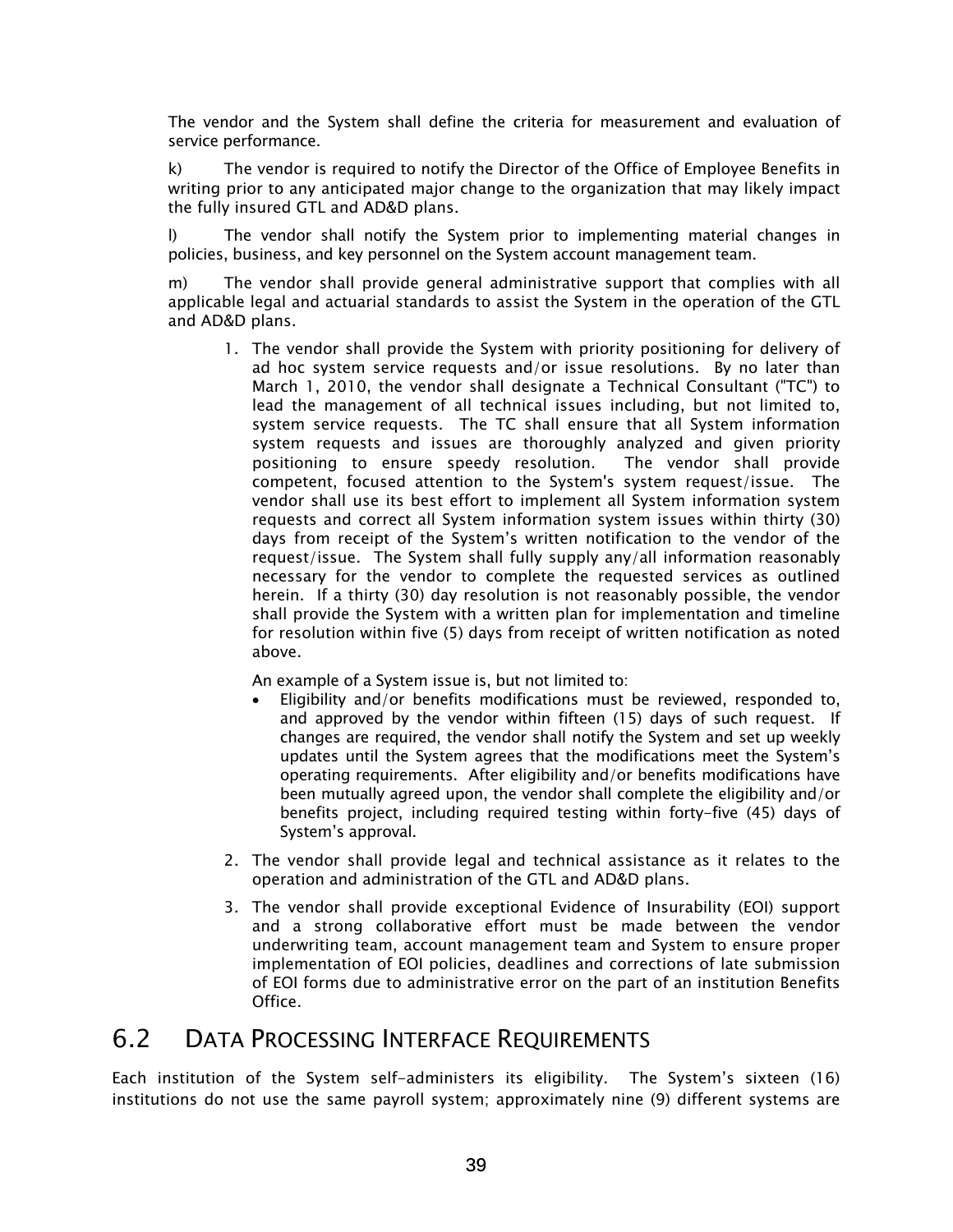The vendor and the System shall define the criteria for measurement and evaluation of service performance.

k) The vendor is required to notify the Director of the Office of Employee Benefits in writing prior to any anticipated major change to the organization that may likely impact the fully insured GTL and AD&D plans.

l) The vendor shall notify the System prior to implementing material changes in policies, business, and key personnel on the System account management team.

m) The vendor shall provide general administrative support that complies with all applicable legal and actuarial standards to assist the System in the operation of the GTL and AD&D plans.

1. The vendor shall provide the System with priority positioning for delivery of ad hoc system service requests and/or issue resolutions. By no later than March 1, 2010, the vendor shall designate a Technical Consultant ("TC") to lead the management of all technical issues including, but not limited to, system service requests. The TC shall ensure that all System information system requests and issues are thoroughly analyzed and given priority positioning to ensure speedy resolution. The vendor shall provide competent, focused attention to the System's system request/issue. The vendor shall use its best effort to implement all System information system requests and correct all System information system issues within thirty (30) days from receipt of the System's written notification to the vendor of the request/issue. The System shall fully supply any/all information reasonably necessary for the vendor to complete the requested services as outlined herein. If a thirty (30) day resolution is not reasonably possible, the vendor shall provide the System with a written plan for implementation and timeline for resolution within five (5) days from receipt of written notification as noted above.

   An example of a System issue is, but not limited to:

   - Eligibility and/or benefits modifications must be reviewed, responded to, and approved by the vendor within fifteen (15) days of such request. If changes are required, the vendor shall notify the System and set up weekly updates until the System agrees that the modifications meet the System's operating requirements. After eligibility and/or benefits modifications have been mutually agreed upon, the vendor shall complete the eligibility and/or benefits project, including required testing within forty-five (45) days of System's approval.

2. The vendor shall provide legal and technical assistance as it relates to the operation and administration of the GTL and AD&D plans.

3. The vendor shall provide exceptional Evidence of Insurability (EOI) support and a strong collaborative effort must be made between the vendor underwriting team, account management team and System to ensure proper implementation of EOI policies, deadlines and corrections of late submission of EOI forms due to administrative error on the part of an institution Benefits Office.

## 6.2 Data Processing Interface Requirements

Each institution of the System self-administers its eligibility. The System's sixteen (16) institutions do not use the same payroll system; approximately nine (9) different systems are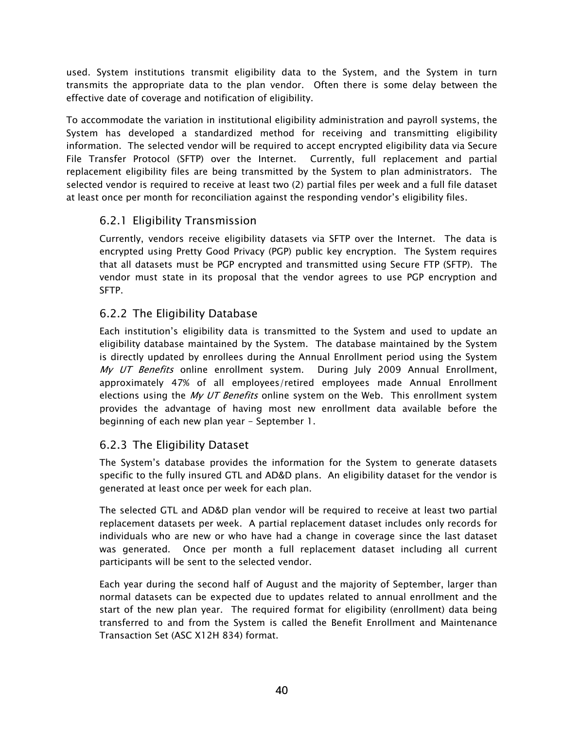used. System institutions transmit eligibility data to the System, and the System in turn transmits the appropriate data to the plan vendor. Often there is some delay between the effective date of coverage and notification of eligibility.

To accommodate the variation in institutional eligibility administration and payroll systems, the System has developed a standardized method for receiving and transmitting eligibility information. The selected vendor will be required to accept encrypted eligibility data via Secure File Transfer Protocol (SFTP) over the Internet. Currently, full replacement and partial replacement eligibility files are being transmitted by the System to plan administrators. The selected vendor is required to receive at least two (2) partial files per week and a full file dataset at least once per month for reconciliation against the responding vendor's eligibility files.

### 6.2.1 Eligibility Transmission

Currently, vendors receive eligibility datasets via SFTP over the Internet. The data is encrypted using Pretty Good Privacy (PGP) public key encryption. The System requires that all datasets must be PGP encrypted and transmitted using Secure FTP (SFTP). The vendor must state in its proposal that the vendor agrees to use PGP encryption and SFTP.

### 6.2.2 The Eligibility Database

Each institution's eligibility data is transmitted to the System and used to update an eligibility database maintained by the System. The database maintained by the System is directly updated by enrollees during the Annual Enrollment period using the System *My UT Benefits* online enrollment system. During July 2009 Annual Enrollment, approximately 47% of all employees/retired employees made Annual Enrollment elections using the *My UT Benefits* online system on the Web. This enrollment system provides the advantage of having most new enrollment data available before the beginning of each new plan year – September 1.

### 6.2.3 The Eligibility Dataset

The System's database provides the information for the System to generate datasets specific to the fully insured GTL and AD&D plans. An eligibility dataset for the vendor is generated at least once per week for each plan.

The selected GTL and AD&D plan vendor will be required to receive at least two partial replacement datasets per week. A partial replacement dataset includes only records for individuals who are new or who have had a change in coverage since the last dataset was generated. Once per month a full replacement dataset including all current participants will be sent to the selected vendor.

Each year during the second half of August and the majority of September, larger than normal datasets can be expected due to updates related to annual enrollment and the start of the new plan year. The required format for eligibility (enrollment) data being transferred to and from the System is called the Benefit Enrollment and Maintenance Transaction Set (ASC X12H 834) format.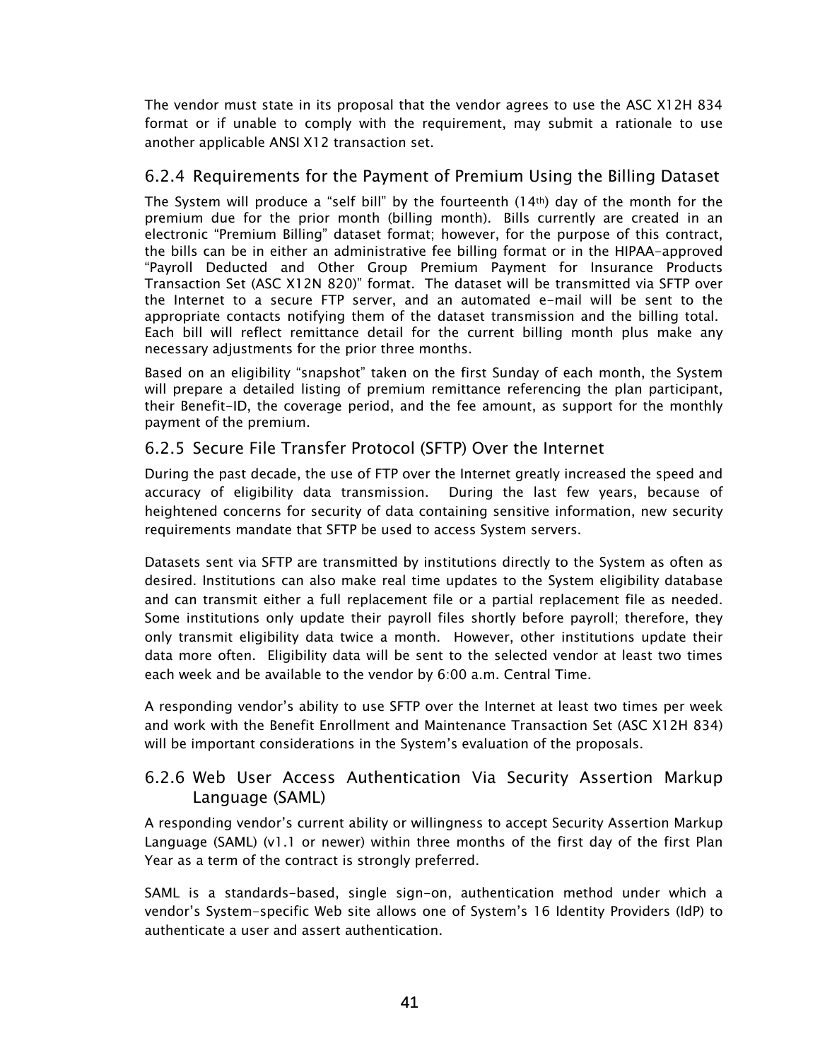The vendor must state in its proposal that the vendor agrees to use the ASC X12H 834 format or if unable to comply with the requirement, may submit a rationale to use another applicable ANSI X12 transaction set.

### 6.2.4 Requirements for the Payment of Premium Using the Billing Dataset

The System will produce a "self bill" by the fourteenth (14th) day of the month for the premium due for the prior month (billing month). Bills currently are created in an electronic "Premium Billing" dataset format; however, for the purpose of this contract, the bills can be in either an administrative fee billing format or in the HIPAA-approved "Payroll Deducted and Other Group Premium Payment for Insurance Products Transaction Set (ASC X12N 820)" format. The dataset will be transmitted via SFTP over the Internet to a secure FTP server, and an automated e-mail will be sent to the appropriate contacts notifying them of the dataset transmission and the billing total. Each bill will reflect remittance detail for the current billing month plus make any necessary adjustments for the prior three months.

Based on an eligibility "snapshot" taken on the first Sunday of each month, the System will prepare a detailed listing of premium remittance referencing the plan participant, their Benefit-ID, the coverage period, and the fee amount, as support for the monthly payment of the premium.

### 6.2.5 Secure File Transfer Protocol (SFTP) Over the Internet

During the past decade, the use of FTP over the Internet greatly increased the speed and accuracy of eligibility data transmission. During the last few years, because of heightened concerns for security of data containing sensitive information, new security requirements mandate that SFTP be used to access System servers.

Datasets sent via SFTP are transmitted by institutions directly to the System as often as desired. Institutions can also make real time updates to the System eligibility database and can transmit either a full replacement file or a partial replacement file as needed. Some institutions only update their payroll files shortly before payroll; therefore, they only transmit eligibility data twice a month. However, other institutions update their data more often. Eligibility data will be sent to the selected vendor at least two times each week and be available to the vendor by 6:00 a.m. Central Time.

A responding vendor's ability to use SFTP over the Internet at least two times per week and work with the Benefit Enrollment and Maintenance Transaction Set (ASC X12H 834) will be important considerations in the System's evaluation of the proposals.

### 6.2.6 Web User Access Authentication Via Security Assertion Markup Language (SAML)

A responding vendor's current ability or willingness to accept Security Assertion Markup Language (SAML) (v1.1 or newer) within three months of the first day of the first Plan Year as a term of the contract is strongly preferred.

SAML is a standards-based, single sign-on, authentication method under which a vendor's System-specific Web site allows one of System's 16 Identity Providers (IdP) to authenticate a user and assert authentication.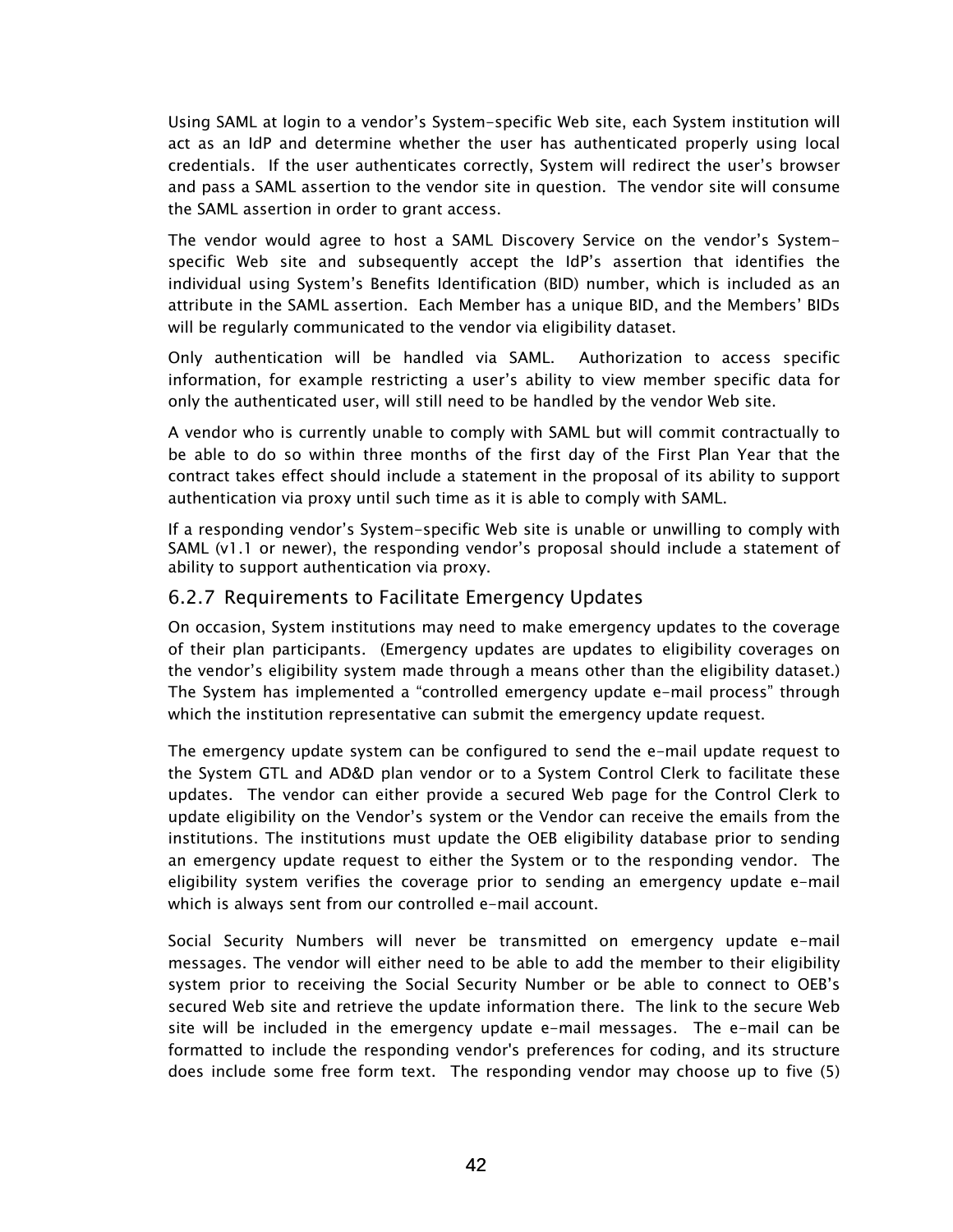Using SAML at login to a vendor's System-specific Web site, each System institution will act as an IdP and determine whether the user has authenticated properly using local credentials. If the user authenticates correctly, System will redirect the user's browser and pass a SAML assertion to the vendor site in question. The vendor site will consume the SAML assertion in order to grant access.

The vendor would agree to host a SAML Discovery Service on the vendor's System-specific Web site and subsequently accept the IdP's assertion that identifies the individual using System's Benefits Identification (BID) number, which is included as an attribute in the SAML assertion. Each Member has a unique BID, and the Members' BIDs will be regularly communicated to the vendor via eligibility dataset.

Only authentication will be handled via SAML. Authorization to access specific information, for example restricting a user's ability to view member specific data for only the authenticated user, will still need to be handled by the vendor Web site.

A vendor who is currently unable to comply with SAML but will commit contractually to be able to do so within three months of the first day of the First Plan Year that the contract takes effect should include a statement in the proposal of its ability to support authentication via proxy until such time as it is able to comply with SAML.

If a responding vendor's System-specific Web site is unable or unwilling to comply with SAML (v1.1 or newer), the responding vendor's proposal should include a statement of ability to support authentication via proxy.

### 6.2.7 Requirements to Facilitate Emergency Updates

On occasion, System institutions may need to make emergency updates to the coverage of their plan participants. (Emergency updates are updates to eligibility coverages on the vendor's eligibility system made through a means other than the eligibility dataset.) The System has implemented a "controlled emergency update e-mail process" through which the institution representative can submit the emergency update request.

The emergency update system can be configured to send the e-mail update request to the System GTL and AD&D plan vendor or to a System Control Clerk to facilitate these updates. The vendor can either provide a secured Web page for the Control Clerk to update eligibility on the Vendor's system or the Vendor can receive the emails from the institutions. The institutions must update the OEB eligibility database prior to sending an emergency update request to either the System or to the responding vendor. The eligibility system verifies the coverage prior to sending an emergency update e-mail which is always sent from our controlled e-mail account.

Social Security Numbers will never be transmitted on emergency update e-mail messages. The vendor will either need to be able to add the member to their eligibility system prior to receiving the Social Security Number or be able to connect to OEB's secured Web site and retrieve the update information there. The link to the secure Web site will be included in the emergency update e-mail messages. The e-mail can be formatted to include the responding vendor's preferences for coding, and its structure does include some free form text. The responding vendor may choose up to five (5)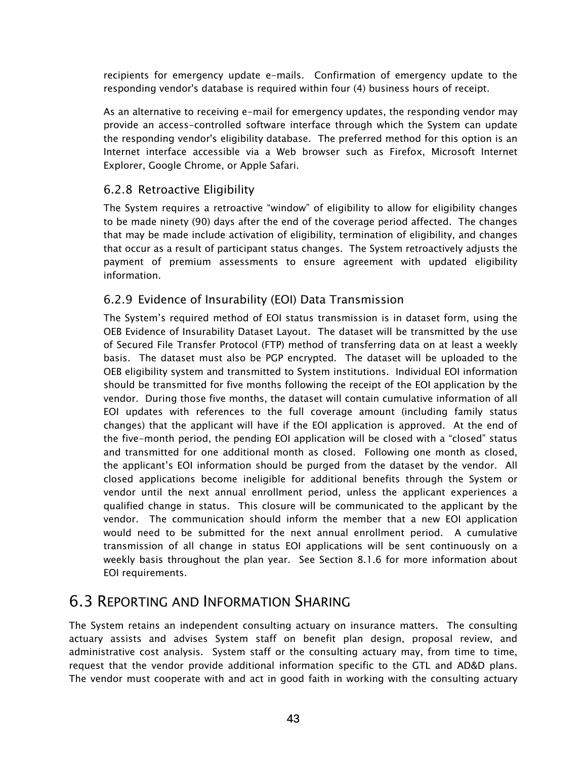recipients for emergency update e-mails. Confirmation of emergency update to the responding vendor's database is required within four (4) business hours of receipt.

As an alternative to receiving e-mail for emergency updates, the responding vendor may provide an access-controlled software interface through which the System can update the responding vendor's eligibility database. The preferred method for this option is an Internet interface accessible via a Web browser such as Firefox, Microsoft Internet Explorer, Google Chrome, or Apple Safari.

### 6.2.8 Retroactive Eligibility

The System requires a retroactive "window" of eligibility to allow for eligibility changes to be made ninety (90) days after the end of the coverage period affected. The changes that may be made include activation of eligibility, termination of eligibility, and changes that occur as a result of participant status changes. The System retroactively adjusts the payment of premium assessments to ensure agreement with updated eligibility information.

### 6.2.9 Evidence of Insurability (EOI) Data Transmission

The System's required method of EOI status transmission is in dataset form, using the OEB Evidence of Insurability Dataset Layout. The dataset will be transmitted by the use of Secured File Transfer Protocol (FTP) method of transferring data on at least a weekly basis. The dataset must also be PGP encrypted. The dataset will be uploaded to the OEB eligibility system and transmitted to System institutions. Individual EOI information should be transmitted for five months following the receipt of the EOI application by the vendor. During those five months, the dataset will contain cumulative information of all EOI updates with references to the full coverage amount (including family status changes) that the applicant will have if the EOI application is approved. At the end of the five-month period, the pending EOI application will be closed with a "closed" status and transmitted for one additional month as closed. Following one month as closed, the applicant's EOI information should be purged from the dataset by the vendor. All closed applications become ineligible for additional benefits through the System or vendor until the next annual enrollment period, unless the applicant experiences a qualified change in status. This closure will be communicated to the applicant by the vendor. The communication should inform the member that a new EOI application would need to be submitted for the next annual enrollment period. A cumulative transmission of all change in status EOI applications will be sent continuously on a weekly basis throughout the plan year. See Section 8.1.6 for more information about EOI requirements.

## 6.3 Reporting and Information Sharing

The System retains an independent consulting actuary on insurance matters. The consulting actuary assists and advises System staff on benefit plan design, proposal review, and administrative cost analysis. System staff or the consulting actuary may, from time to time, request that the vendor provide additional information specific to the GTL and AD&D plans. The vendor must cooperate with and act in good faith in working with the consulting actuary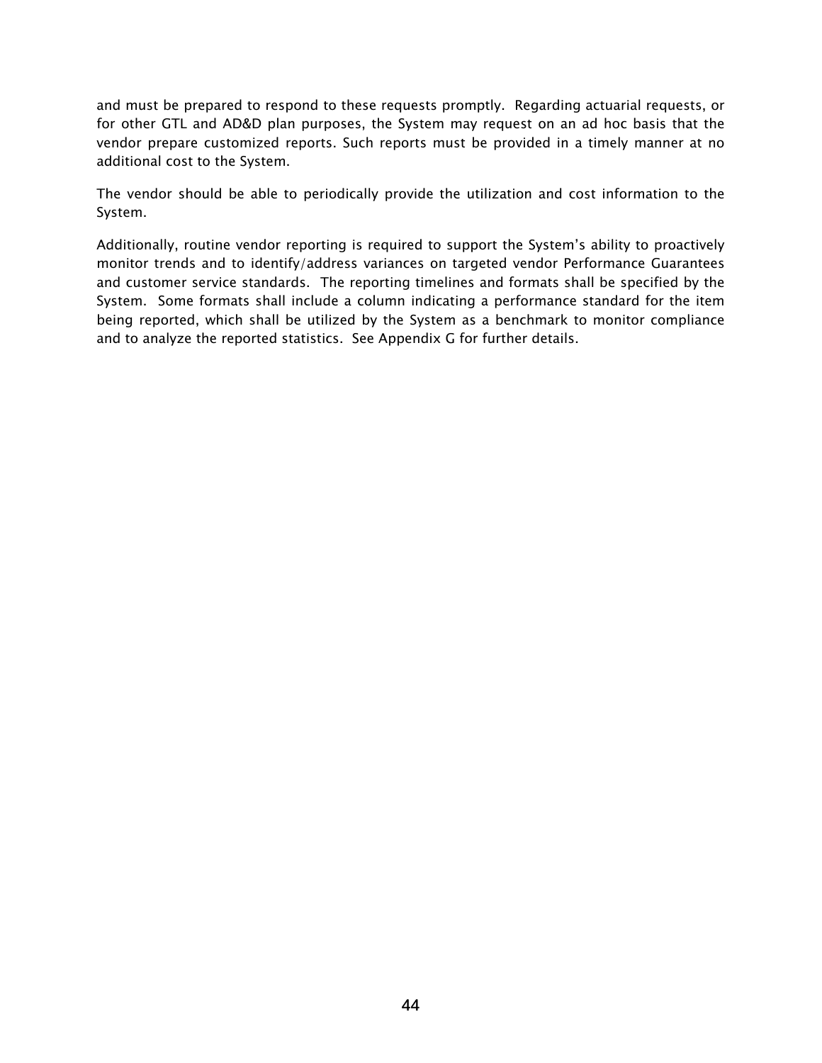and must be prepared to respond to these requests promptly.  Regarding actuarial requests, or for other GTL and AD&D plan purposes, the System may request on an ad hoc basis that the vendor prepare customized reports. Such reports must be provided in a timely manner at no additional cost to the System.

The vendor should be able to periodically provide the utilization and cost information to the System.

Additionally, routine vendor reporting is required to support the System's ability to proactively monitor trends and to identify/address variances on targeted vendor Performance Guarantees and customer service standards.  The reporting timelines and formats shall be specified by the System.  Some formats shall include a column indicating a performance standard for the item being reported, which shall be utilized by the System as a benchmark to monitor compliance and to analyze the reported statistics.  See Appendix G for further details.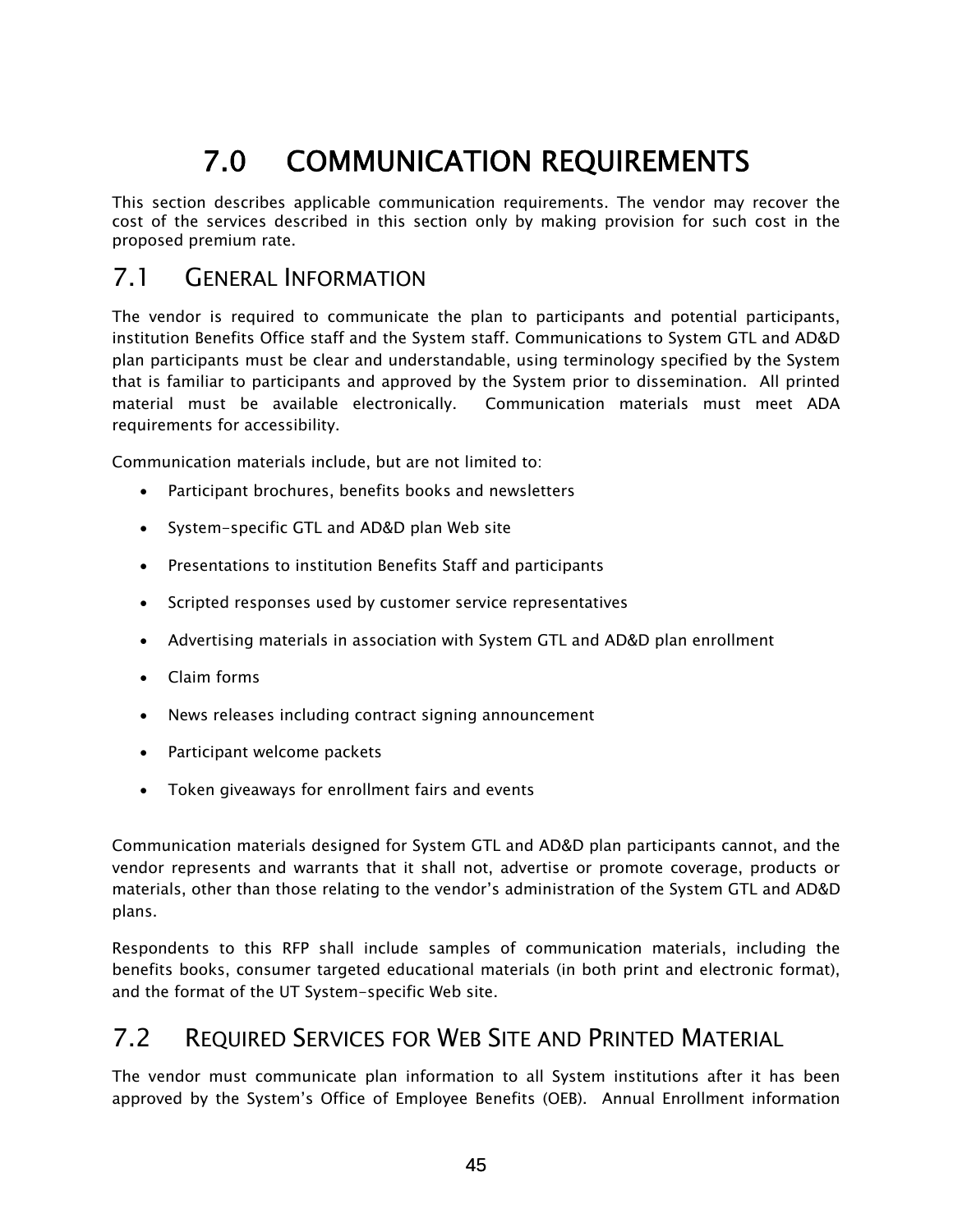# 7.0 COMMUNICATION REQUIREMENTS

This section describes applicable communication requirements. The vendor may recover the cost of the services described in this section only by making provision for such cost in the proposed premium rate.

## 7.1 GENERAL INFORMATION

The vendor is required to communicate the plan to participants and potential participants, institution Benefits Office staff and the System staff. Communications to System GTL and AD&D plan participants must be clear and understandable, using terminology specified by the System that is familiar to participants and approved by the System prior to dissemination. All printed material must be available electronically. Communication materials must meet ADA requirements for accessibility.

Communication materials include, but are not limited to:

- Participant brochures, benefits books and newsletters
- System-specific GTL and AD&D plan Web site
- Presentations to institution Benefits Staff and participants
- Scripted responses used by customer service representatives
- Advertising materials in association with System GTL and AD&D plan enrollment
- Claim forms
- News releases including contract signing announcement
- Participant welcome packets
- Token giveaways for enrollment fairs and events

Communication materials designed for System GTL and AD&D plan participants cannot, and the vendor represents and warrants that it shall not, advertise or promote coverage, products or materials, other than those relating to the vendor's administration of the System GTL and AD&D plans.

Respondents to this RFP shall include samples of communication materials, including the benefits books, consumer targeted educational materials (in both print and electronic format), and the format of the UT System-specific Web site.

## 7.2 REQUIRED SERVICES FOR WEB SITE AND PRINTED MATERIAL

The vendor must communicate plan information to all System institutions after it has been approved by the System's Office of Employee Benefits (OEB). Annual Enrollment information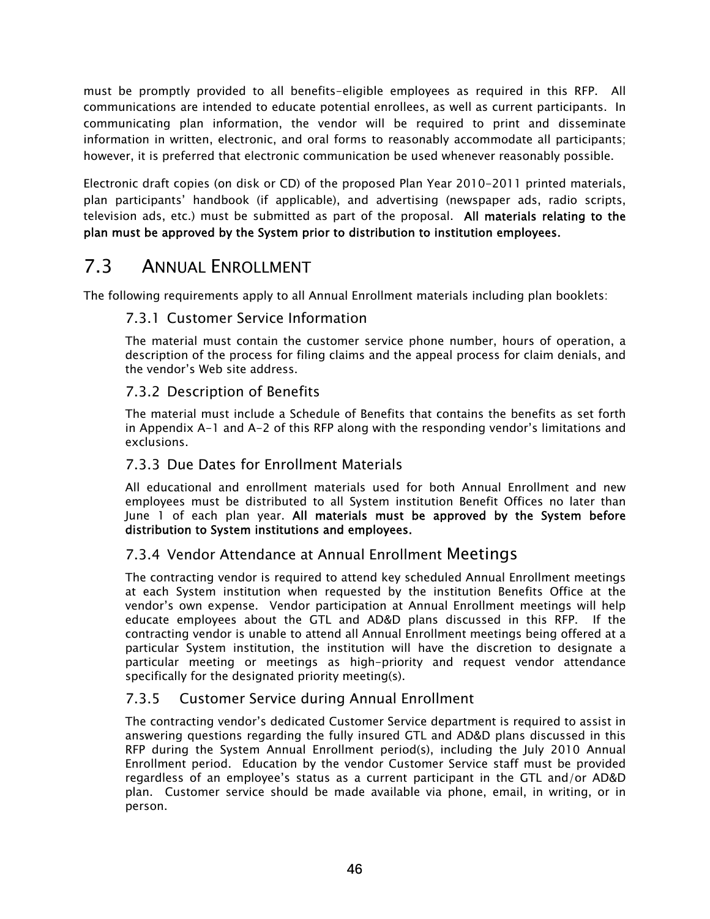must be promptly provided to all benefits-eligible employees as required in this RFP. All communications are intended to educate potential enrollees, as well as current participants. In communicating plan information, the vendor will be required to print and disseminate information in written, electronic, and oral forms to reasonably accommodate all participants; however, it is preferred that electronic communication be used whenever reasonably possible.

Electronic draft copies (on disk or CD) of the proposed Plan Year 2010-2011 printed materials, plan participants' handbook (if applicable), and advertising (newspaper ads, radio scripts, television ads, etc.) must be submitted as part of the proposal. **All materials relating to the plan must be approved by the System prior to distribution to institution employees.**

## 7.3 Annual Enrollment

The following requirements apply to all Annual Enrollment materials including plan booklets:

### 7.3.1 Customer Service Information

The material must contain the customer service phone number, hours of operation, a description of the process for filing claims and the appeal process for claim denials, and the vendor's Web site address.

### 7.3.2 Description of Benefits

The material must include a Schedule of Benefits that contains the benefits as set forth in Appendix A-1 and A-2 of this RFP along with the responding vendor's limitations and exclusions.

### 7.3.3 Due Dates for Enrollment Materials

All educational and enrollment materials used for both Annual Enrollment and new employees must be distributed to all System institution Benefit Offices no later than June 1 of each plan year. **All materials must be approved by the System before distribution to System institutions and employees.**

### 7.3.4 Vendor Attendance at Annual Enrollment Meetings

The contracting vendor is required to attend key scheduled Annual Enrollment meetings at each System institution when requested by the institution Benefits Office at the vendor's own expense. Vendor participation at Annual Enrollment meetings will help educate employees about the GTL and AD&D plans discussed in this RFP. If the contracting vendor is unable to attend all Annual Enrollment meetings being offered at a particular System institution, the institution will have the discretion to designate a particular meeting or meetings as high-priority and request vendor attendance specifically for the designated priority meeting(s).

### 7.3.5 Customer Service during Annual Enrollment

The contracting vendor's dedicated Customer Service department is required to assist in answering questions regarding the fully insured GTL and AD&D plans discussed in this RFP during the System Annual Enrollment period(s), including the July 2010 Annual Enrollment period. Education by the vendor Customer Service staff must be provided regardless of an employee's status as a current participant in the GTL and/or AD&D plan. Customer service should be made available via phone, email, in writing, or in person.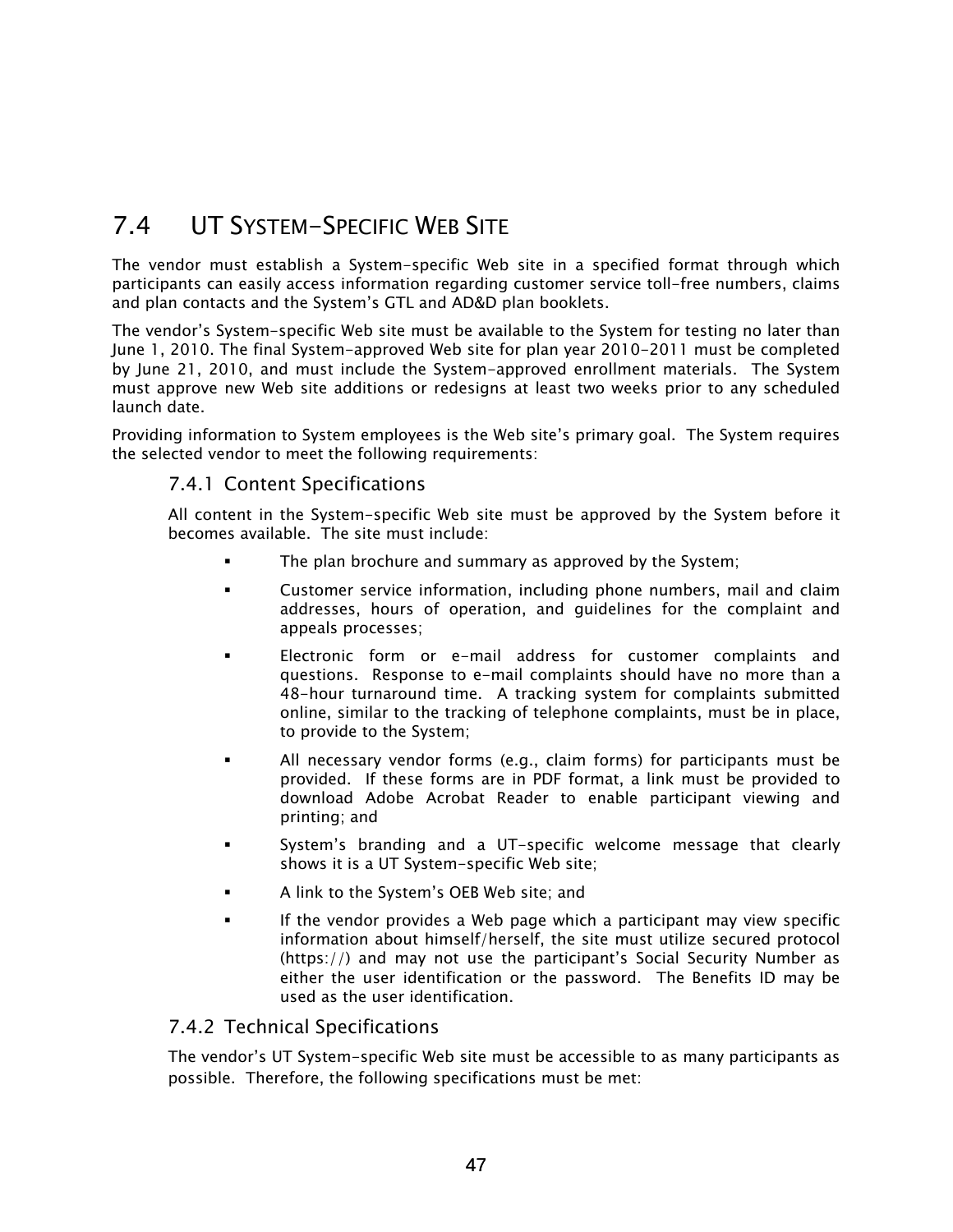## 7.4 UT SYSTEM-SPECIFIC WEB SITE

The vendor must establish a System-specific Web site in a specified format through which participants can easily access information regarding customer service toll-free numbers, claims and plan contacts and the System's GTL and AD&D plan booklets.

The vendor's System-specific Web site must be available to the System for testing no later than June 1, 2010. The final System-approved Web site for plan year 2010-2011 must be completed by June 21, 2010, and must include the System-approved enrollment materials. The System must approve new Web site additions or redesigns at least two weeks prior to any scheduled launch date.

Providing information to System employees is the Web site's primary goal. The System requires the selected vendor to meet the following requirements:

### 7.4.1 Content Specifications

All content in the System-specific Web site must be approved by the System before it becomes available. The site must include:

- The plan brochure and summary as approved by the System;
- Customer service information, including phone numbers, mail and claim addresses, hours of operation, and guidelines for the complaint and appeals processes;
- Electronic form or e-mail address for customer complaints and questions. Response to e-mail complaints should have no more than a 48-hour turnaround time. A tracking system for complaints submitted online, similar to the tracking of telephone complaints, must be in place, to provide to the System;
- All necessary vendor forms (e.g., claim forms) for participants must be provided. If these forms are in PDF format, a link must be provided to download Adobe Acrobat Reader to enable participant viewing and printing; and
- System's branding and a UT-specific welcome message that clearly shows it is a UT System-specific Web site;
- A link to the System's OEB Web site; and
- If the vendor provides a Web page which a participant may view specific information about himself/herself, the site must utilize secured protocol (https://) and may not use the participant's Social Security Number as either the user identification or the password. The Benefits ID may be used as the user identification.

### 7.4.2 Technical Specifications

The vendor's UT System-specific Web site must be accessible to as many participants as possible. Therefore, the following specifications must be met: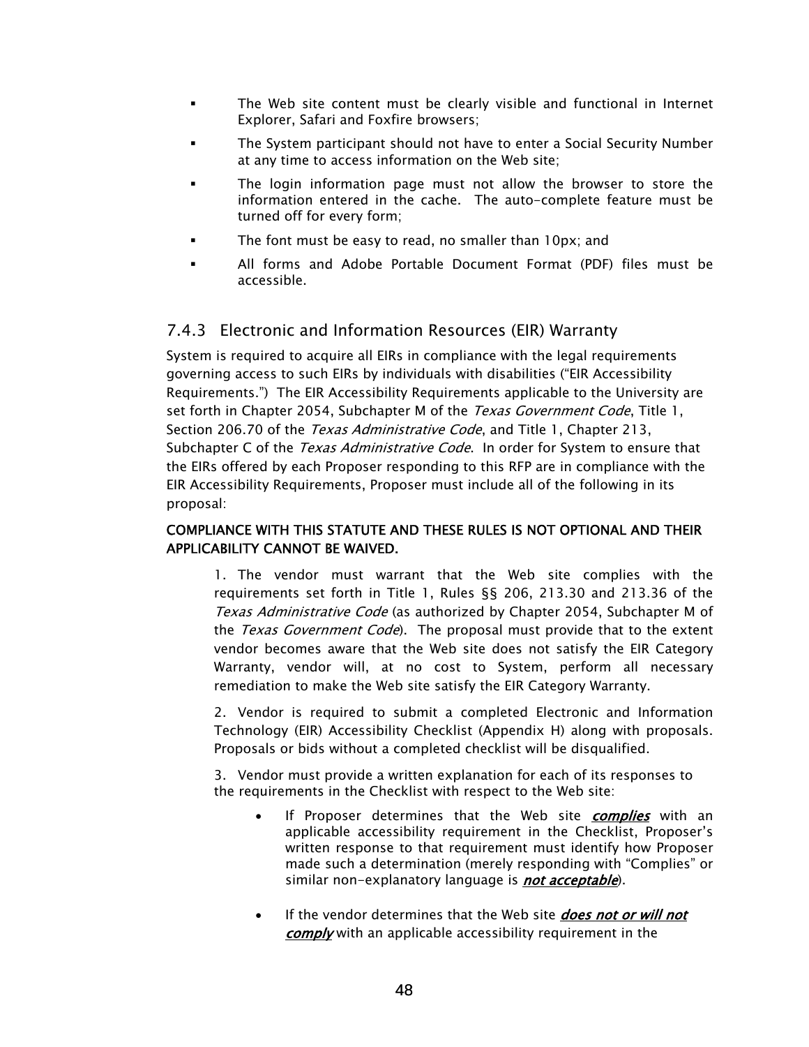- The Web site content must be clearly visible and functional in Internet Explorer, Safari and Foxfire browsers;
- The System participant should not have to enter a Social Security Number at any time to access information on the Web site;
- The login information page must not allow the browser to store the information entered in the cache. The auto-complete feature must be turned off for every form;
- The font must be easy to read, no smaller than 10px; and
- All forms and Adobe Portable Document Format (PDF) files must be accessible.

### 7.4.3 Electronic and Information Resources (EIR) Warranty

System is required to acquire all EIRs in compliance with the legal requirements governing access to such EIRs by individuals with disabilities ("EIR Accessibility Requirements.") The EIR Accessibility Requirements applicable to the University are set forth in Chapter 2054, Subchapter M of the *Texas Government Code*, Title 1, Section 206.70 of the *Texas Administrative Code*, and Title 1, Chapter 213, Subchapter C of the *Texas Administrative Code*. In order for System to ensure that the EIRs offered by each Proposer responding to this RFP are in compliance with the EIR Accessibility Requirements, Proposer must include all of the following in its proposal:

**COMPLIANCE WITH THIS STATUTE AND THESE RULES IS NOT OPTIONAL AND THEIR APPLICABILITY CANNOT BE WAIVED.**

1. The vendor must warrant that the Web site complies with the requirements set forth in Title 1, Rules §§ 206, 213.30 and 213.36 of the *Texas Administrative Code* (as authorized by Chapter 2054, Subchapter M of the *Texas Government Code*). The proposal must provide that to the extent vendor becomes aware that the Web site does not satisfy the EIR Category Warranty, vendor will, at no cost to System, perform all necessary remediation to make the Web site satisfy the EIR Category Warranty.

2. Vendor is required to submit a completed Electronic and Information Technology (EIR) Accessibility Checklist (Appendix H) along with proposals. Proposals or bids without a completed checklist will be disqualified.

3. Vendor must provide a written explanation for each of its responses to the requirements in the Checklist with respect to the Web site:

   - If Proposer determines that the Web site ***complies*** with an applicable accessibility requirement in the Checklist, Proposer's written response to that requirement must identify how Proposer made such a determination (merely responding with "Complies" or similar non-explanatory language is ***not acceptable***).

   - If the vendor determines that the Web site ***does not or will not comply*** with an applicable accessibility requirement in the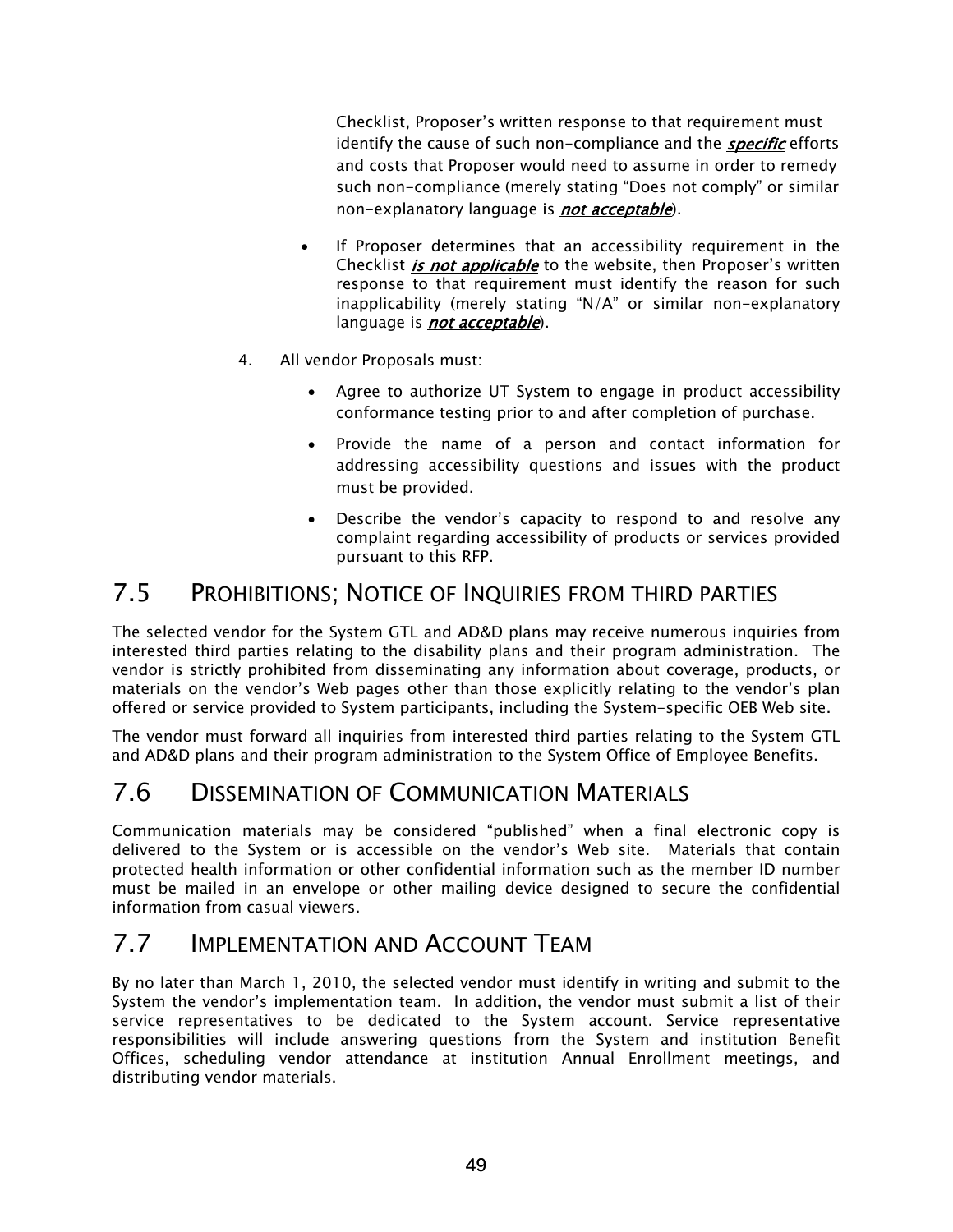Checklist, Proposer's written response to that requirement must identify the cause of such non-compliance and the ***specific*** efforts and costs that Proposer would need to assume in order to remedy such non-compliance (merely stating "Does not comply" or similar non-explanatory language is ***not acceptable***).

- If Proposer determines that an accessibility requirement in the Checklist ***is not applicable*** to the website, then Proposer's written response to that requirement must identify the reason for such inapplicability (merely stating "N/A" or similar non-explanatory language is ***not acceptable***).

4. All vendor Proposals must:

   - Agree to authorize UT System to engage in product accessibility conformance testing prior to and after completion of purchase.
   - Provide the name of a person and contact information for addressing accessibility questions and issues with the product must be provided.
   - Describe the vendor's capacity to respond to and resolve any complaint regarding accessibility of products or services provided pursuant to this RFP.

## 7.5 Prohibitions; Notice of Inquiries from Third Parties

The selected vendor for the System GTL and AD&D plans may receive numerous inquiries from interested third parties relating to the disability plans and their program administration. The vendor is strictly prohibited from disseminating any information about coverage, products, or materials on the vendor's Web pages other than those explicitly relating to the vendor's plan offered or service provided to System participants, including the System-specific OEB Web site.

The vendor must forward all inquiries from interested third parties relating to the System GTL and AD&D plans and their program administration to the System Office of Employee Benefits.

## 7.6 Dissemination of Communication Materials

Communication materials may be considered "published" when a final electronic copy is delivered to the System or is accessible on the vendor's Web site. Materials that contain protected health information or other confidential information such as the member ID number must be mailed in an envelope or other mailing device designed to secure the confidential information from casual viewers.

## 7.7 Implementation and Account Team

By no later than March 1, 2010, the selected vendor must identify in writing and submit to the System the vendor's implementation team. In addition, the vendor must submit a list of their service representatives to be dedicated to the System account. Service representative responsibilities will include answering questions from the System and institution Benefit Offices, scheduling vendor attendance at institution Annual Enrollment meetings, and distributing vendor materials.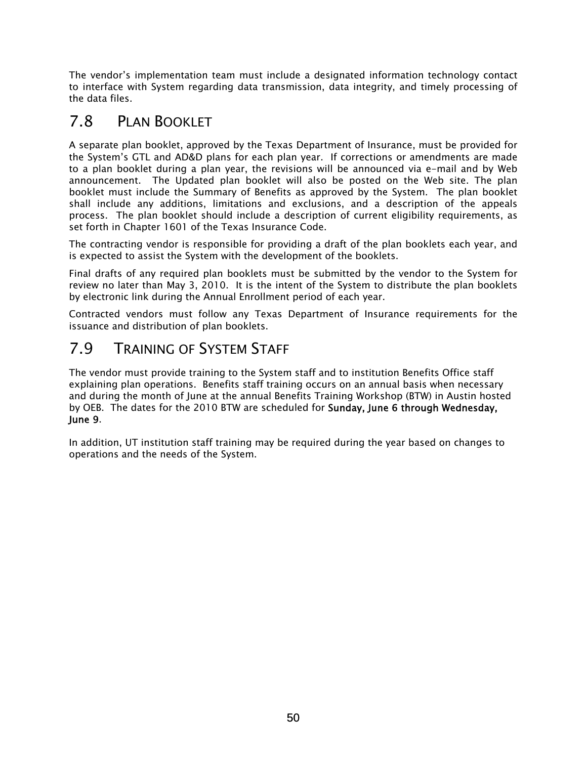The vendor's implementation team must include a designated information technology contact to interface with System regarding data transmission, data integrity, and timely processing of the data files.

## 7.8 PLAN BOOKLET

A separate plan booklet, approved by the Texas Department of Insurance, must be provided for the System's GTL and AD&D plans for each plan year. If corrections or amendments are made to a plan booklet during a plan year, the revisions will be announced via e-mail and by Web announcement. The Updated plan booklet will also be posted on the Web site. The plan booklet must include the Summary of Benefits as approved by the System. The plan booklet shall include any additions, limitations and exclusions, and a description of the appeals process. The plan booklet should include a description of current eligibility requirements, as set forth in Chapter 1601 of the Texas Insurance Code.

The contracting vendor is responsible for providing a draft of the plan booklets each year, and is expected to assist the System with the development of the booklets.

Final drafts of any required plan booklets must be submitted by the vendor to the System for review no later than May 3, 2010. It is the intent of the System to distribute the plan booklets by electronic link during the Annual Enrollment period of each year.

Contracted vendors must follow any Texas Department of Insurance requirements for the issuance and distribution of plan booklets.

## 7.9 TRAINING OF SYSTEM STAFF

The vendor must provide training to the System staff and to institution Benefits Office staff explaining plan operations. Benefits staff training occurs on an annual basis when necessary and during the month of June at the annual Benefits Training Workshop (BTW) in Austin hosted by OEB. The dates for the 2010 BTW are scheduled for **Sunday, June 6 through Wednesday, June 9**.

In addition, UT institution staff training may be required during the year based on changes to operations and the needs of the System.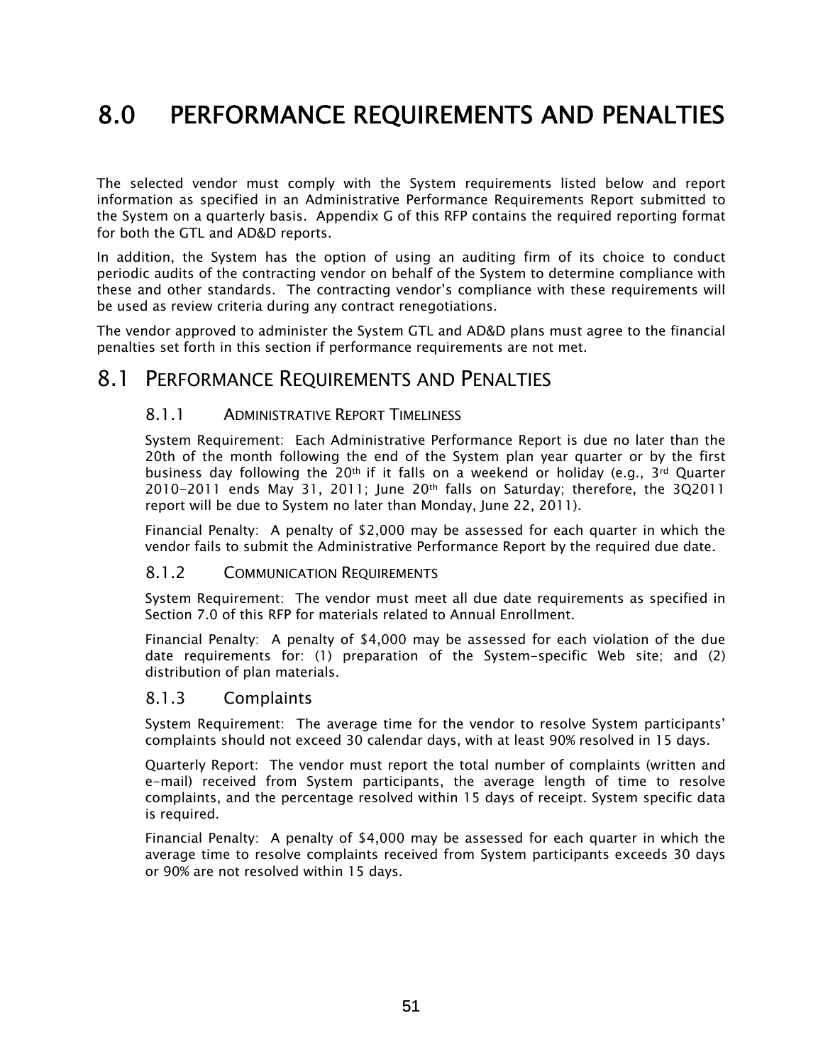# 8.0 PERFORMANCE REQUIREMENTS AND PENALTIES

The selected vendor must comply with the System requirements listed below and report information as specified in an Administrative Performance Requirements Report submitted to the System on a quarterly basis. Appendix G of this RFP contains the required reporting format for both the GTL and AD&D reports.

In addition, the System has the option of using an auditing firm of its choice to conduct periodic audits of the contracting vendor on behalf of the System to determine compliance with these and other standards. The contracting vendor's compliance with these requirements will be used as review criteria during any contract renegotiations.

The vendor approved to administer the System GTL and AD&D plans must agree to the financial penalties set forth in this section if performance requirements are not met.

## 8.1 PERFORMANCE REQUIREMENTS AND PENALTIES

### 8.1.1 ADMINISTRATIVE REPORT TIMELINESS

System Requirement: Each Administrative Performance Report is due no later than the 20th of the month following the end of the System plan year quarter or by the first business day following the 20th if it falls on a weekend or holiday (e.g., 3rd Quarter 2010-2011 ends May 31, 2011; June 20th falls on Saturday; therefore, the 3Q2011 report will be due to System no later than Monday, June 22, 2011).

Financial Penalty: A penalty of $2,000 may be assessed for each quarter in which the vendor fails to submit the Administrative Performance Report by the required due date.

### 8.1.2 COMMUNICATION REQUIREMENTS

System Requirement: The vendor must meet all due date requirements as specified in Section 7.0 of this RFP for materials related to Annual Enrollment.

Financial Penalty: A penalty of $4,000 may be assessed for each violation of the due date requirements for: (1) preparation of the System-specific Web site; and (2) distribution of plan materials.

### 8.1.3 Complaints

System Requirement: The average time for the vendor to resolve System participants' complaints should not exceed 30 calendar days, with at least 90% resolved in 15 days.

Quarterly Report: The vendor must report the total number of complaints (written and e-mail) received from System participants, the average length of time to resolve complaints, and the percentage resolved within 15 days of receipt. System specific data is required.

Financial Penalty: A penalty of $4,000 may be assessed for each quarter in which the average time to resolve complaints received from System participants exceeds 30 days or 90% are not resolved within 15 days.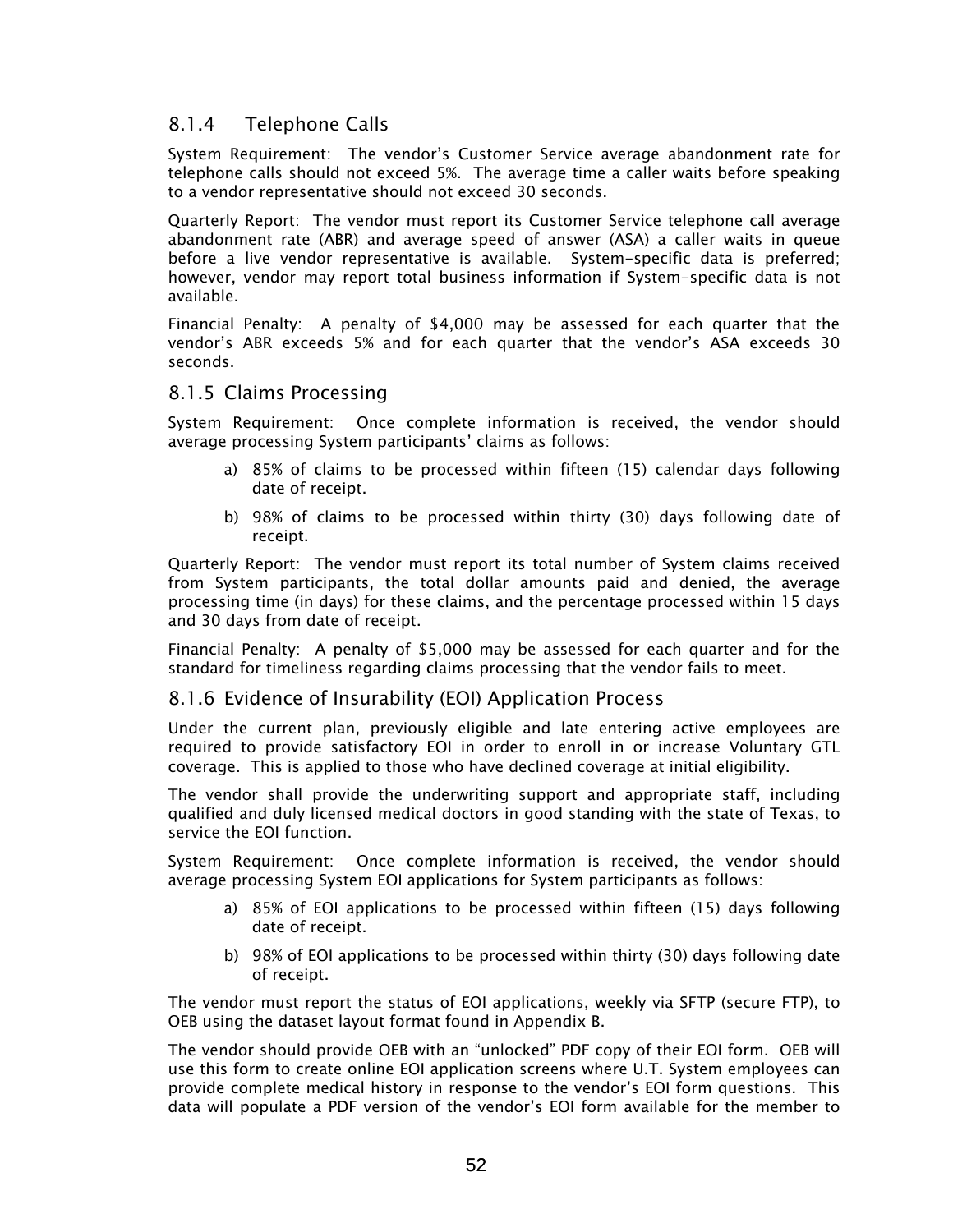### 8.1.4 Telephone Calls

System Requirement: The vendor's Customer Service average abandonment rate for telephone calls should not exceed 5%. The average time a caller waits before speaking to a vendor representative should not exceed 30 seconds.

Quarterly Report: The vendor must report its Customer Service telephone call average abandonment rate (ABR) and average speed of answer (ASA) a caller waits in queue before a live vendor representative is available. System-specific data is preferred; however, vendor may report total business information if System-specific data is not available.

Financial Penalty: A penalty of $4,000 may be assessed for each quarter that the vendor's ABR exceeds 5% and for each quarter that the vendor's ASA exceeds 30 seconds.

### 8.1.5 Claims Processing

System Requirement: Once complete information is received, the vendor should average processing System participants' claims as follows:

a) 85% of claims to be processed within fifteen (15) calendar days following date of receipt.

b) 98% of claims to be processed within thirty (30) days following date of receipt.

Quarterly Report: The vendor must report its total number of System claims received from System participants, the total dollar amounts paid and denied, the average processing time (in days) for these claims, and the percentage processed within 15 days and 30 days from date of receipt.

Financial Penalty: A penalty of $5,000 may be assessed for each quarter and for the standard for timeliness regarding claims processing that the vendor fails to meet.

### 8.1.6 Evidence of Insurability (EOI) Application Process

Under the current plan, previously eligible and late entering active employees are required to provide satisfactory EOI in order to enroll in or increase Voluntary GTL coverage. This is applied to those who have declined coverage at initial eligibility.

The vendor shall provide the underwriting support and appropriate staff, including qualified and duly licensed medical doctors in good standing with the state of Texas, to service the EOI function.

System Requirement: Once complete information is received, the vendor should average processing System EOI applications for System participants as follows:

a) 85% of EOI applications to be processed within fifteen (15) days following date of receipt.

b) 98% of EOI applications to be processed within thirty (30) days following date of receipt.

The vendor must report the status of EOI applications, weekly via SFTP (secure FTP), to OEB using the dataset layout format found in Appendix B.

The vendor should provide OEB with an "unlocked" PDF copy of their EOI form. OEB will use this form to create online EOI application screens where U.T. System employees can provide complete medical history in response to the vendor's EOI form questions. This data will populate a PDF version of the vendor's EOI form available for the member to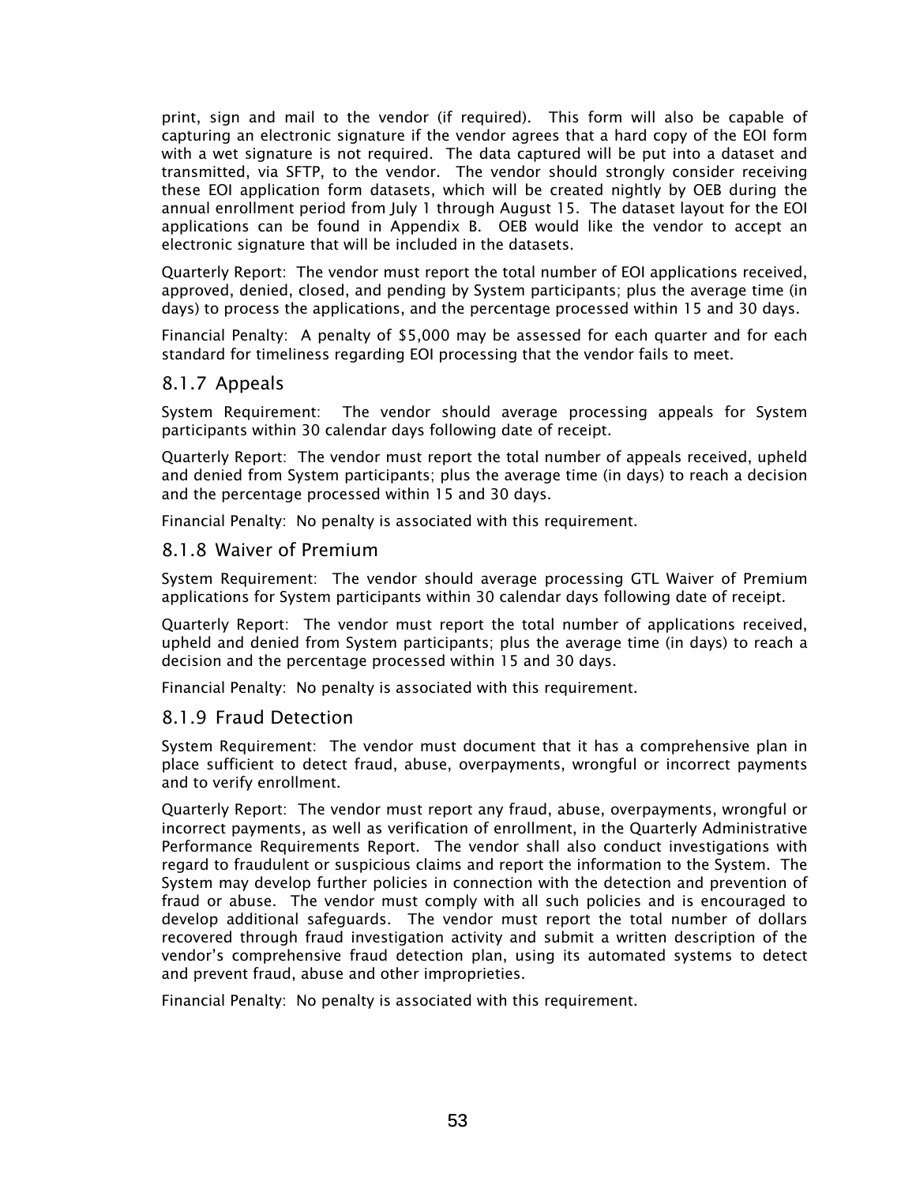print, sign and mail to the vendor (if required). This form will also be capable of capturing an electronic signature if the vendor agrees that a hard copy of the EOI form with a wet signature is not required. The data captured will be put into a dataset and transmitted, via SFTP, to the vendor. The vendor should strongly consider receiving these EOI application form datasets, which will be created nightly by OEB during the annual enrollment period from July 1 through August 15. The dataset layout for the EOI applications can be found in Appendix B. OEB would like the vendor to accept an electronic signature that will be included in the datasets.

Quarterly Report: The vendor must report the total number of EOI applications received, approved, denied, closed, and pending by System participants; plus the average time (in days) to process the applications, and the percentage processed within 15 and 30 days.

Financial Penalty: A penalty of $5,000 may be assessed for each quarter and for each standard for timeliness regarding EOI processing that the vendor fails to meet.

### 8.1.7 Appeals

System Requirement: The vendor should average processing appeals for System participants within 30 calendar days following date of receipt.

Quarterly Report: The vendor must report the total number of appeals received, upheld and denied from System participants; plus the average time (in days) to reach a decision and the percentage processed within 15 and 30 days.

Financial Penalty: No penalty is associated with this requirement.

### 8.1.8 Waiver of Premium

System Requirement: The vendor should average processing GTL Waiver of Premium applications for System participants within 30 calendar days following date of receipt.

Quarterly Report: The vendor must report the total number of applications received, upheld and denied from System participants; plus the average time (in days) to reach a decision and the percentage processed within 15 and 30 days.

Financial Penalty: No penalty is associated with this requirement.

### 8.1.9 Fraud Detection

System Requirement: The vendor must document that it has a comprehensive plan in place sufficient to detect fraud, abuse, overpayments, wrongful or incorrect payments and to verify enrollment.

Quarterly Report: The vendor must report any fraud, abuse, overpayments, wrongful or incorrect payments, as well as verification of enrollment, in the Quarterly Administrative Performance Requirements Report. The vendor shall also conduct investigations with regard to fraudulent or suspicious claims and report the information to the System. The System may develop further policies in connection with the detection and prevention of fraud or abuse. The vendor must comply with all such policies and is encouraged to develop additional safeguards. The vendor must report the total number of dollars recovered through fraud investigation activity and submit a written description of the vendor's comprehensive fraud detection plan, using its automated systems to detect and prevent fraud, abuse and other improprieties.

Financial Penalty: No penalty is associated with this requirement.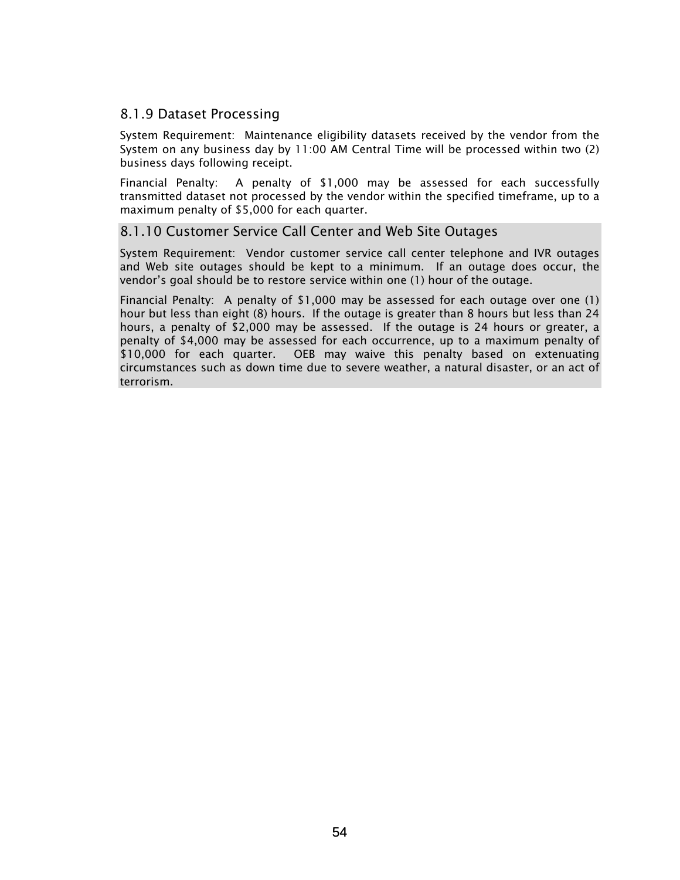### 8.1.9 Dataset Processing

System Requirement: Maintenance eligibility datasets received by the vendor from the System on any business day by 11:00 AM Central Time will be processed within two (2) business days following receipt.

Financial Penalty: A penalty of $1,000 may be assessed for each successfully transmitted dataset not processed by the vendor within the specified timeframe, up to a maximum penalty of $5,000 for each quarter.

### 8.1.10 Customer Service Call Center and Web Site Outages

System Requirement: Vendor customer service call center telephone and IVR outages and Web site outages should be kept to a minimum. If an outage does occur, the vendor's goal should be to restore service within one (1) hour of the outage.

Financial Penalty: A penalty of $1,000 may be assessed for each outage over one (1) hour but less than eight (8) hours. If the outage is greater than 8 hours but less than 24 hours, a penalty of $2,000 may be assessed. If the outage is 24 hours or greater, a penalty of $4,000 may be assessed for each occurrence, up to a maximum penalty of $10,000 for each quarter. OEB may waive this penalty based on extenuating circumstances such as down time due to severe weather, a natural disaster, or an act of terrorism.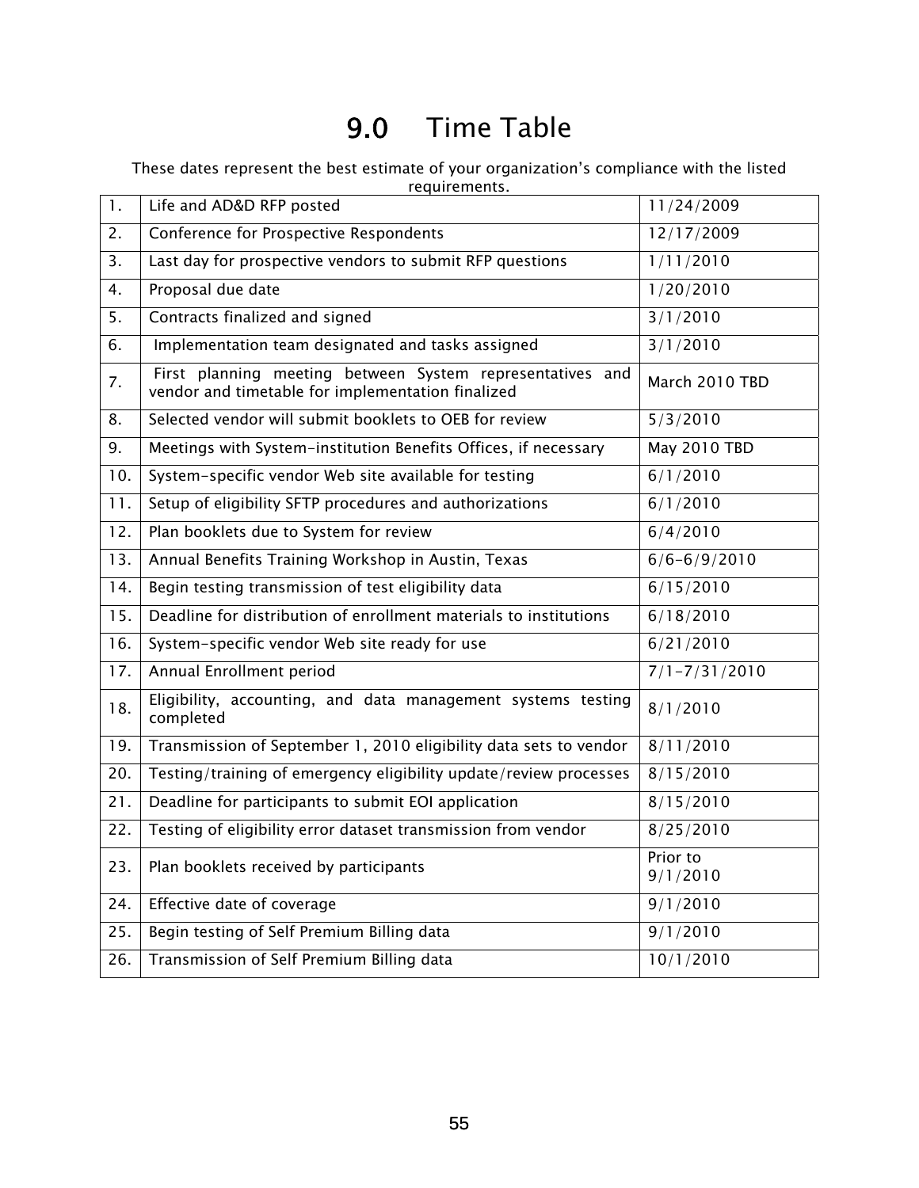# 9.0 Time Table

These dates represent the best estimate of your organization's compliance with the listed requirements.

| | | |
|---|---|---|
| 1. | Life and AD&D RFP posted | 11/24/2009 |
| 2. | Conference for Prospective Respondents | 12/17/2009 |
| 3. | Last day for prospective vendors to submit RFP questions | 1/11/2010 |
| 4. | Proposal due date | 1/20/2010 |
| 5. | Contracts finalized and signed | 3/1/2010 |
| 6. | Implementation team designated and tasks assigned | 3/1/2010 |
| 7. | First planning meeting between System representatives and vendor and timetable for implementation finalized | March 2010 TBD |
| 8. | Selected vendor will submit booklets to OEB for review | 5/3/2010 |
| 9. | Meetings with System-institution Benefits Offices, if necessary | May 2010 TBD |
| 10. | System-specific vendor Web site available for testing | 6/1/2010 |
| 11. | Setup of eligibility SFTP procedures and authorizations | 6/1/2010 |
| 12. | Plan booklets due to System for review | 6/4/2010 |
| 13. | Annual Benefits Training Workshop in Austin, Texas | 6/6-6/9/2010 |
| 14. | Begin testing transmission of test eligibility data | 6/15/2010 |
| 15. | Deadline for distribution of enrollment materials to institutions | 6/18/2010 |
| 16. | System-specific vendor Web site ready for use | 6/21/2010 |
| 17. | Annual Enrollment period | 7/1-7/31/2010 |
| 18. | Eligibility, accounting, and data management systems testing completed | 8/1/2010 |
| 19. | Transmission of September 1, 2010 eligibility data sets to vendor | 8/11/2010 |
| 20. | Testing/training of emergency eligibility update/review processes | 8/15/2010 |
| 21. | Deadline for participants to submit EOI application | 8/15/2010 |
| 22. | Testing of eligibility error dataset transmission from vendor | 8/25/2010 |
| 23. | Plan booklets received by participants | Prior to 9/1/2010 |
| 24. | Effective date of coverage | 9/1/2010 |
| 25. | Begin testing of Self Premium Billing data | 9/1/2010 |
| 26. | Transmission of Self Premium Billing data | 10/1/2010 |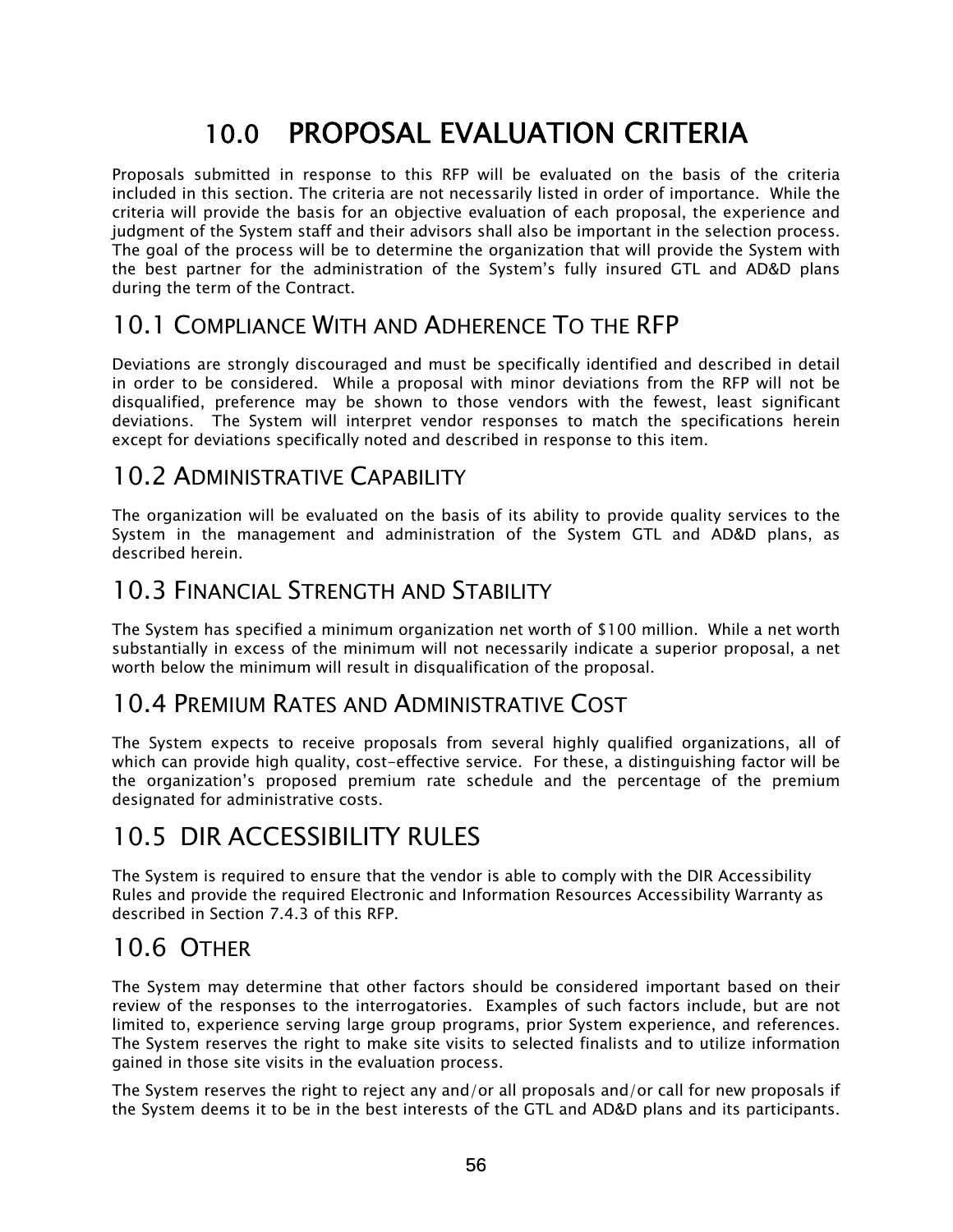# 10.0 PROPOSAL EVALUATION CRITERIA

Proposals submitted in response to this RFP will be evaluated on the basis of the criteria included in this section. The criteria are not necessarily listed in order of importance. While the criteria will provide the basis for an objective evaluation of each proposal, the experience and judgment of the System staff and their advisors shall also be important in the selection process. The goal of the process will be to determine the organization that will provide the System with the best partner for the administration of the System's fully insured GTL and AD&D plans during the term of the Contract.

## 10.1 Compliance With and Adherence To the RFP

Deviations are strongly discouraged and must be specifically identified and described in detail in order to be considered. While a proposal with minor deviations from the RFP will not be disqualified, preference may be shown to those vendors with the fewest, least significant deviations. The System will interpret vendor responses to match the specifications herein except for deviations specifically noted and described in response to this item.

## 10.2 Administrative Capability

The organization will be evaluated on the basis of its ability to provide quality services to the System in the management and administration of the System GTL and AD&D plans, as described herein.

## 10.3 Financial Strength and Stability

The System has specified a minimum organization net worth of $100 million. While a net worth substantially in excess of the minimum will not necessarily indicate a superior proposal, a net worth below the minimum will result in disqualification of the proposal.

## 10.4 Premium Rates and Administrative Cost

The System expects to receive proposals from several highly qualified organizations, all of which can provide high quality, cost-effective service. For these, a distinguishing factor will be the organization's proposed premium rate schedule and the percentage of the premium designated for administrative costs.

## 10.5 DIR ACCESSIBILITY RULES

The System is required to ensure that the vendor is able to comply with the DIR Accessibility Rules and provide the required Electronic and Information Resources Accessibility Warranty as described in Section 7.4.3 of this RFP.

## 10.6 Other

The System may determine that other factors should be considered important based on their review of the responses to the interrogatories. Examples of such factors include, but are not limited to, experience serving large group programs, prior System experience, and references. The System reserves the right to make site visits to selected finalists and to utilize information gained in those site visits in the evaluation process.

The System reserves the right to reject any and/or all proposals and/or call for new proposals if the System deems it to be in the best interests of the GTL and AD&D plans and its participants.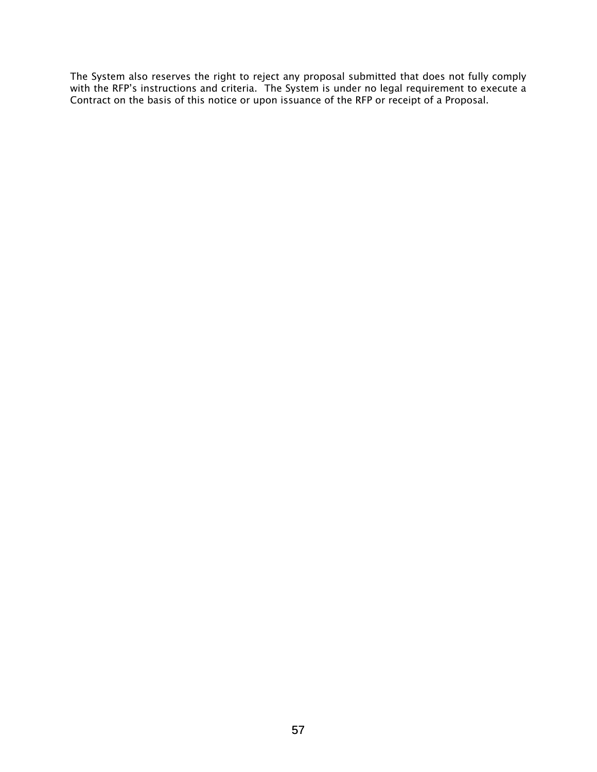The System also reserves the right to reject any proposal submitted that does not fully comply with the RFP's instructions and criteria. The System is under no legal requirement to execute a Contract on the basis of this notice or upon issuance of the RFP or receipt of a Proposal.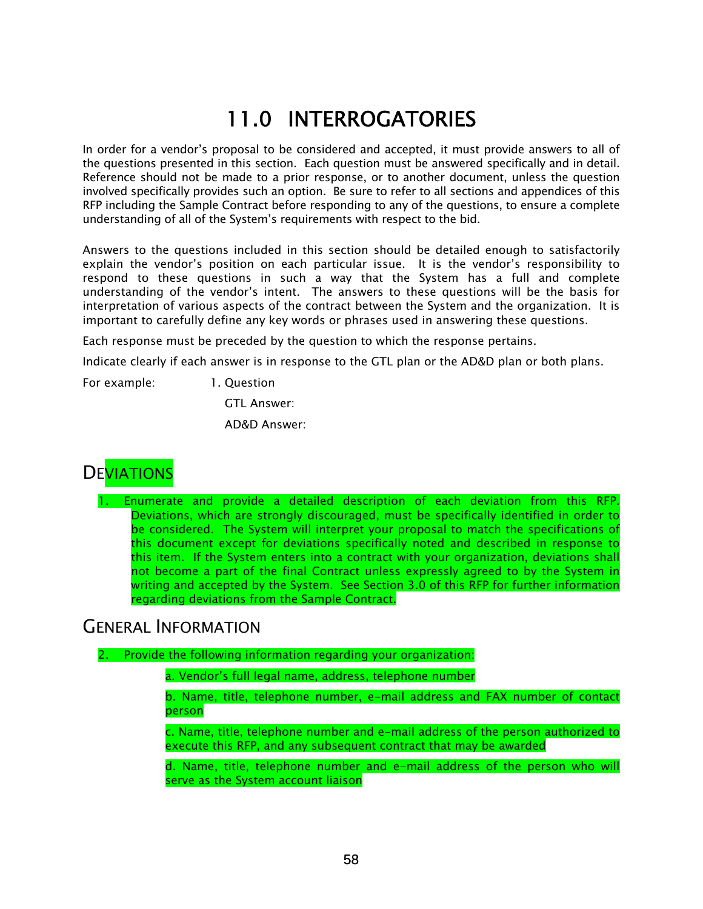# 11.0 INTERROGATORIES

In order for a vendor's proposal to be considered and accepted, it must provide answers to all of the questions presented in this section. Each question must be answered specifically and in detail. Reference should not be made to a prior response, or to another document, unless the question involved specifically provides such an option. Be sure to refer to all sections and appendices of this RFP including the Sample Contract before responding to any of the questions, to ensure a complete understanding of all of the System's requirements with respect to the bid.

Answers to the questions included in this section should be detailed enough to satisfactorily explain the vendor's position on each particular issue. It is the vendor's responsibility to respond to these questions in such a way that the System has a full and complete understanding of the vendor's intent. The answers to these questions will be the basis for interpretation of various aspects of the contract between the System and the organization. It is important to carefully define any key words or phrases used in answering these questions.

Each response must be preceded by the question to which the response pertains.

Indicate clearly if each answer is in response to the GTL plan or the AD&D plan or both plans.

For example: 1. Question

GTL Answer:

AD&D Answer:

## DEVIATIONS

1. Enumerate and provide a detailed description of each deviation from this RFP. Deviations, which are strongly discouraged, must be specifically identified in order to be considered. The System will interpret your proposal to match the specifications of this document except for deviations specifically noted and described in response to this item. If the System enters into a contract with your organization, deviations shall not become a part of the final Contract unless expressly agreed to by the System in writing and accepted by the System. See Section 3.0 of this RFP for further information regarding deviations from the Sample Contract.

## GENERAL INFORMATION

2. Provide the following information regarding your organization:

   a. Vendor's full legal name, address, telephone number

   b. Name, title, telephone number, e-mail address and FAX number of contact person

   c. Name, title, telephone number and e-mail address of the person authorized to execute this RFP, and any subsequent contract that may be awarded

   d. Name, title, telephone number and e-mail address of the person who will serve as the System account liaison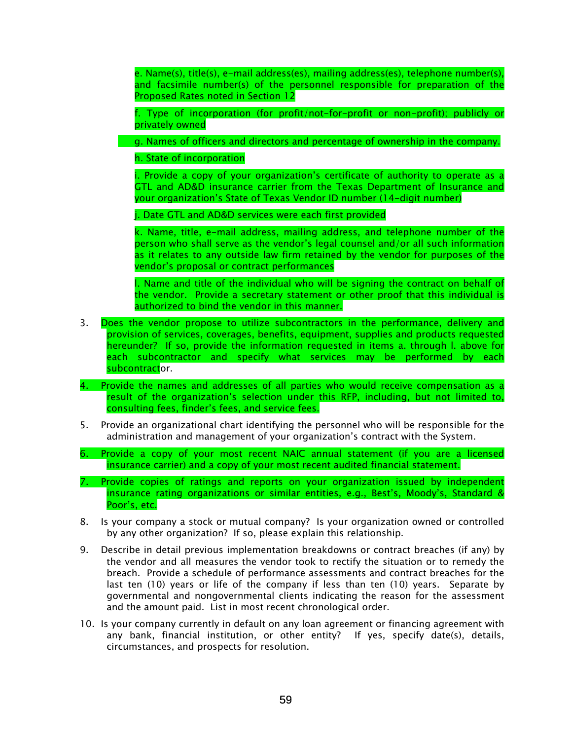e. Name(s), title(s), e-mail address(es), mailing address(es), telephone number(s), and facsimile number(s) of the personnel responsible for preparation of the Proposed Rates noted in Section 12

f. Type of incorporation (for profit/not-for-profit or non-profit); publicly or privately owned

g. Names of officers and directors and percentage of ownership in the company.

h. State of incorporation

i. Provide a copy of your organization's certificate of authority to operate as a GTL and AD&D insurance carrier from the Texas Department of Insurance and your organization's State of Texas Vendor ID number (14-digit number)

j. Date GTL and AD&D services were each first provided

k. Name, title, e-mail address, mailing address, and telephone number of the person who shall serve as the vendor's legal counsel and/or all such information as it relates to any outside law firm retained by the vendor for purposes of the vendor's proposal or contract performances

l. Name and title of the individual who will be signing the contract on behalf of the vendor. Provide a secretary statement or other proof that this individual is authorized to bind the vendor in this manner.

3. Does the vendor propose to utilize subcontractors in the performance, delivery and provision of services, coverages, benefits, equipment, supplies and products requested hereunder? If so, provide the information requested in items a. through l. above for each subcontractor and specify what services may be performed by each subcontractor.

4. Provide the names and addresses of all parties who would receive compensation as a result of the organization's selection under this RFP, including, but not limited to, consulting fees, finder's fees, and service fees.

5. Provide an organizational chart identifying the personnel who will be responsible for the administration and management of your organization's contract with the System.

6. Provide a copy of your most recent NAIC annual statement (if you are a licensed insurance carrier) and a copy of your most recent audited financial statement.

7. Provide copies of ratings and reports on your organization issued by independent insurance rating organizations or similar entities, e.g., Best's, Moody's, Standard & Poor's, etc.

8. Is your company a stock or mutual company? Is your organization owned or controlled by any other organization? If so, please explain this relationship.

9. Describe in detail previous implementation breakdowns or contract breaches (if any) by the vendor and all measures the vendor took to rectify the situation or to remedy the breach. Provide a schedule of performance assessments and contract breaches for the last ten (10) years or life of the company if less than ten (10) years. Separate by governmental and nongovernmental clients indicating the reason for the assessment and the amount paid. List in most recent chronological order.

10. Is your company currently in default on any loan agreement or financing agreement with any bank, financial institution, or other entity? If yes, specify date(s), details, circumstances, and prospects for resolution.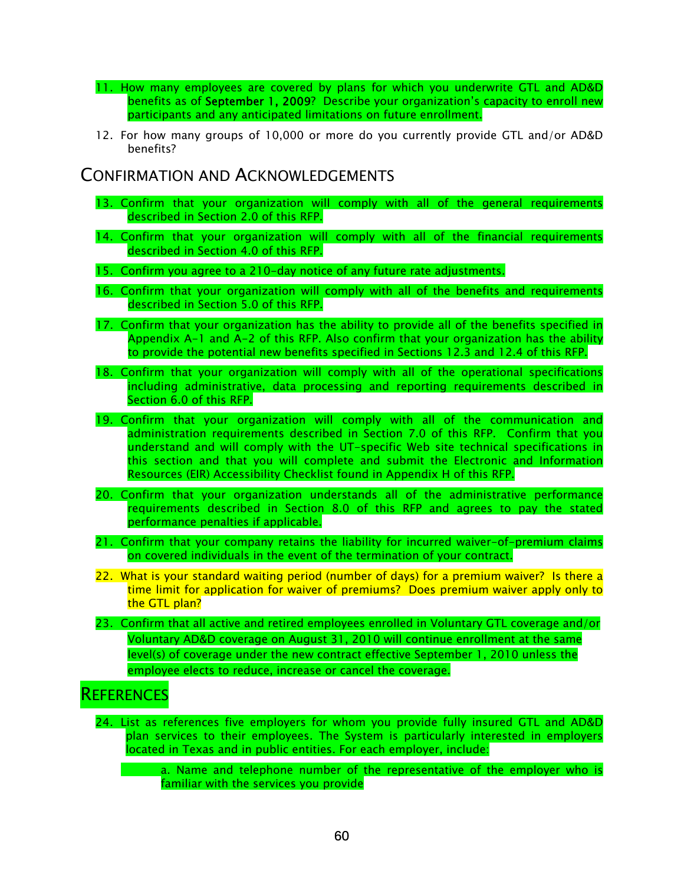11. How many employees are covered by plans for which you underwrite GTL and AD&D benefits as of September 1, 2009? Describe your organization's capacity to enroll new participants and any anticipated limitations on future enrollment.

12. For how many groups of 10,000 or more do you currently provide GTL and/or AD&D benefits?

## CONFIRMATION AND ACKNOWLEDGEMENTS

13. Confirm that your organization will comply with all of the general requirements described in Section 2.0 of this RFP.

14. Confirm that your organization will comply with all of the financial requirements described in Section 4.0 of this RFP.

15. Confirm you agree to a 210-day notice of any future rate adjustments.

16. Confirm that your organization will comply with all of the benefits and requirements described in Section 5.0 of this RFP.

17. Confirm that your organization has the ability to provide all of the benefits specified in Appendix A-1 and A-2 of this RFP. Also confirm that your organization has the ability to provide the potential new benefits specified in Sections 12.3 and 12.4 of this RFP.

18. Confirm that your organization will comply with all of the operational specifications including administrative, data processing and reporting requirements described in Section 6.0 of this RFP.

19. Confirm that your organization will comply with all of the communication and administration requirements described in Section 7.0 of this RFP. Confirm that you understand and will comply with the UT-specific Web site technical specifications in this section and that you will complete and submit the Electronic and Information Resources (EIR) Accessibility Checklist found in Appendix H of this RFP.

20. Confirm that your organization understands all of the administrative performance requirements described in Section 8.0 of this RFP and agrees to pay the stated performance penalties if applicable.

21. Confirm that your company retains the liability for incurred waiver-of-premium claims on covered individuals in the event of the termination of your contract.

22. What is your standard waiting period (number of days) for a premium waiver? Is there a time limit for application for waiver of premiums? Does premium waiver apply only to the GTL plan?

23. Confirm that all active and retired employees enrolled in Voluntary GTL coverage and/or Voluntary AD&D coverage on August 31, 2010 will continue enrollment at the same level(s) of coverage under the new contract effective September 1, 2010 unless the employee elects to reduce, increase or cancel the coverage.

## REFERENCES

24. List as references five employers for whom you provide fully insured GTL and AD&D plan services to their employees. The System is particularly interested in employers located in Texas and in public entities. For each employer, include:

    a. Name and telephone number of the representative of the employer who is familiar with the services you provide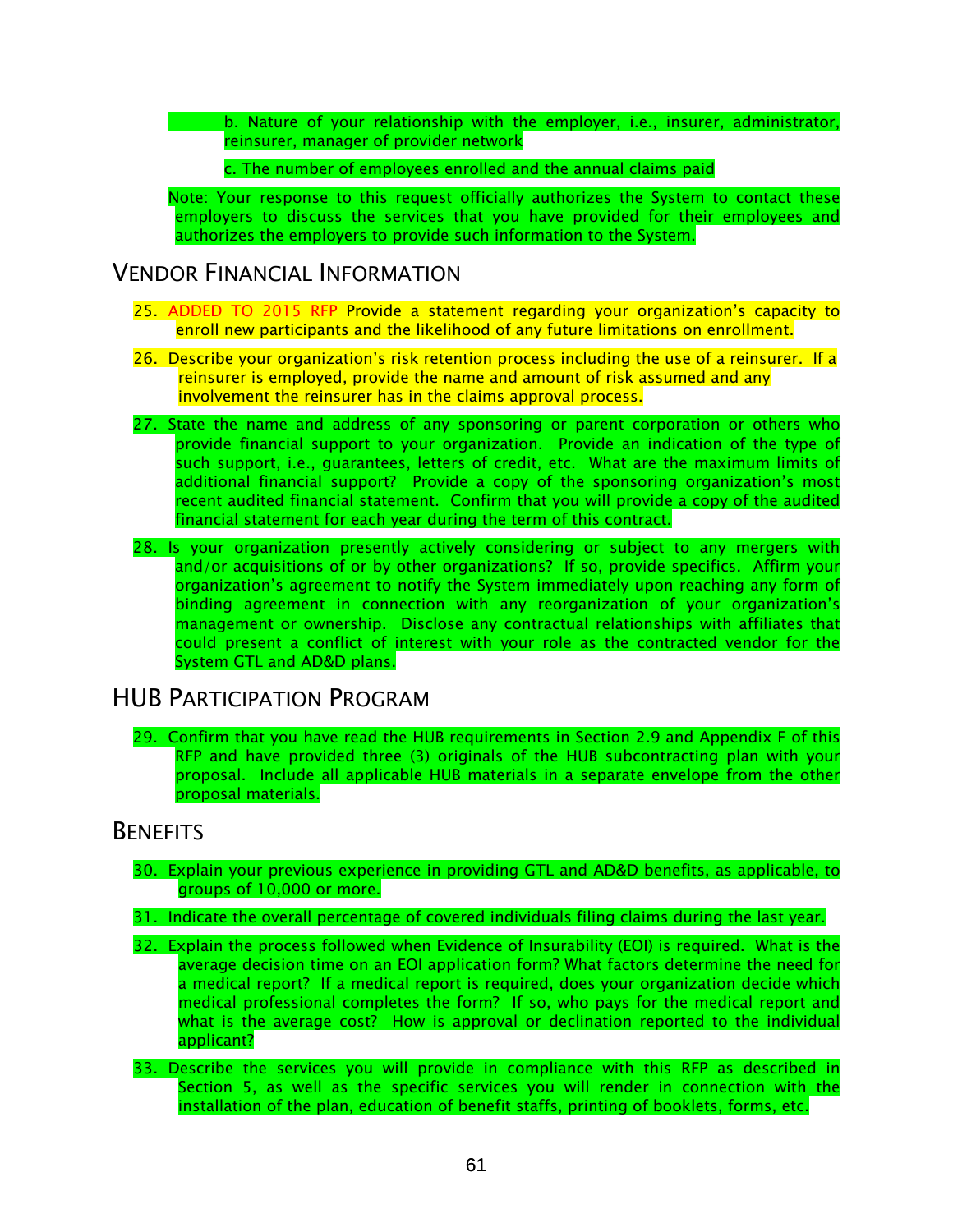b. Nature of your relationship with the employer, i.e., insurer, administrator, reinsurer, manager of provider network

c. The number of employees enrolled and the annual claims paid

Note: Your response to this request officially authorizes the System to contact these employers to discuss the services that you have provided for their employees and authorizes the employers to provide such information to the System.

## VENDOR FINANCIAL INFORMATION

25. ADDED TO 2015 RFP Provide a statement regarding your organization's capacity to enroll new participants and the likelihood of any future limitations on enrollment.

26. Describe your organization's risk retention process including the use of a reinsurer. If a reinsurer is employed, provide the name and amount of risk assumed and any involvement the reinsurer has in the claims approval process.

27. State the name and address of any sponsoring or parent corporation or others who provide financial support to your organization. Provide an indication of the type of such support, i.e., guarantees, letters of credit, etc. What are the maximum limits of additional financial support? Provide a copy of the sponsoring organization's most recent audited financial statement. Confirm that you will provide a copy of the audited financial statement for each year during the term of this contract.

28. Is your organization presently actively considering or subject to any mergers with and/or acquisitions of or by other organizations? If so, provide specifics. Affirm your organization's agreement to notify the System immediately upon reaching any form of binding agreement in connection with any reorganization of your organization's management or ownership. Disclose any contractual relationships with affiliates that could present a conflict of interest with your role as the contracted vendor for the System GTL and AD&D plans.

## HUB PARTICIPATION PROGRAM

29. Confirm that you have read the HUB requirements in Section 2.9 and Appendix F of this RFP and have provided three (3) originals of the HUB subcontracting plan with your proposal. Include all applicable HUB materials in a separate envelope from the other proposal materials.

## BENEFITS

30. Explain your previous experience in providing GTL and AD&D benefits, as applicable, to groups of 10,000 or more.

31. Indicate the overall percentage of covered individuals filing claims during the last year.

32. Explain the process followed when Evidence of Insurability (EOI) is required. What is the average decision time on an EOI application form? What factors determine the need for a medical report? If a medical report is required, does your organization decide which medical professional completes the form? If so, who pays for the medical report and what is the average cost? How is approval or declination reported to the individual applicant?

33. Describe the services you will provide in compliance with this RFP as described in Section 5, as well as the specific services you will render in connection with the installation of the plan, education of benefit staffs, printing of booklets, forms, etc.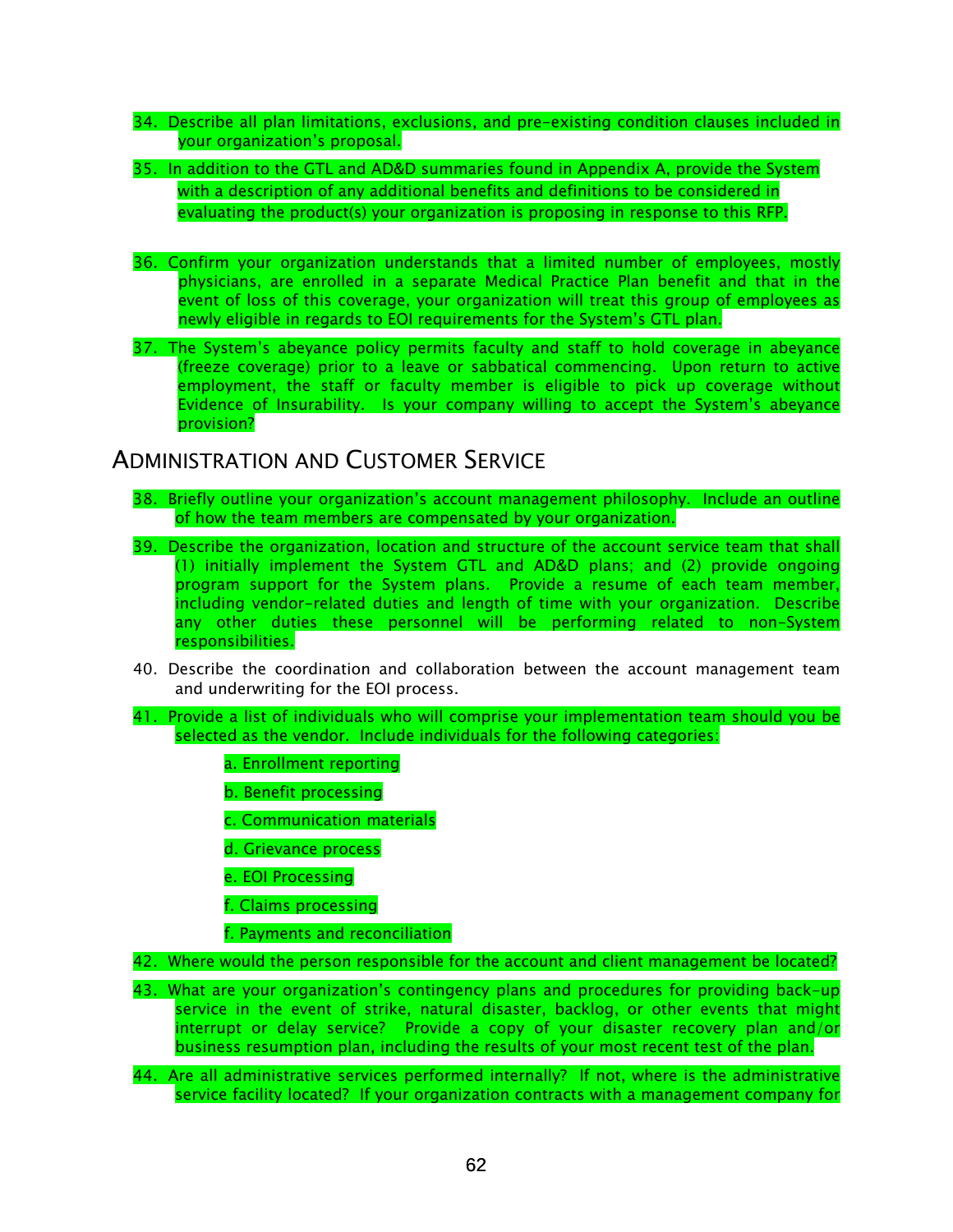34. Describe all plan limitations, exclusions, and pre-existing condition clauses included in your organization's proposal.

35. In addition to the GTL and AD&D summaries found in Appendix A, provide the System with a description of any additional benefits and definitions to be considered in evaluating the product(s) your organization is proposing in response to this RFP.

36. Confirm your organization understands that a limited number of employees, mostly physicians, are enrolled in a separate Medical Practice Plan benefit and that in the event of loss of this coverage, your organization will treat this group of employees as newly eligible in regards to EOI requirements for the System's GTL plan.

37. The System's abeyance policy permits faculty and staff to hold coverage in abeyance (freeze coverage) prior to a leave or sabbatical commencing. Upon return to active employment, the staff or faculty member is eligible to pick up coverage without Evidence of Insurability. Is your company willing to accept the System's abeyance provision?

## Administration and Customer Service

38. Briefly outline your organization's account management philosophy. Include an outline of how the team members are compensated by your organization.

39. Describe the organization, location and structure of the account service team that shall (1) initially implement the System GTL and AD&D plans; and (2) provide ongoing program support for the System plans. Provide a resume of each team member, including vendor-related duties and length of time with your organization. Describe any other duties these personnel will be performing related to non-System responsibilities.

40. Describe the coordination and collaboration between the account management team and underwriting for the EOI process.

41. Provide a list of individuals who will comprise your implementation team should you be selected as the vendor. Include individuals for the following categories:

    a. Enrollment reporting

    b. Benefit processing

    c. Communication materials

    d. Grievance process

    e. EOI Processing

    f. Claims processing

    f. Payments and reconciliation

42. Where would the person responsible for the account and client management be located?

43. What are your organization's contingency plans and procedures for providing back-up service in the event of strike, natural disaster, backlog, or other events that might interrupt or delay service? Provide a copy of your disaster recovery plan and/or business resumption plan, including the results of your most recent test of the plan.

44. Are all administrative services performed internally? If not, where is the administrative service facility located? If your organization contracts with a management company for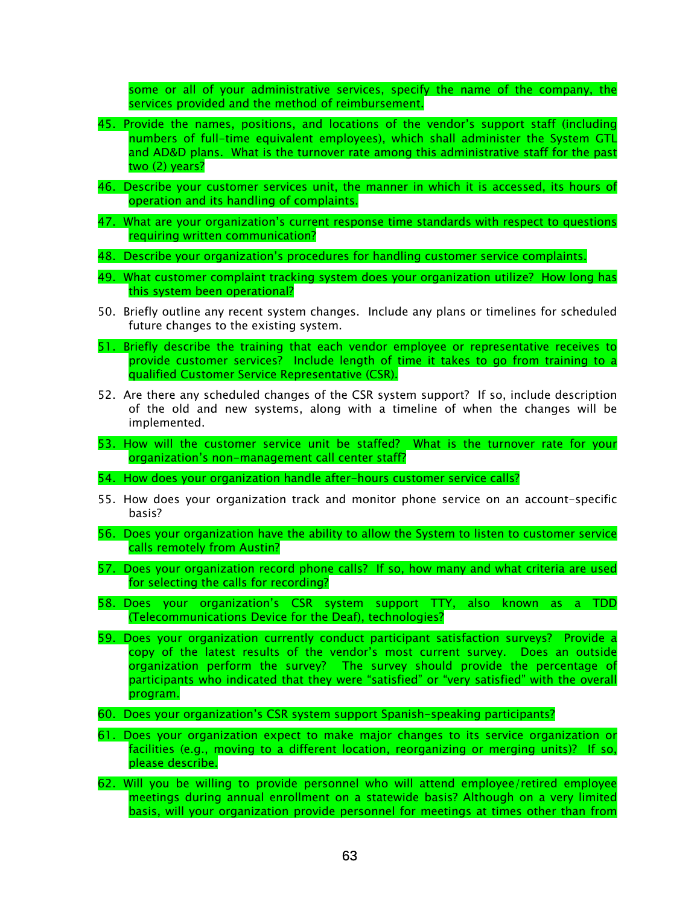some or all of your administrative services, specify the name of the company, the services provided and the method of reimbursement.

45. Provide the names, positions, and locations of the vendor's support staff (including numbers of full-time equivalent employees), which shall administer the System GTL and AD&D plans. What is the turnover rate among this administrative staff for the past two (2) years?

46. Describe your customer services unit, the manner in which it is accessed, its hours of operation and its handling of complaints.

47. What are your organization's current response time standards with respect to questions requiring written communication?

48. Describe your organization's procedures for handling customer service complaints.

49. What customer complaint tracking system does your organization utilize? How long has this system been operational?

50. Briefly outline any recent system changes. Include any plans or timelines for scheduled future changes to the existing system.

51. Briefly describe the training that each vendor employee or representative receives to provide customer services? Include length of time it takes to go from training to a qualified Customer Service Representative (CSR).

52. Are there any scheduled changes of the CSR system support? If so, include description of the old and new systems, along with a timeline of when the changes will be implemented.

53. How will the customer service unit be staffed? What is the turnover rate for your organization's non-management call center staff?

54. How does your organization handle after-hours customer service calls?

55. How does your organization track and monitor phone service on an account-specific basis?

56. Does your organization have the ability to allow the System to listen to customer service calls remotely from Austin?

57. Does your organization record phone calls? If so, how many and what criteria are used for selecting the calls for recording?

58. Does your organization's CSR system support TTY, also known as a TDD (Telecommunications Device for the Deaf), technologies?

59. Does your organization currently conduct participant satisfaction surveys? Provide a copy of the latest results of the vendor's most current survey. Does an outside organization perform the survey? The survey should provide the percentage of participants who indicated that they were "satisfied" or "very satisfied" with the overall program.

60. Does your organization's CSR system support Spanish-speaking participants?

61. Does your organization expect to make major changes to its service organization or facilities (e.g., moving to a different location, reorganizing or merging units)? If so, please describe.

62. Will you be willing to provide personnel who will attend employee/retired employee meetings during annual enrollment on a statewide basis? Although on a very limited basis, will your organization provide personnel for meetings at times other than from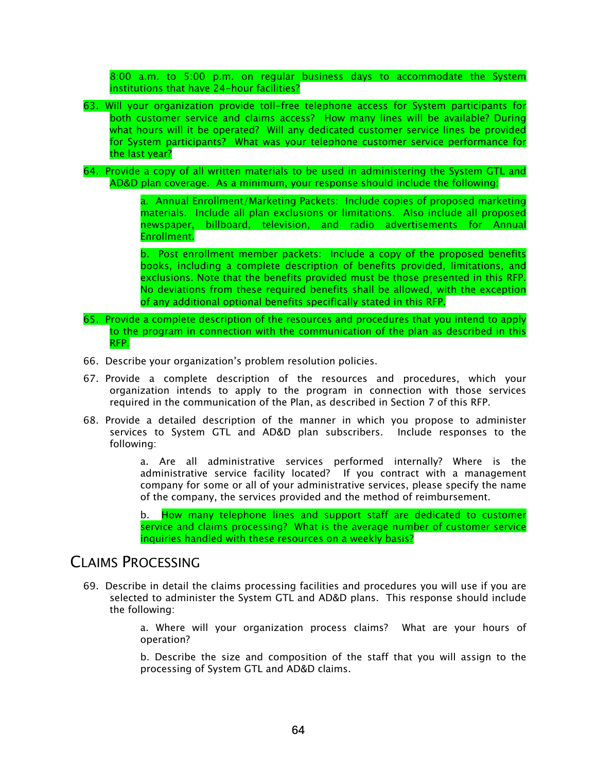8:00 a.m. to 5:00 p.m. on regular business days to accommodate the System institutions that have 24-hour facilities?

63. Will your organization provide toll-free telephone access for System participants for both customer service and claims access? How many lines will be available? During what hours will it be operated? Will any dedicated customer service lines be provided for System participants? What was your telephone customer service performance for the last year?

64. Provide a copy of all written materials to be used in administering the System GTL and AD&D plan coverage. As a minimum, your response should include the following:

    a. Annual Enrollment/Marketing Packets: Include copies of proposed marketing materials. Include all plan exclusions or limitations. Also include all proposed newspaper, billboard, television, and radio advertisements for Annual Enrollment.

    b. Post enrollment member packets: Include a copy of the proposed benefits books, including a complete description of benefits provided, limitations, and exclusions. Note that the benefits provided must be those presented in this RFP. No deviations from these required benefits shall be allowed, with the exception of any additional optional benefits specifically stated in this RFP.

65. Provide a complete description of the resources and procedures that you intend to apply to the program in connection with the communication of the plan as described in this RFP.

66. Describe your organization's problem resolution policies.

67. Provide a complete description of the resources and procedures, which your organization intends to apply to the program in connection with those services required in the communication of the Plan, as described in Section 7 of this RFP.

68. Provide a detailed description of the manner in which you propose to administer services to System GTL and AD&D plan subscribers. Include responses to the following:

    a. Are all administrative services performed internally? Where is the administrative service facility located? If you contract with a management company for some or all of your administrative services, please specify the name of the company, the services provided and the method of reimbursement.

    b. How many telephone lines and support staff are dedicated to customer service and claims processing? What is the average number of customer service inquiries handled with these resources on a weekly basis?

## Claims Processing

69. Describe in detail the claims processing facilities and procedures you will use if you are selected to administer the System GTL and AD&D plans. This response should include the following:

    a. Where will your organization process claims? What are your hours of operation?

    b. Describe the size and composition of the staff that you will assign to the processing of System GTL and AD&D claims.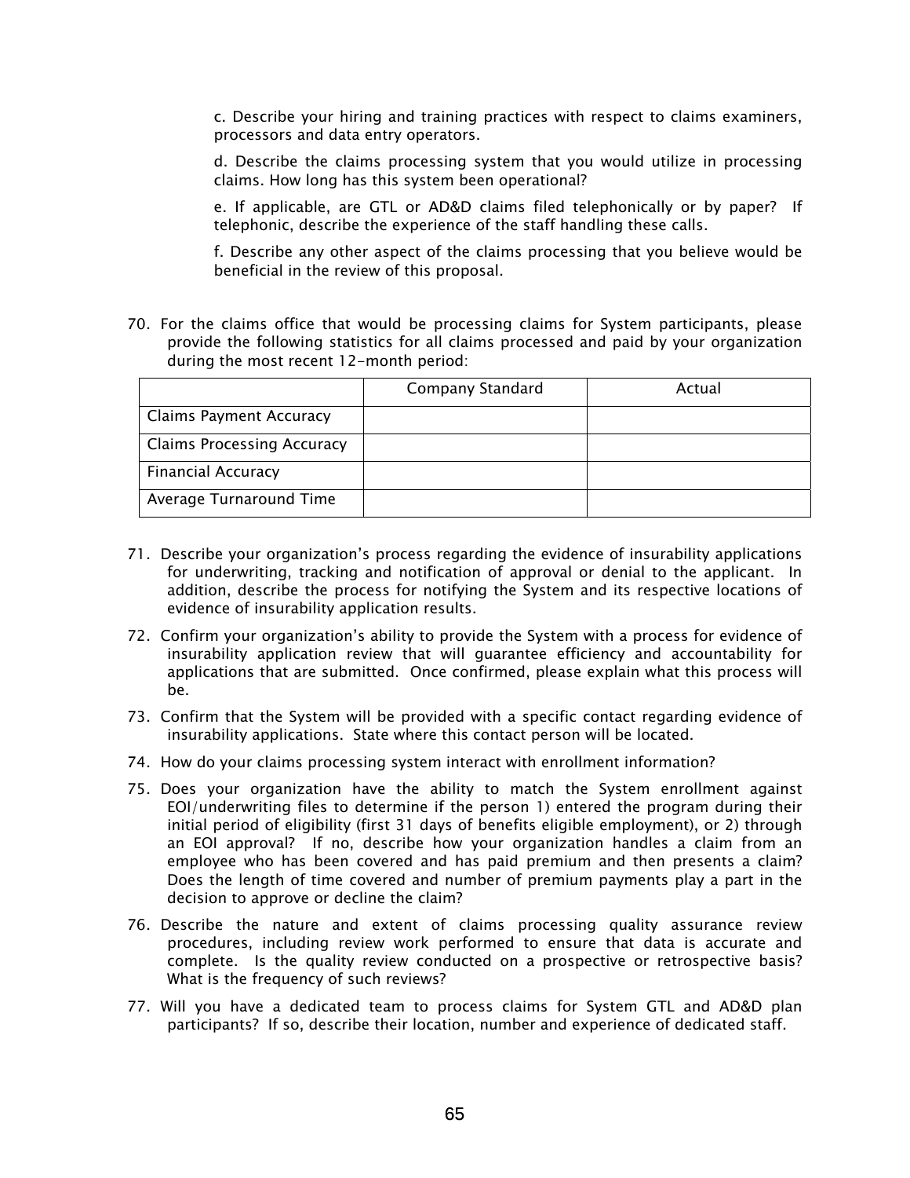c. Describe your hiring and training practices with respect to claims examiners, processors and data entry operators.

d. Describe the claims processing system that you would utilize in processing claims. How long has this system been operational?

e. If applicable, are GTL or AD&D claims filed telephonically or by paper? If telephonic, describe the experience of the staff handling these calls.

f. Describe any other aspect of the claims processing that you believe would be beneficial in the review of this proposal.

70. For the claims office that would be processing claims for System participants, please provide the following statistics for all claims processed and paid by your organization during the most recent 12-month period:

| | Company Standard | Actual |
|---|---|---|
| Claims Payment Accuracy | | |
| Claims Processing Accuracy | | |
| Financial Accuracy | | |
| Average Turnaround Time | | |

71. Describe your organization's process regarding the evidence of insurability applications for underwriting, tracking and notification of approval or denial to the applicant. In addition, describe the process for notifying the System and its respective locations of evidence of insurability application results.

72. Confirm your organization's ability to provide the System with a process for evidence of insurability application review that will guarantee efficiency and accountability for applications that are submitted. Once confirmed, please explain what this process will be.

73. Confirm that the System will be provided with a specific contact regarding evidence of insurability applications. State where this contact person will be located.

74. How do your claims processing system interact with enrollment information?

75. Does your organization have the ability to match the System enrollment against EOI/underwriting files to determine if the person 1) entered the program during their initial period of eligibility (first 31 days of benefits eligible employment), or 2) through an EOI approval? If no, describe how your organization handles a claim from an employee who has been covered and has paid premium and then presents a claim? Does the length of time covered and number of premium payments play a part in the decision to approve or decline the claim?

76. Describe the nature and extent of claims processing quality assurance review procedures, including review work performed to ensure that data is accurate and complete. Is the quality review conducted on a prospective or retrospective basis? What is the frequency of such reviews?

77. Will you have a dedicated team to process claims for System GTL and AD&D plan participants? If so, describe their location, number and experience of dedicated staff.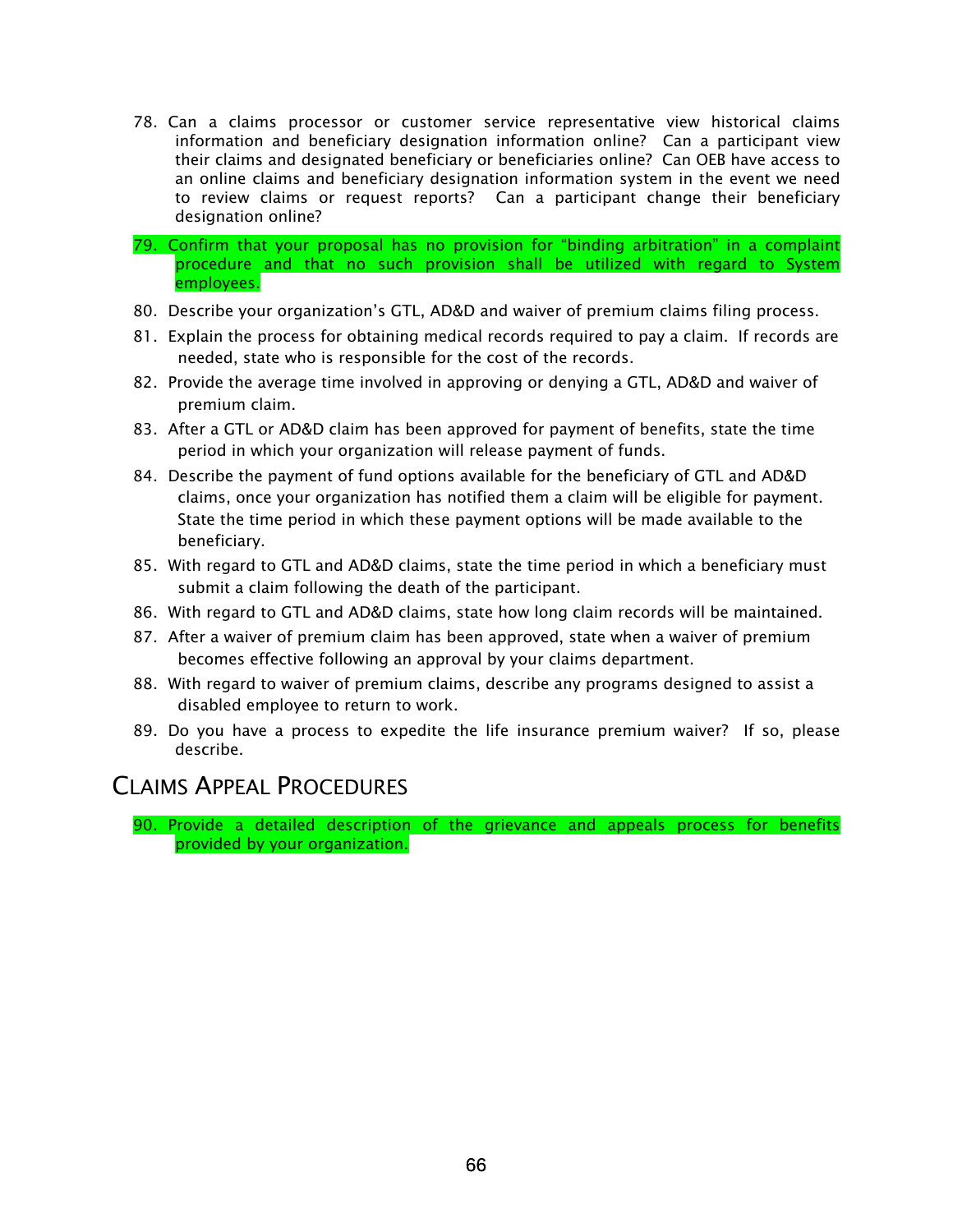78. Can a claims processor or customer service representative view historical claims information and beneficiary designation information online? Can a participant view their claims and designated beneficiary or beneficiaries online? Can OEB have access to an online claims and beneficiary designation information system in the event we need to review claims or request reports? Can a participant change their beneficiary designation online?
79. Confirm that your proposal has no provision for "binding arbitration" in a complaint procedure and that no such provision shall be utilized with regard to System employees.
80. Describe your organization's GTL, AD&D and waiver of premium claims filing process.
81. Explain the process for obtaining medical records required to pay a claim. If records are needed, state who is responsible for the cost of the records.
82. Provide the average time involved in approving or denying a GTL, AD&D and waiver of premium claim.
83. After a GTL or AD&D claim has been approved for payment of benefits, state the time period in which your organization will release payment of funds.
84. Describe the payment of fund options available for the beneficiary of GTL and AD&D claims, once your organization has notified them a claim will be eligible for payment. State the time period in which these payment options will be made available to the beneficiary.
85. With regard to GTL and AD&D claims, state the time period in which a beneficiary must submit a claim following the death of the participant.
86. With regard to GTL and AD&D claims, state how long claim records will be maintained.
87. After a waiver of premium claim has been approved, state when a waiver of premium becomes effective following an approval by your claims department.
88. With regard to waiver of premium claims, describe any programs designed to assist a disabled employee to return to work.
89. Do you have a process to expedite the life insurance premium waiver? If so, please describe.

## Claims Appeal Procedures

90. Provide a detailed description of the grievance and appeals process for benefits provided by your organization.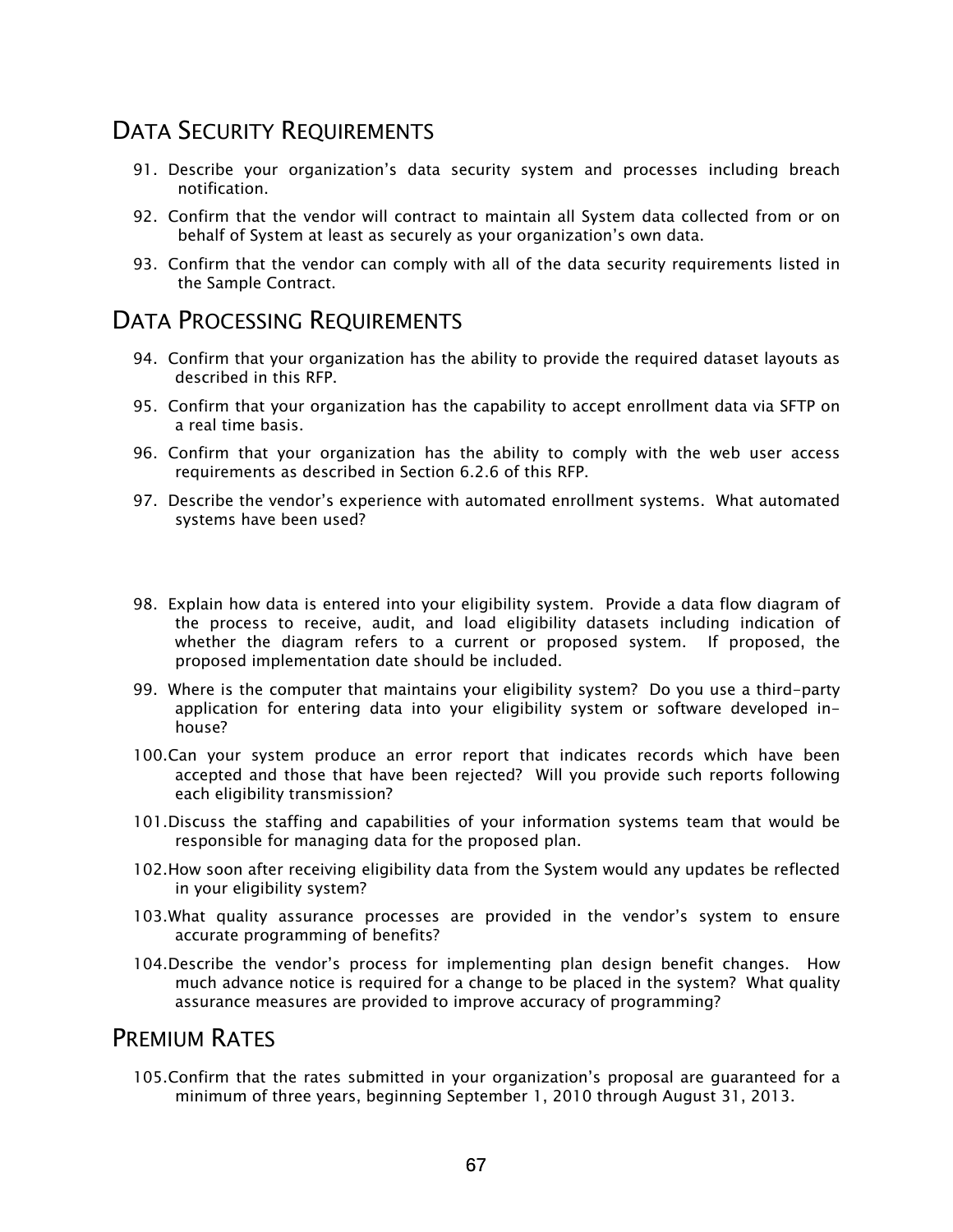## Data Security Requirements

91. Describe your organization's data security system and processes including breach notification.
92. Confirm that the vendor will contract to maintain all System data collected from or on behalf of System at least as securely as your organization's own data.
93. Confirm that the vendor can comply with all of the data security requirements listed in the Sample Contract.

## Data Processing Requirements

94. Confirm that your organization has the ability to provide the required dataset layouts as described in this RFP.
95. Confirm that your organization has the capability to accept enrollment data via SFTP on a real time basis.
96. Confirm that your organization has the ability to comply with the web user access requirements as described in Section 6.2.6 of this RFP.
97. Describe the vendor's experience with automated enrollment systems. What automated systems have been used?
98. Explain how data is entered into your eligibility system. Provide a data flow diagram of the process to receive, audit, and load eligibility datasets including indication of whether the diagram refers to a current or proposed system. If proposed, the proposed implementation date should be included.
99. Where is the computer that maintains your eligibility system? Do you use a third-party application for entering data into your eligibility system or software developed in-house?
100. Can your system produce an error report that indicates records which have been accepted and those that have been rejected? Will you provide such reports following each eligibility transmission?
101. Discuss the staffing and capabilities of your information systems team that would be responsible for managing data for the proposed plan.
102. How soon after receiving eligibility data from the System would any updates be reflected in your eligibility system?
103. What quality assurance processes are provided in the vendor's system to ensure accurate programming of benefits?
104. Describe the vendor's process for implementing plan design benefit changes. How much advance notice is required for a change to be placed in the system? What quality assurance measures are provided to improve accuracy of programming?

## Premium Rates

105. Confirm that the rates submitted in your organization's proposal are guaranteed for a minimum of three years, beginning September 1, 2010 through August 31, 2013.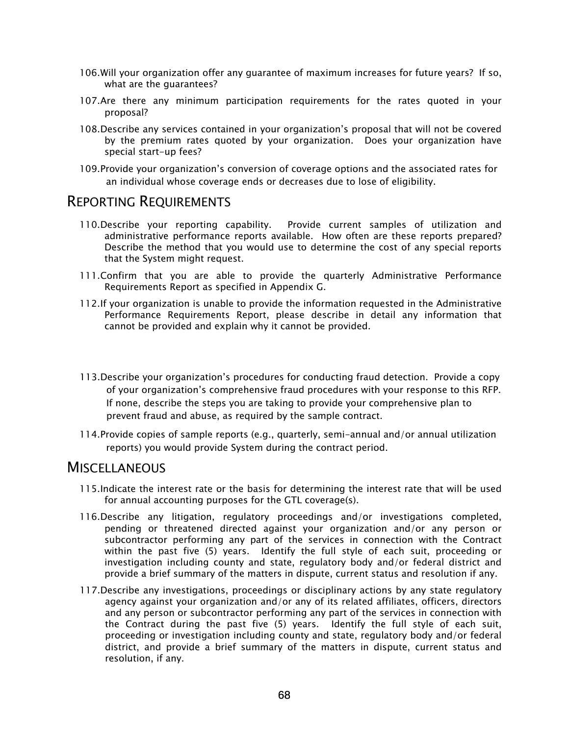106. Will your organization offer any guarantee of maximum increases for future years? If so, what are the guarantees?

107. Are there any minimum participation requirements for the rates quoted in your proposal?

108. Describe any services contained in your organization's proposal that will not be covered by the premium rates quoted by your organization. Does your organization have special start-up fees?

109. Provide your organization's conversion of coverage options and the associated rates for an individual whose coverage ends or decreases due to lose of eligibility.

## Reporting Requirements

110. Describe your reporting capability. Provide current samples of utilization and administrative performance reports available. How often are these reports prepared? Describe the method that you would use to determine the cost of any special reports that the System might request.

111. Confirm that you are able to provide the quarterly Administrative Performance Requirements Report as specified in Appendix G.

112. If your organization is unable to provide the information requested in the Administrative Performance Requirements Report, please describe in detail any information that cannot be provided and explain why it cannot be provided.

113. Describe your organization's procedures for conducting fraud detection. Provide a copy of your organization's comprehensive fraud procedures with your response to this RFP. If none, describe the steps you are taking to provide your comprehensive plan to prevent fraud and abuse, as required by the sample contract.

114. Provide copies of sample reports (e.g., quarterly, semi-annual and/or annual utilization reports) you would provide System during the contract period.

## Miscellaneous

115. Indicate the interest rate or the basis for determining the interest rate that will be used for annual accounting purposes for the GTL coverage(s).

116. Describe any litigation, regulatory proceedings and/or investigations completed, pending or threatened directed against your organization and/or any person or subcontractor performing any part of the services in connection with the Contract within the past five (5) years. Identify the full style of each suit, proceeding or investigation including county and state, regulatory body and/or federal district and provide a brief summary of the matters in dispute, current status and resolution if any.

117. Describe any investigations, proceedings or disciplinary actions by any state regulatory agency against your organization and/or any of its related affiliates, officers, directors and any person or subcontractor performing any part of the services in connection with the Contract during the past five (5) years. Identify the full style of each suit, proceeding or investigation including county and state, regulatory body and/or federal district, and provide a brief summary of the matters in dispute, current status and resolution, if any.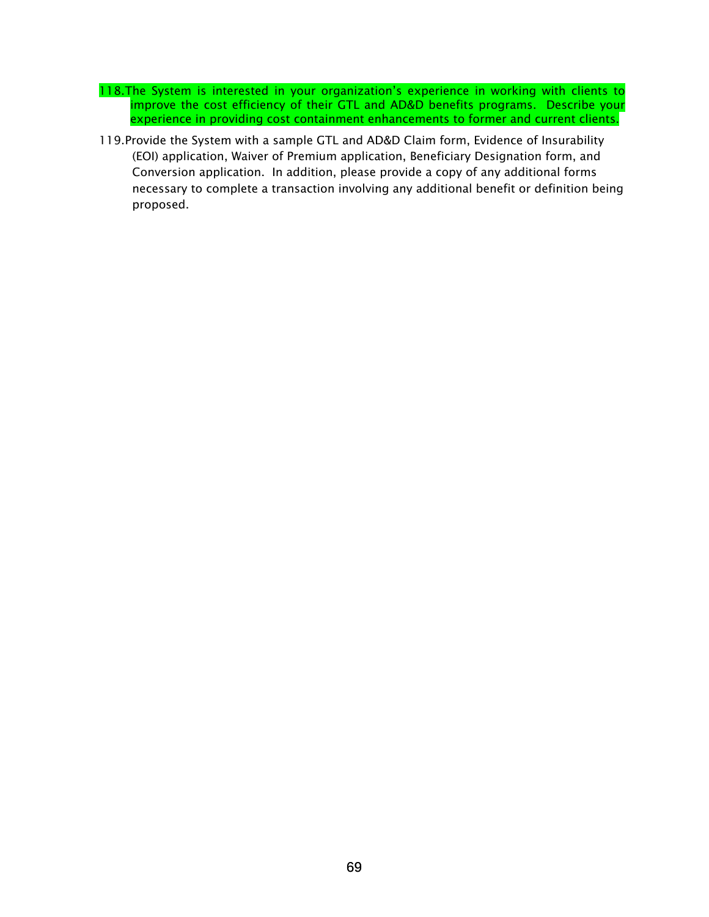118. The System is interested in your organization's experience in working with clients to improve the cost efficiency of their GTL and AD&D benefits programs. Describe your experience in providing cost containment enhancements to former and current clients.

119. Provide the System with a sample GTL and AD&D Claim form, Evidence of Insurability (EOI) application, Waiver of Premium application, Beneficiary Designation form, and Conversion application. In addition, please provide a copy of any additional forms necessary to complete a transaction involving any additional benefit or definition being proposed.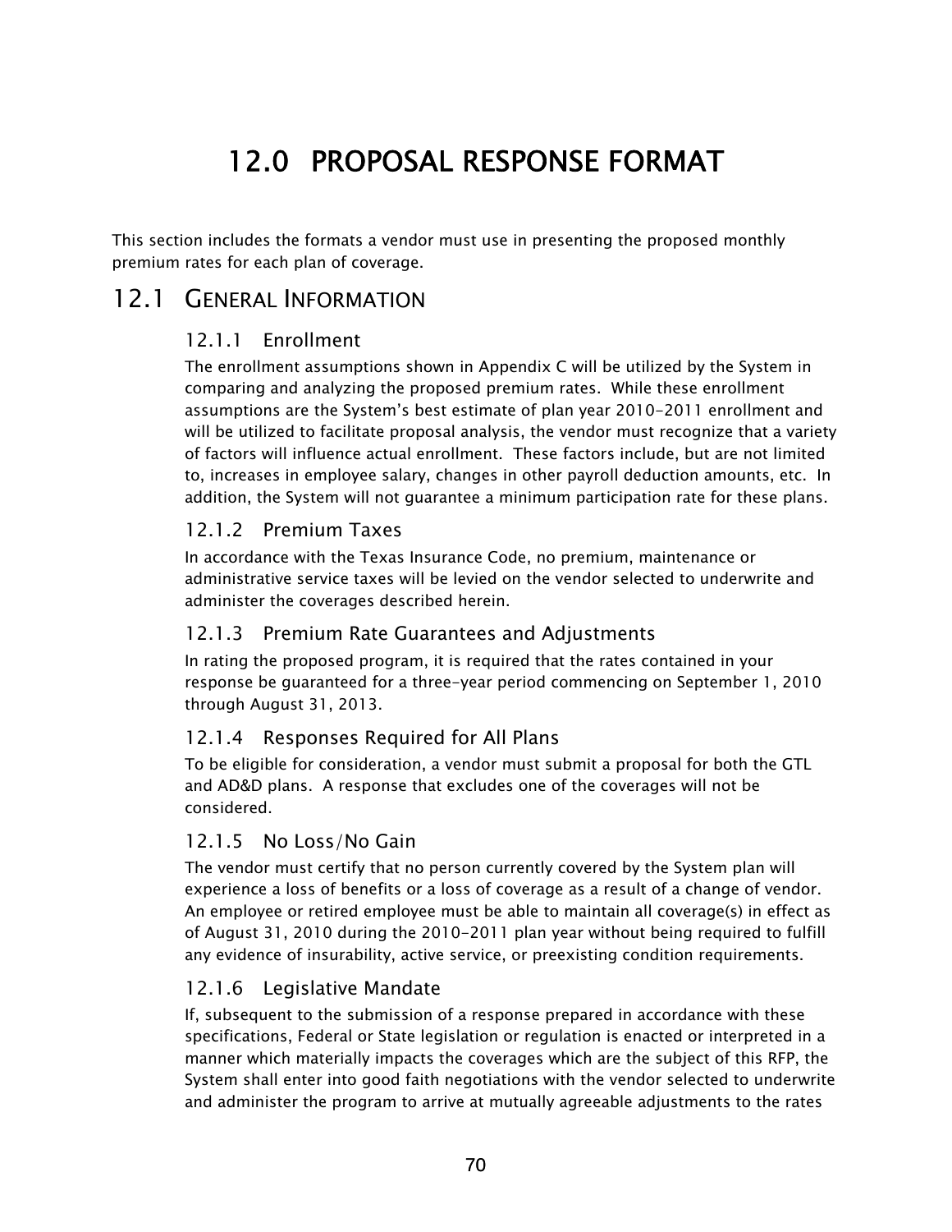# 12.0 PROPOSAL RESPONSE FORMAT

This section includes the formats a vendor must use in presenting the proposed monthly premium rates for each plan of coverage.

## 12.1 GENERAL INFORMATION

### 12.1.1 Enrollment

The enrollment assumptions shown in Appendix C will be utilized by the System in comparing and analyzing the proposed premium rates. While these enrollment assumptions are the System's best estimate of plan year 2010-2011 enrollment and will be utilized to facilitate proposal analysis, the vendor must recognize that a variety of factors will influence actual enrollment. These factors include, but are not limited to, increases in employee salary, changes in other payroll deduction amounts, etc. In addition, the System will not guarantee a minimum participation rate for these plans.

### 12.1.2 Premium Taxes

In accordance with the Texas Insurance Code, no premium, maintenance or administrative service taxes will be levied on the vendor selected to underwrite and administer the coverages described herein.

### 12.1.3 Premium Rate Guarantees and Adjustments

In rating the proposed program, it is required that the rates contained in your response be guaranteed for a three-year period commencing on September 1, 2010 through August 31, 2013.

### 12.1.4 Responses Required for All Plans

To be eligible for consideration, a vendor must submit a proposal for both the GTL and AD&D plans. A response that excludes one of the coverages will not be considered.

### 12.1.5 No Loss/No Gain

The vendor must certify that no person currently covered by the System plan will experience a loss of benefits or a loss of coverage as a result of a change of vendor. An employee or retired employee must be able to maintain all coverage(s) in effect as of August 31, 2010 during the 2010-2011 plan year without being required to fulfill any evidence of insurability, active service, or preexisting condition requirements.

### 12.1.6 Legislative Mandate

If, subsequent to the submission of a response prepared in accordance with these specifications, Federal or State legislation or regulation is enacted or interpreted in a manner which materially impacts the coverages which are the subject of this RFP, the System shall enter into good faith negotiations with the vendor selected to underwrite and administer the program to arrive at mutually agreeable adjustments to the rates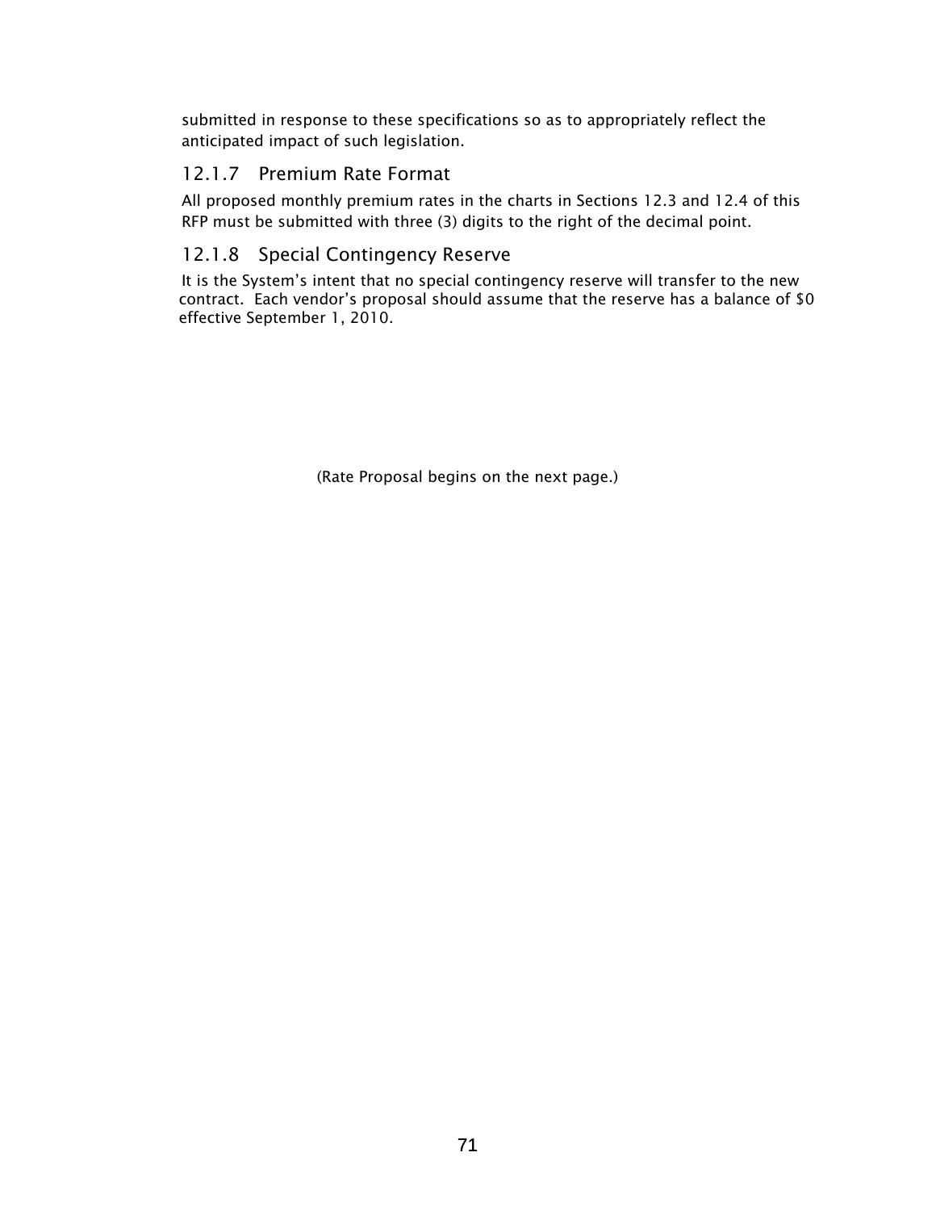submitted in response to these specifications so as to appropriately reflect the anticipated impact of such legislation.

### 12.1.7 Premium Rate Format

All proposed monthly premium rates in the charts in Sections 12.3 and 12.4 of this RFP must be submitted with three (3) digits to the right of the decimal point.

### 12.1.8 Special Contingency Reserve

It is the System's intent that no special contingency reserve will transfer to the new contract. Each vendor's proposal should assume that the reserve has a balance of $0 effective September 1, 2010.

(Rate Proposal begins on the next page.)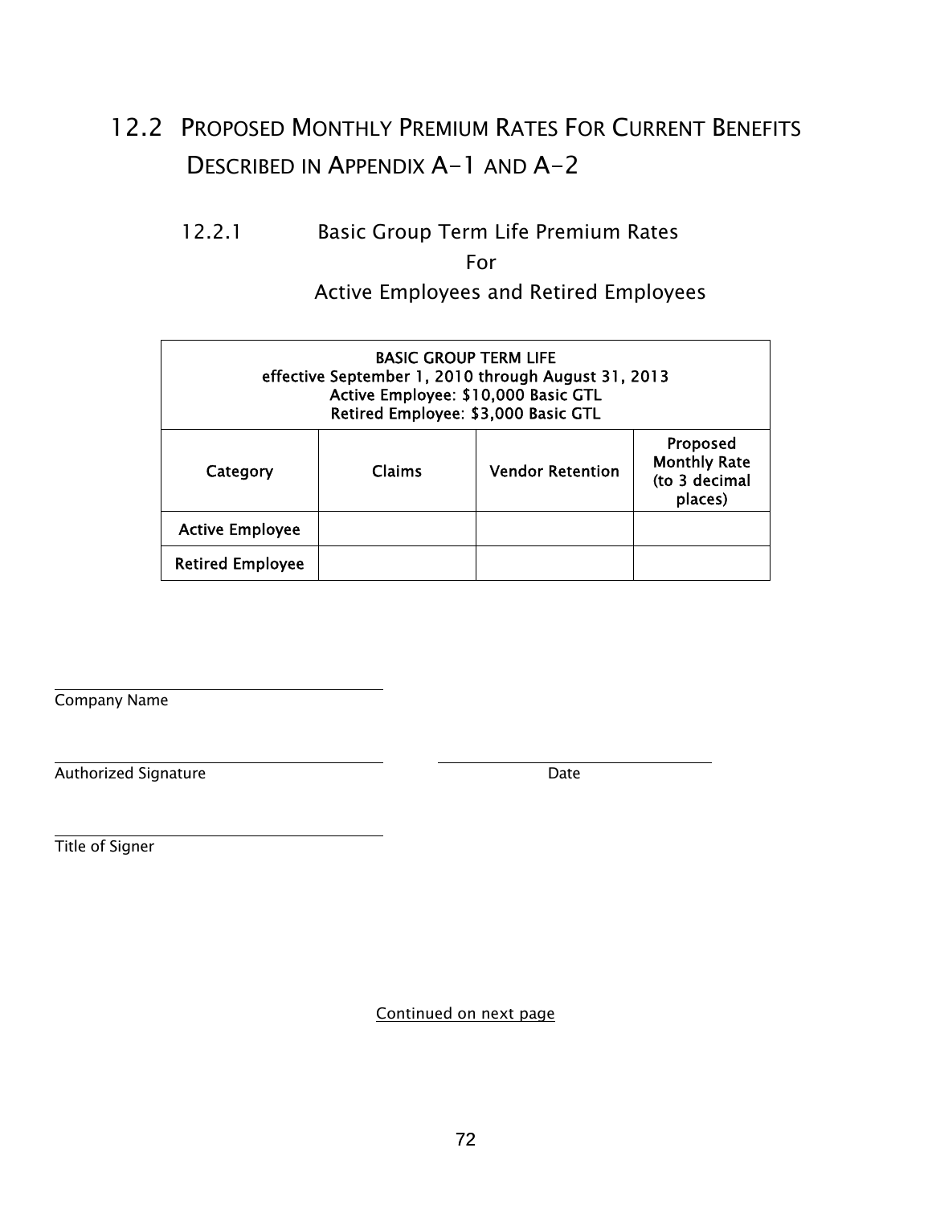## 12.2 PROPOSED MONTHLY PREMIUM RATES FOR CURRENT BENEFITS DESCRIBED IN APPENDIX A-1 AND A-2

### 12.2.1 Basic Group Term Life Premium Rates For Active Employees and Retired Employees

| **BASIC GROUP TERM LIFE effective September 1, 2010 through August 31, 2013 Active Employee: $10,000 Basic GTL Retired Employee: $3,000 Basic GTL** | | | |
|---|---|---|---|
| **Category** | **Claims** | **Vendor Retention** | **Proposed Monthly Rate (to 3 decimal places)** |
| **Active Employee** | | | |
| **Retired Employee** | | | |

______________________________
Company Name

______________________________ ______________________________
Authorized Signature Date

______________________________
Title of Signer

Continued on next page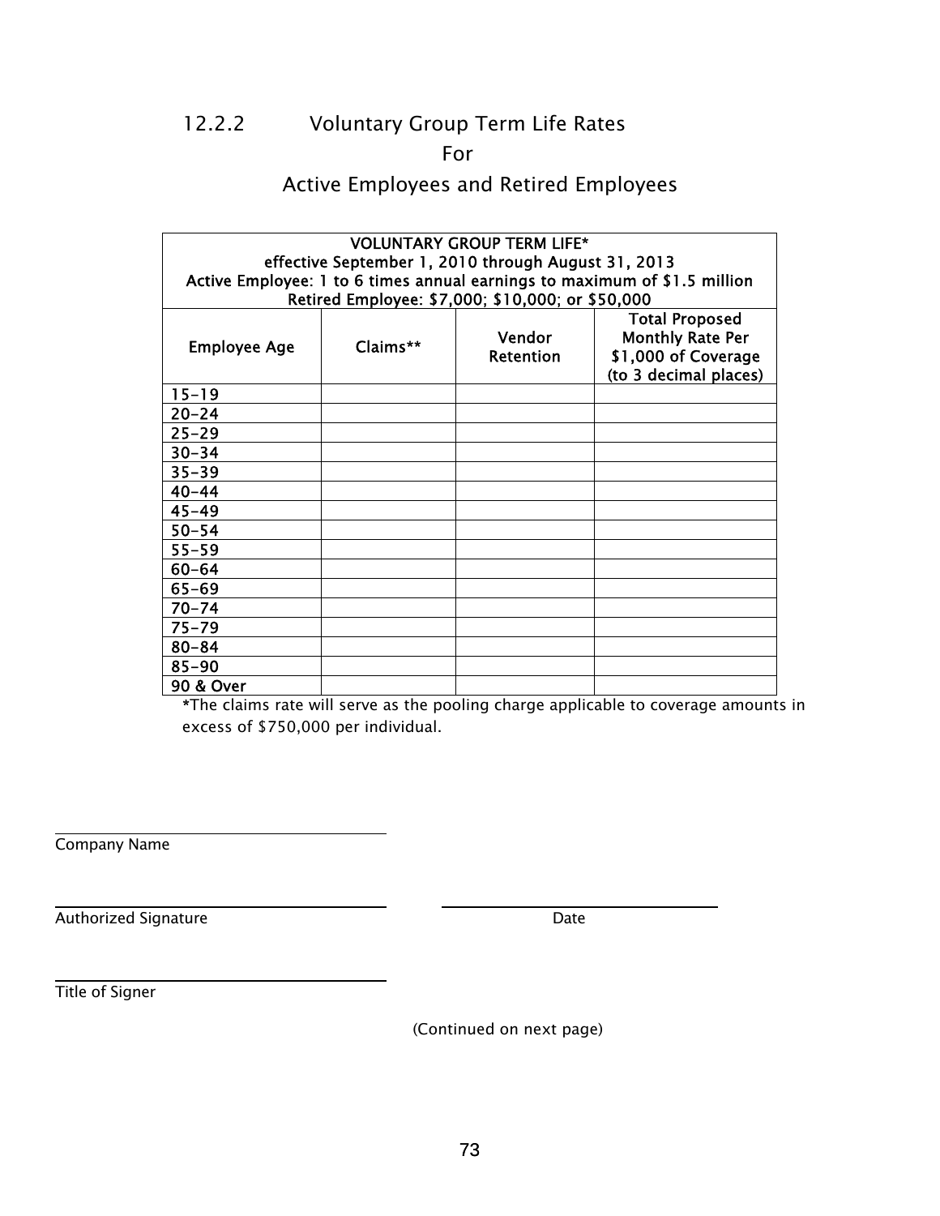## 12.2.2 Voluntary Group Term Life Rates For Active Employees and Retired Employees

| VOLUNTARY GROUP TERM LIFE* effective September 1, 2010 through August 31, 2013 Active Employee: 1 to 6 times annual earnings to maximum of $1.5 million Retired Employee: $7,000; $10,000; or $50,000 | | | |
|---|---|---|---|
| Employee Age | Claims** | Vendor Retention | Total Proposed Monthly Rate Per $1,000 of Coverage (to 3 decimal places) |
| 15-19 | | | |
| 20-24 | | | |
| 25-29 | | | |
| 30-34 | | | |
| 35-39 | | | |
| 40-44 | | | |
| 45-49 | | | |
| 50-54 | | | |
| 55-59 | | | |
| 60-64 | | | |
| 65-69 | | | |
| 70-74 | | | |
| 75-79 | | | |
| 80-84 | | | |
| 85-90 | | | |
| 90 & Over | | | |

*The claims rate will serve as the pooling charge applicable to coverage amounts in excess of $750,000 per individual.

______________________________
Company Name

______________________________ ______________________________
Authorized Signature Date

______________________________
Title of Signer

(Continued on next page)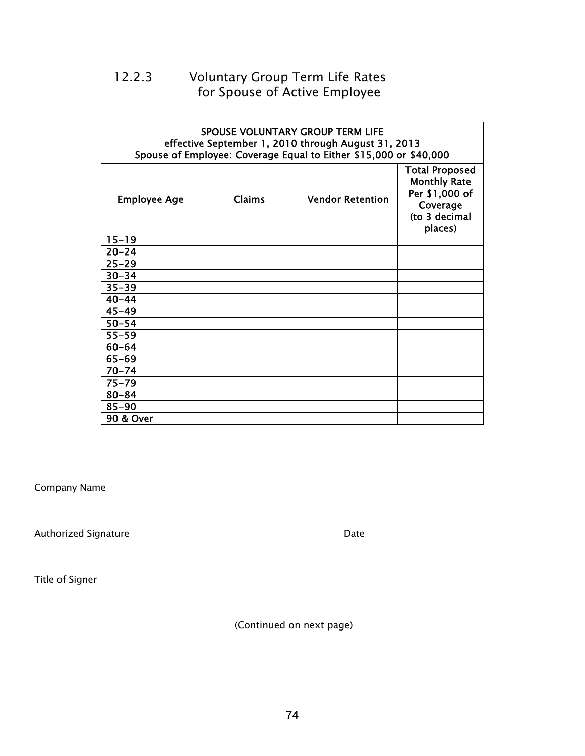### 12.2.3 Voluntary Group Term Life Rates for Spouse of Active Employee

| SPOUSE VOLUNTARY GROUP TERM LIFE<br>effective September 1, 2010 through August 31, 2013<br>Spouse of Employee: Coverage Equal to Either $15,000 or $40,000 | | | |
|---|---|---|---|
| **Employee Age** | **Claims** | **Vendor Retention** | **Total Proposed Monthly Rate Per $1,000 of Coverage (to 3 decimal places)** |
| 15-19 | | | |
| 20-24 | | | |
| 25-29 | | | |
| 30-34 | | | |
| 35-39 | | | |
| 40-44 | | | |
| 45-49 | | | |
| 50-54 | | | |
| 55-59 | | | |
| 60-64 | | | |
| 65-69 | | | |
| 70-74 | | | |
| 75-79 | | | |
| 80-84 | | | |
| 85-90 | | | |
| 90 & Over | | | |

______________________________
Company Name

______________________________ ______________________________
Authorized Signature Date

______________________________
Title of Signer

(Continued on next page)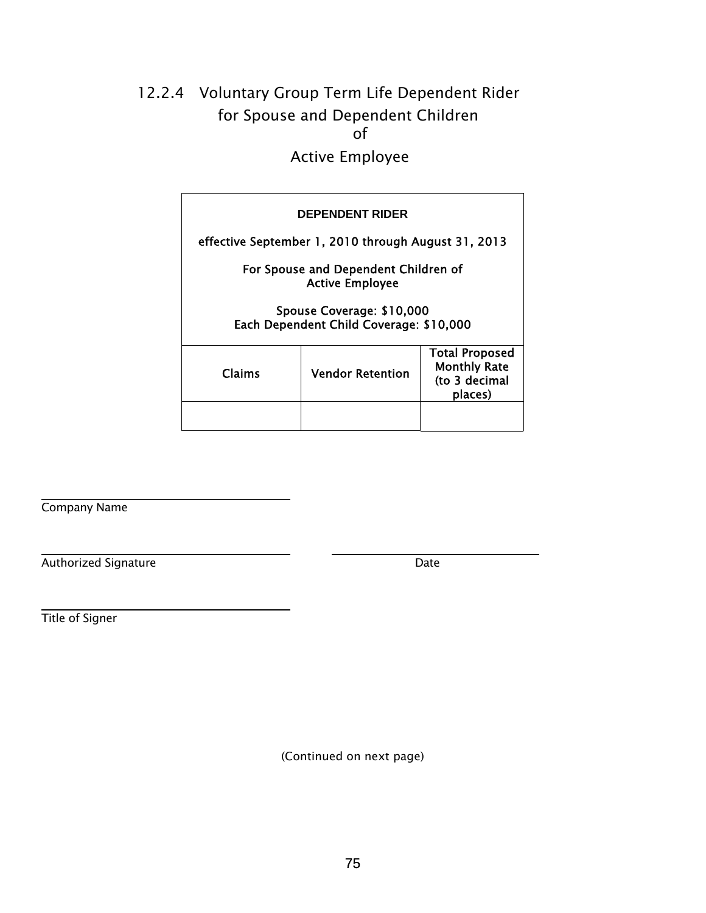## 12.2.4 Voluntary Group Term Life Dependent Rider for Spouse and Dependent Children of Active Employee

| DEPENDENT RIDER<br>effective September 1, 2010 through August 31, 2013<br>For Spouse and Dependent Children of Active Employee<br>Spouse Coverage: $10,000<br>Each Dependent Child Coverage: $10,000 | | |
|---|---|---|
| Claims | Vendor Retention | Total Proposed Monthly Rate (to 3 decimal places) |
| | | |

______________________________
Company Name

______________________________ ______________________________
Authorized Signature Date

______________________________
Title of Signer

(Continued on next page)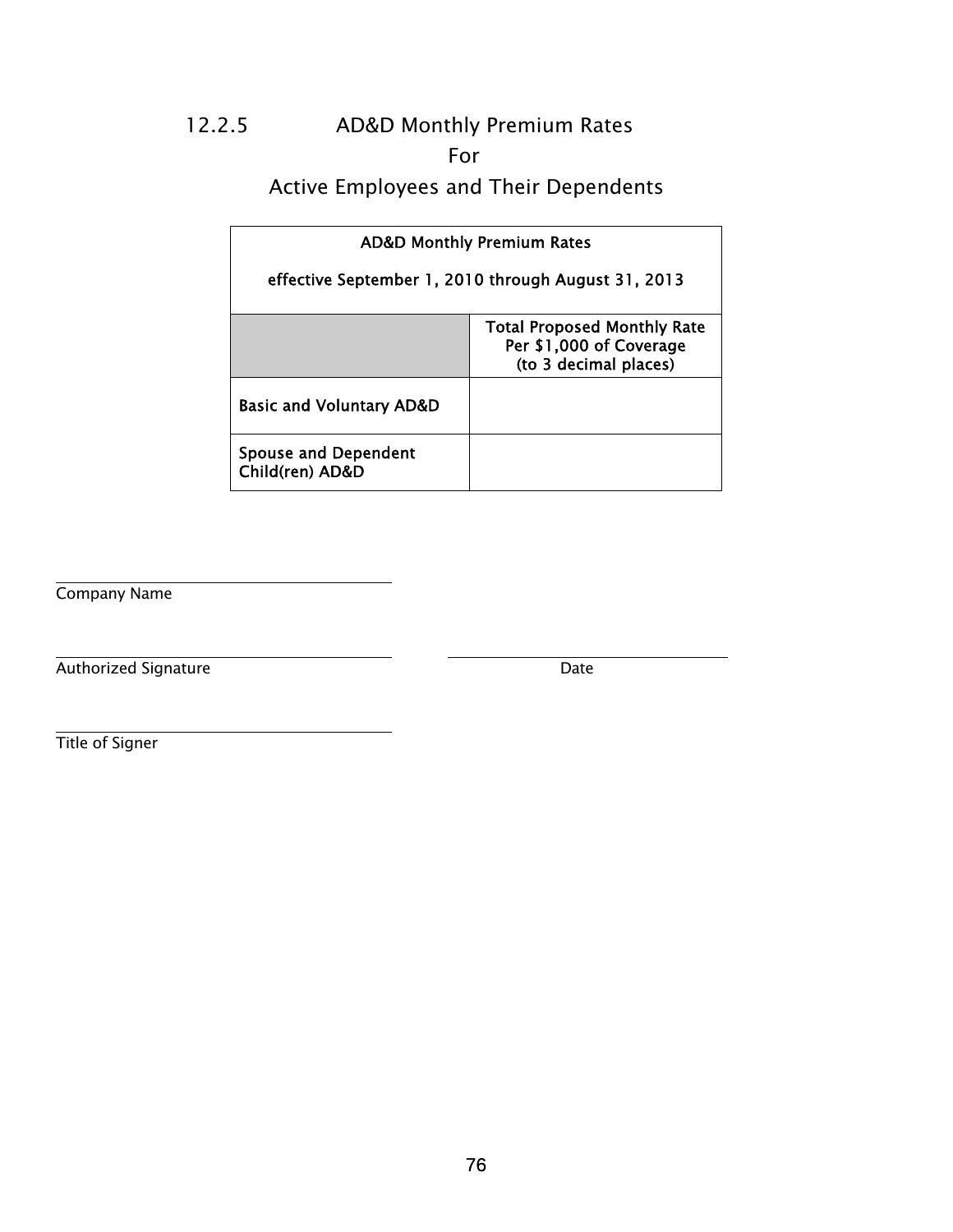## 12.2.5 AD&D Monthly Premium Rates For Active Employees and Their Dependents

| **AD&D Monthly Premium Rates**<br><br>**effective September 1, 2010 through August 31, 2013** | |
|---|---|
| | **Total Proposed Monthly Rate Per $1,000 of Coverage (to 3 decimal places)** |
| **Basic and Voluntary AD&D** | |
| **Spouse and Dependent Child(ren) AD&D** | |

______________________________
Company Name

______________________________ ______________________________
Authorized Signature Date

______________________________
Title of Signer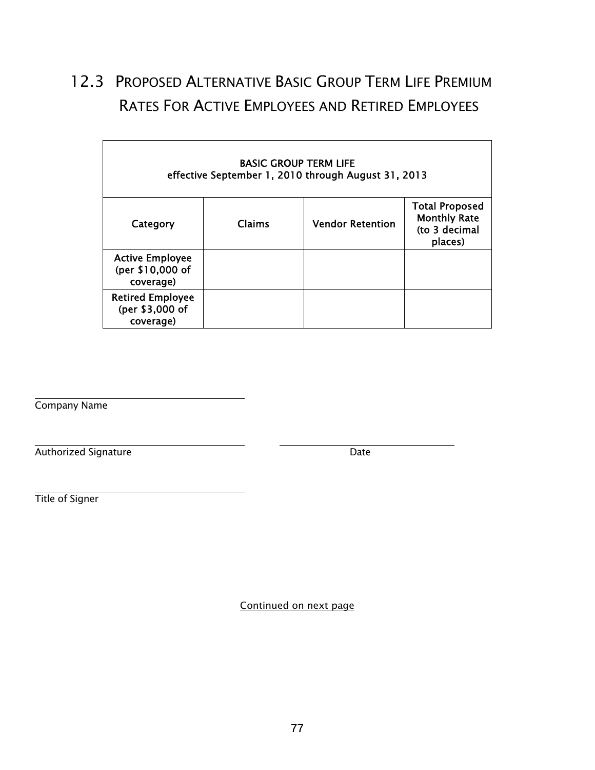## 12.3 Proposed Alternative Basic Group Term Life Premium Rates For Active Employees and Retired Employees

| BASIC GROUP TERM LIFE<br>effective September 1, 2010 through August 31, 2013 | | | |
|---|---|---|---|
| **Category** | **Claims** | **Vendor Retention** | **Total Proposed Monthly Rate (to 3 decimal places)** |
| Active Employee (per $10,000 of coverage) | | | |
| Retired Employee (per $3,000 of coverage) | | | |

______________________________
Company Name

______________________________ ______________________________
Authorized Signature Date

______________________________
Title of Signer

Continued on next page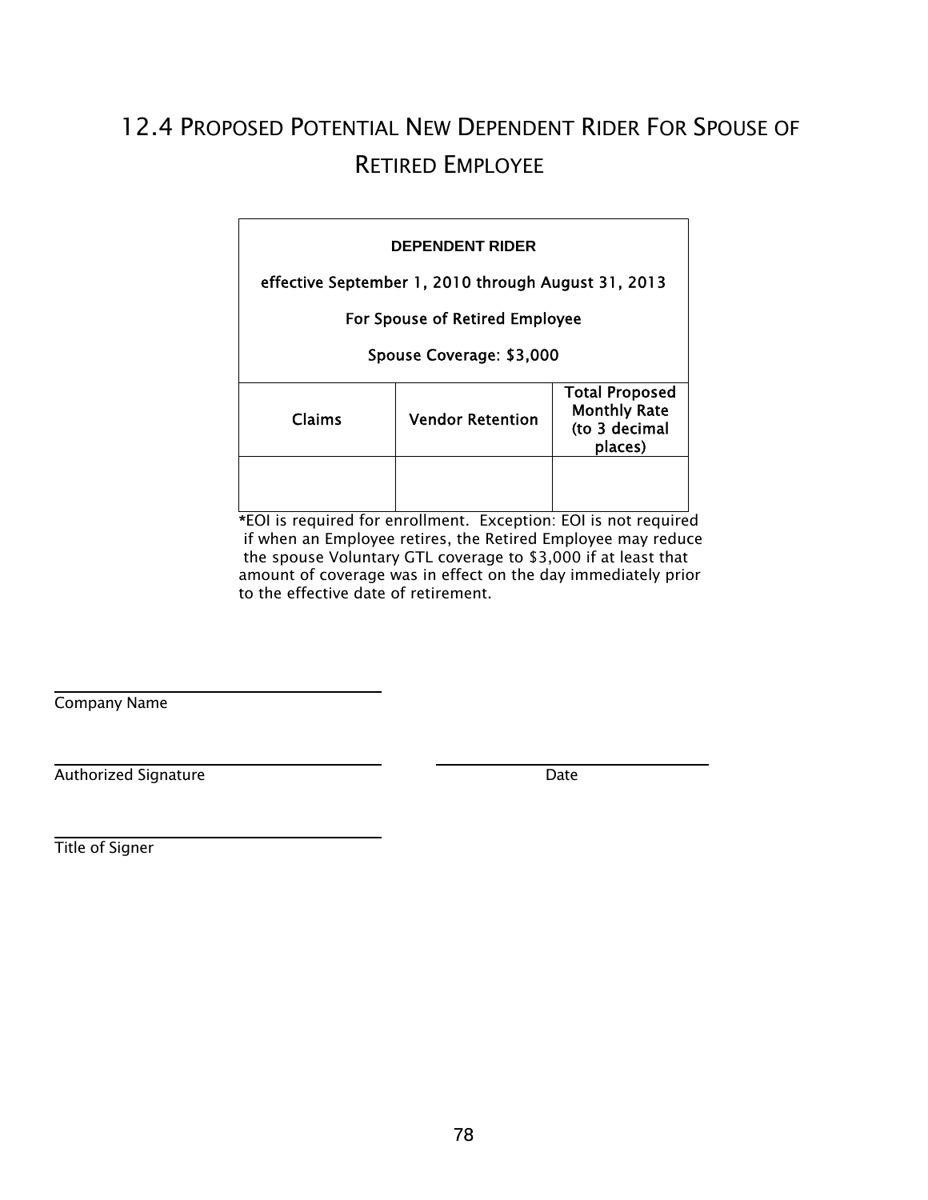## 12.4 Proposed Potential New Dependent Rider For Spouse of Retired Employee

| DEPENDENT RIDER<br>effective September 1, 2010 through August 31, 2013<br>For Spouse of Retired Employee<br>Spouse Coverage: $3,000 | | |
|---|---|---|
| Claims | Vendor Retention | Total Proposed Monthly Rate (to 3 decimal places) |
| | | |

*EOI is required for enrollment. Exception: EOI is not required if when an Employee retires, the Retired Employee may reduce the spouse Voluntary GTL coverage to $3,000 if at least that amount of coverage was in effect on the day immediately prior to the effective date of retirement.

______________________________
Company Name

______________________________ ______________________________
Authorized Signature Date

______________________________
Title of Signer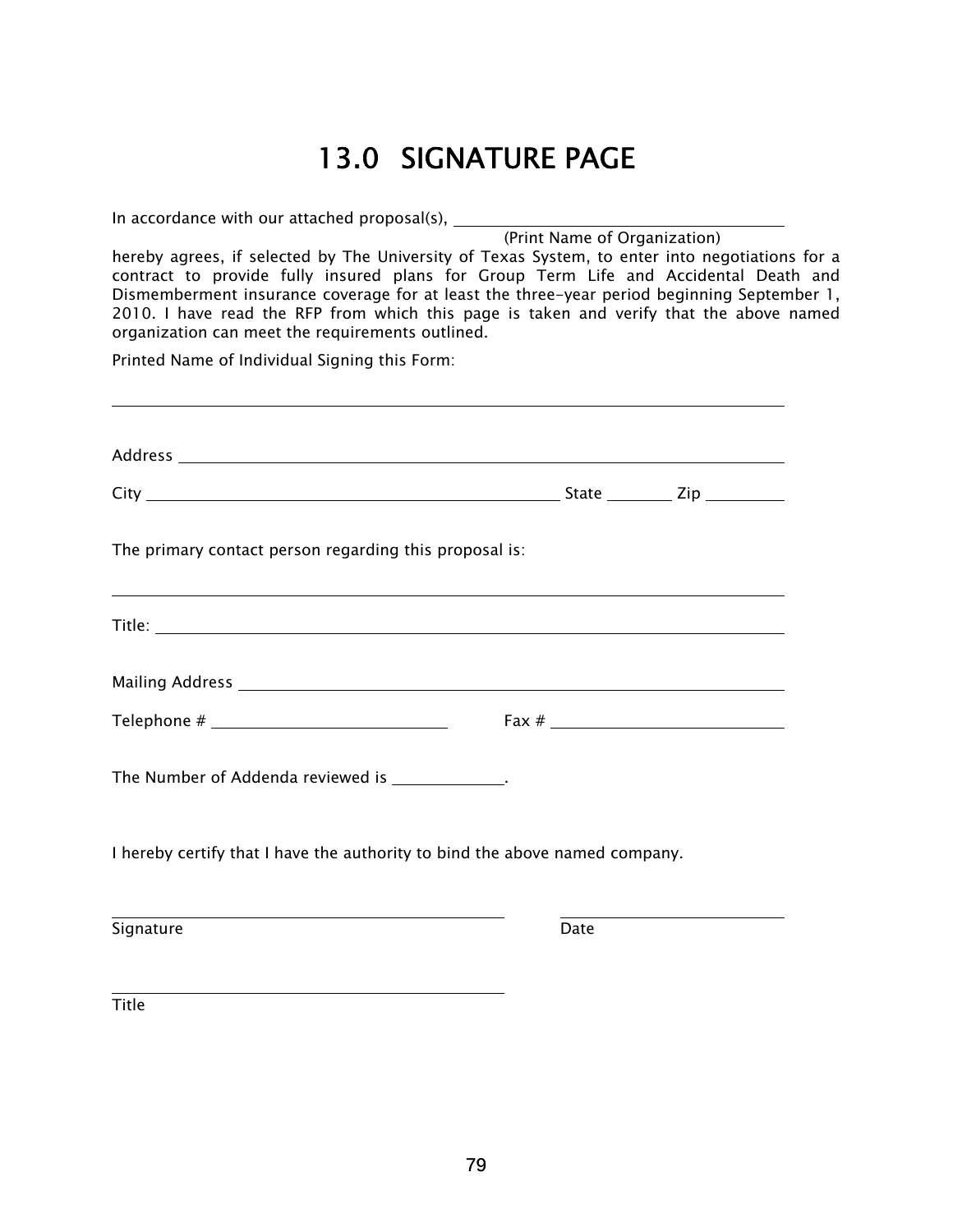# 13.0 SIGNATURE PAGE

In accordance with our attached proposal(s), ___________________________________
(Print Name of Organization)
hereby agrees, if selected by The University of Texas System, to enter into negotiations for a contract to provide fully insured plans for Group Term Life and Accidental Death and Dismemberment insurance coverage for at least the three-year period beginning September 1, 2010. I have read the RFP from which this page is taken and verify that the above named organization can meet the requirements outlined.

Printed Name of Individual Signing this Form:

_____________________________________________________________________

Address _______________________________________________________________

City ________________________________________ State _______ Zip ________

The primary contact person regarding this proposal is:

_____________________________________________________________________

Title: _________________________________________________________________

Mailing Address _________________________________________________________

Telephone # _________________________ Fax # _________________________

The Number of Addenda reviewed is ____________.

I hereby certify that I have the authority to bind the above named company.

_________________________________________ _________________________
Signature Date

_________________________________________
Title